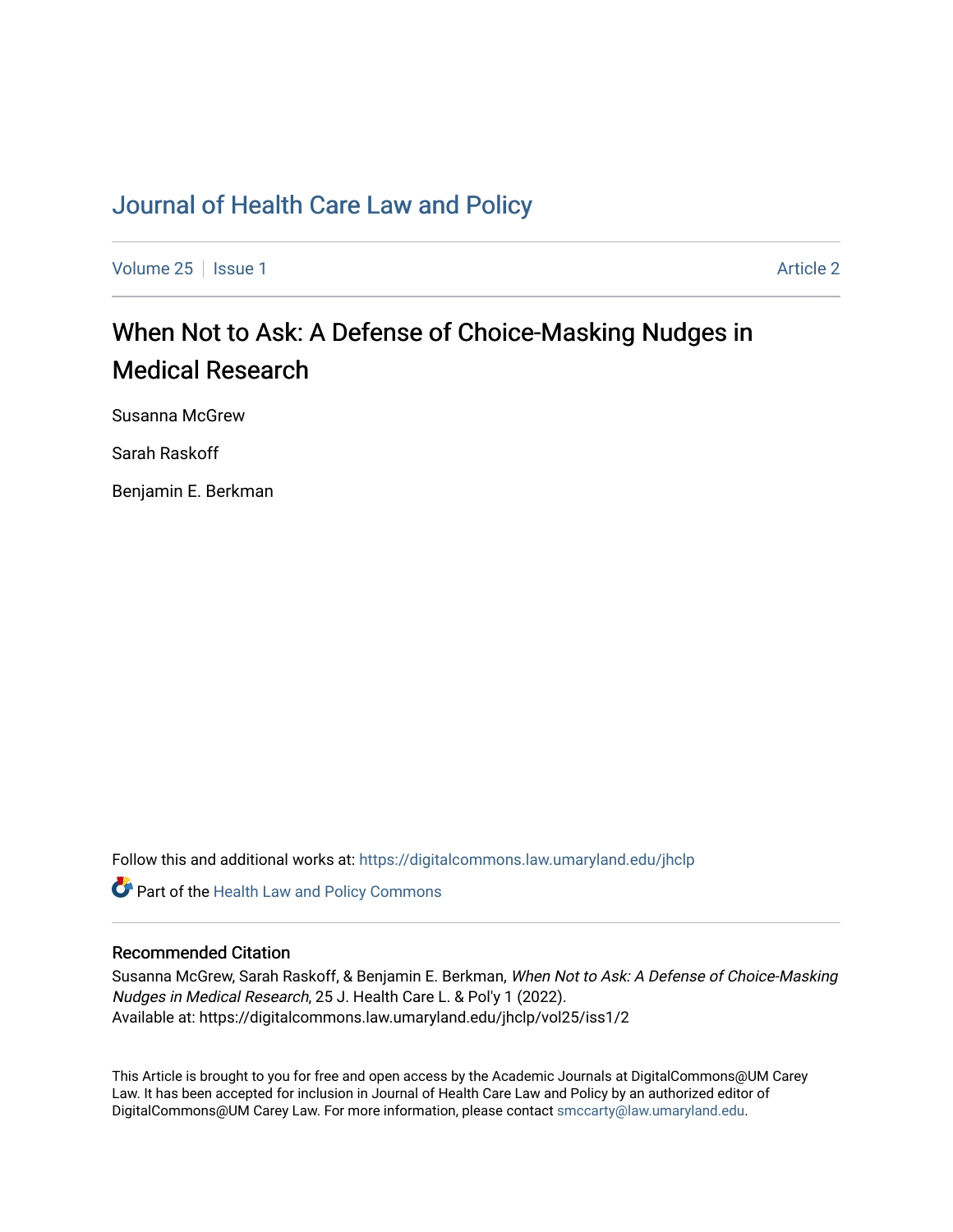# Journal of Health Care Law and Policy

Volume 25 | Issue 1 | Article 2

## When Not to Ask: A Defense of Choice-Masking Nudges in Medical Research

Susanna McGrew

Sarah Raskoff

Benjamin E. Berkman

Follow this and additional works at: https://digitalcommons.law.umaryland.edu/jhclp

Part of the Health Law and Policy Commons

### Recommended Citation

Susanna McGrew, Sarah Raskoff, & Benjamin E. Berkman, *When Not to Ask: A Defense of Choice-Masking Nudges in Medical Research*, 25 J. Health Care L. & Pol'y 1 (2022).
Available at: https://digitalcommons.law.umaryland.edu/jhclp/vol25/iss1/2

This Article is brought to you for free and open access by the Academic Journals at DigitalCommons@UM Carey Law. It has been accepted for inclusion in Journal of Health Care Law and Policy by an authorized editor of DigitalCommons@UM Carey Law. For more information, please contact smccarty@law.umaryland.edu.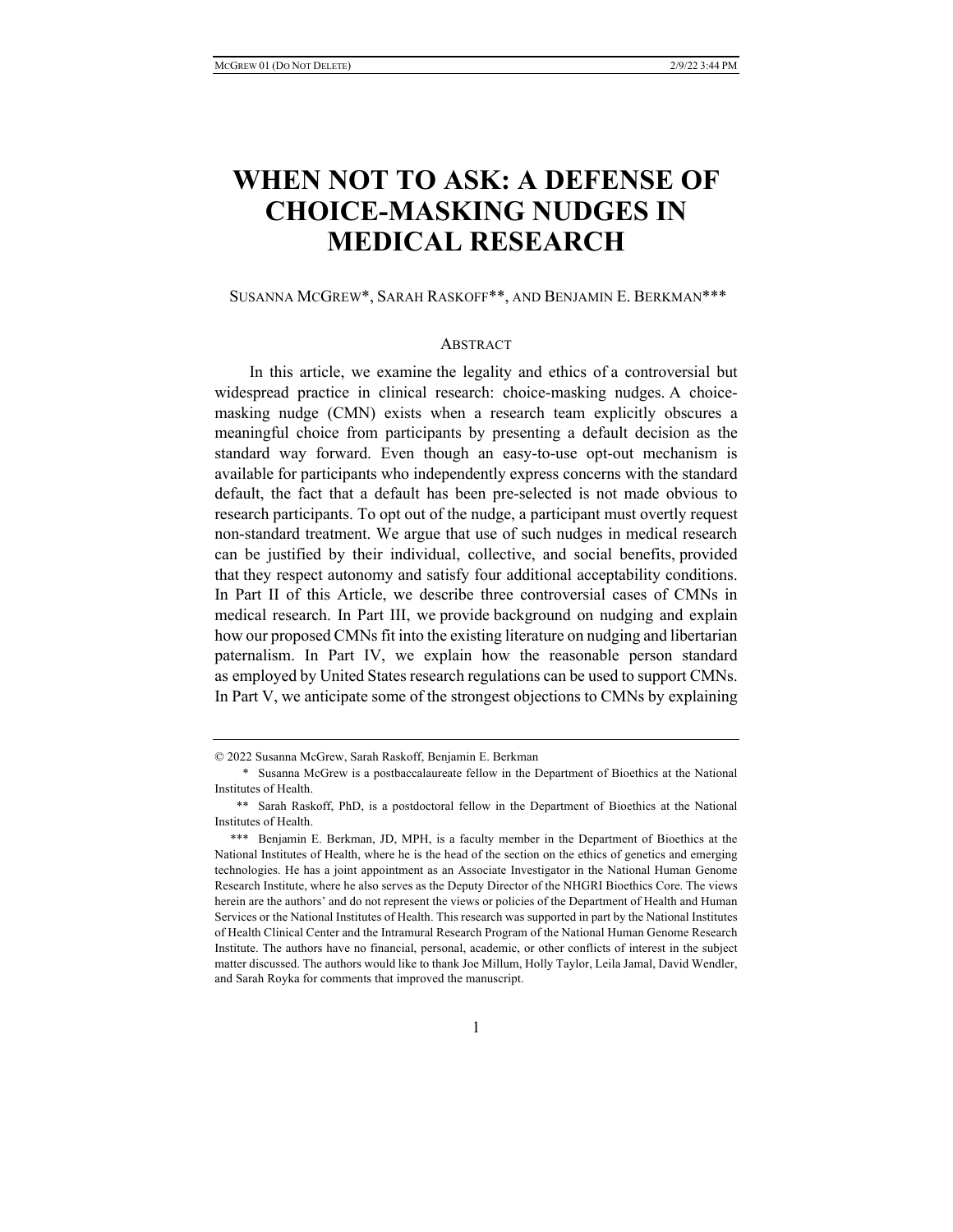# WHEN NOT TO ASK: A DEFENSE OF CHOICE-MASKING NUDGES IN MEDICAL RESEARCH

SUSANNA MCGREW*, SARAH RASKOFF**, AND BENJAMIN E. BERKMAN***

## ABSTRACT

In this article, we examine the legality and ethics of a controversial but widespread practice in clinical research: choice-masking nudges. A choice-masking nudge (CMN) exists when a research team explicitly obscures a meaningful choice from participants by presenting a default decision as the standard way forward. Even though an easy-to-use opt-out mechanism is available for participants who independently express concerns with the standard default, the fact that a default has been pre-selected is not made obvious to research participants. To opt out of the nudge, a participant must overtly request non-standard treatment. We argue that use of such nudges in medical research can be justified by their individual, collective, and social benefits, provided that they respect autonomy and satisfy four additional acceptability conditions. In Part II of this Article, we describe three controversial cases of CMNs in medical research. In Part III, we provide background on nudging and explain how our proposed CMNs fit into the existing literature on nudging and libertarian paternalism. In Part IV, we explain how the reasonable person standard as employed by United States research regulations can be used to support CMNs. In Part V, we anticipate some of the strongest objections to CMNs by explaining

---

© 2022 Susanna McGrew, Sarah Raskoff, Benjamin E. Berkman

\* Susanna McGrew is a postbaccalaureate fellow in the Department of Bioethics at the National Institutes of Health.

\*\* Sarah Raskoff, PhD, is a postdoctoral fellow in the Department of Bioethics at the National Institutes of Health.

\*\*\* Benjamin E. Berkman, JD, MPH, is a faculty member in the Department of Bioethics at the National Institutes of Health, where he is the head of the section on the ethics of genetics and emerging technologies. He has a joint appointment as an Associate Investigator in the National Human Genome Research Institute, where he also serves as the Deputy Director of the NHGRI Bioethics Core. The views herein are the authors' and do not represent the views or policies of the Department of Health and Human Services or the National Institutes of Health. This research was supported in part by the National Institutes of Health Clinical Center and the Intramural Research Program of the National Human Genome Research Institute. The authors have no financial, personal, academic, or other conflicts of interest in the subject matter discussed. The authors would like to thank Joe Millum, Holly Taylor, Leila Jamal, David Wendler, and Sarah Royka for comments that improved the manuscript.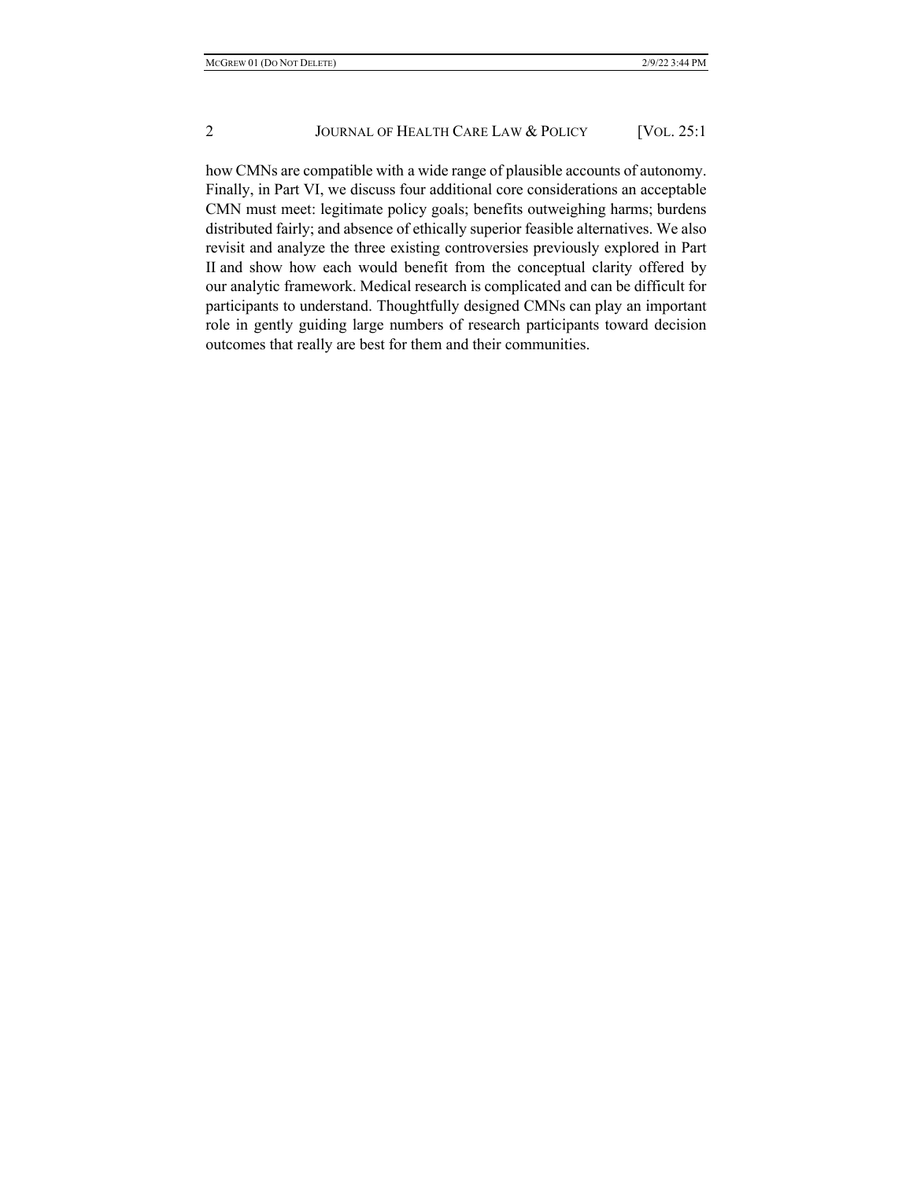how CMNs are compatible with a wide range of plausible accounts of autonomy. Finally, in Part VI, we discuss four additional core considerations an acceptable CMN must meet: legitimate policy goals; benefits outweighing harms; burdens distributed fairly; and absence of ethically superior feasible alternatives. We also revisit and analyze the three existing controversies previously explored in Part II and show how each would benefit from the conceptual clarity offered by our analytic framework. Medical research is complicated and can be difficult for participants to understand. Thoughtfully designed CMNs can play an important role in gently guiding large numbers of research participants toward decision outcomes that really are best for them and their communities.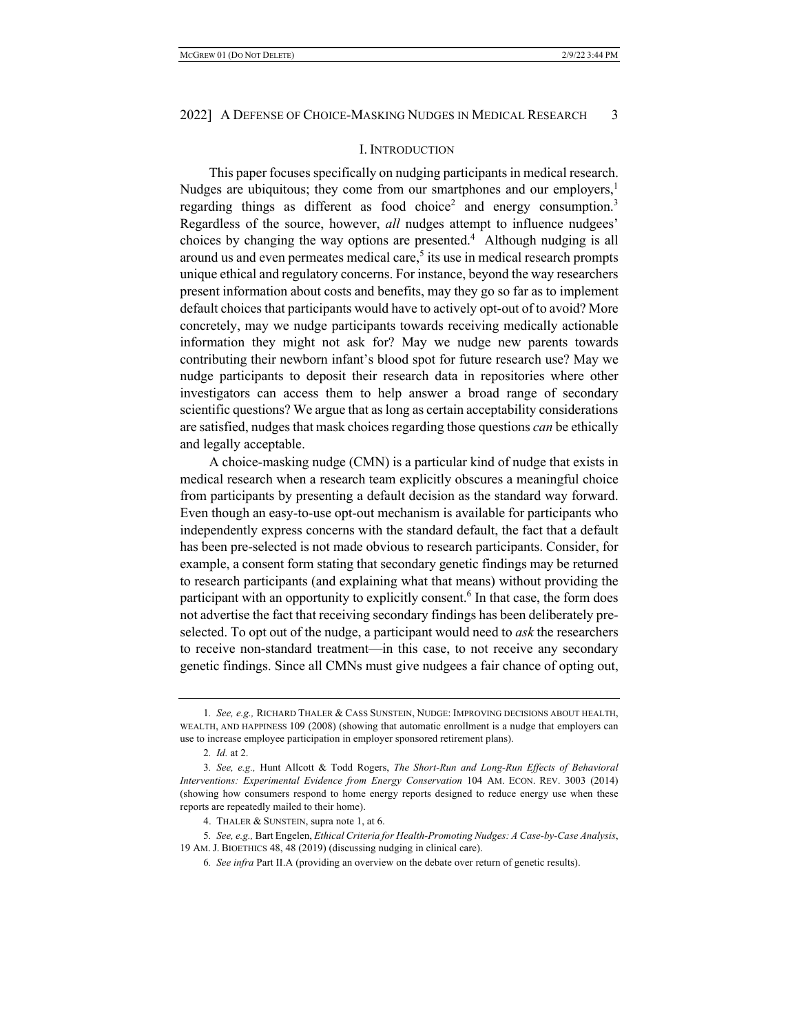## I. INTRODUCTION

This paper focuses specifically on nudging participants in medical research. Nudges are ubiquitous; they come from our smartphones and our employers,[1] regarding things as different as food choice[2] and energy consumption.[3] Regardless of the source, however, *all* nudges attempt to influence nudgees' choices by changing the way options are presented.[4] Although nudging is all around us and even permeates medical care,[5] its use in medical research prompts unique ethical and regulatory concerns. For instance, beyond the way researchers present information about costs and benefits, may they go so far as to implement default choices that participants would have to actively opt-out of to avoid? More concretely, may we nudge participants towards receiving medically actionable information they might not ask for? May we nudge new parents towards contributing their newborn infant's blood spot for future research use? May we nudge participants to deposit their research data in repositories where other investigators can access them to help answer a broad range of secondary scientific questions? We argue that as long as certain acceptability considerations are satisfied, nudges that mask choices regarding those questions *can* be ethically and legally acceptable.

A choice-masking nudge (CMN) is a particular kind of nudge that exists in medical research when a research team explicitly obscures a meaningful choice from participants by presenting a default decision as the standard way forward. Even though an easy-to-use opt-out mechanism is available for participants who independently express concerns with the standard default, the fact that a default has been pre-selected is not made obvious to research participants. Consider, for example, a consent form stating that secondary genetic findings may be returned to research participants (and explaining what that means) without providing the participant with an opportunity to explicitly consent.[6] In that case, the form does not advertise the fact that receiving secondary findings has been deliberately pre-selected. To opt out of the nudge, a participant would need to *ask* the researchers to receive non-standard treatment—in this case, to not receive any secondary genetic findings. Since all CMNs must give nudgees a fair chance of opting out,

---

1. *See, e.g.,* RICHARD THALER & CASS SUNSTEIN, NUDGE: IMPROVING DECISIONS ABOUT HEALTH, WEALTH, AND HAPPINESS 109 (2008) (showing that automatic enrollment is a nudge that employers can use to increase employee participation in employer sponsored retirement plans).

2. *Id.* at 2.

3. *See, e.g.,* Hunt Allcott & Todd Rogers, *The Short-Run and Long-Run Effects of Behavioral Interventions: Experimental Evidence from Energy Conservation* 104 AM. ECON. REV. 3003 (2014) (showing how consumers respond to home energy reports designed to reduce energy use when these reports are repeatedly mailed to their home).

4. THALER & SUNSTEIN, supra note 1, at 6.

5. *See, e.g.,* Bart Engelen, *Ethical Criteria for Health-Promoting Nudges: A Case-by-Case Analysis*, 19 AM. J. BIOETHICS 48, 48 (2019) (discussing nudging in clinical care).

6. *See infra* Part II.A (providing an overview on the debate over return of genetic results).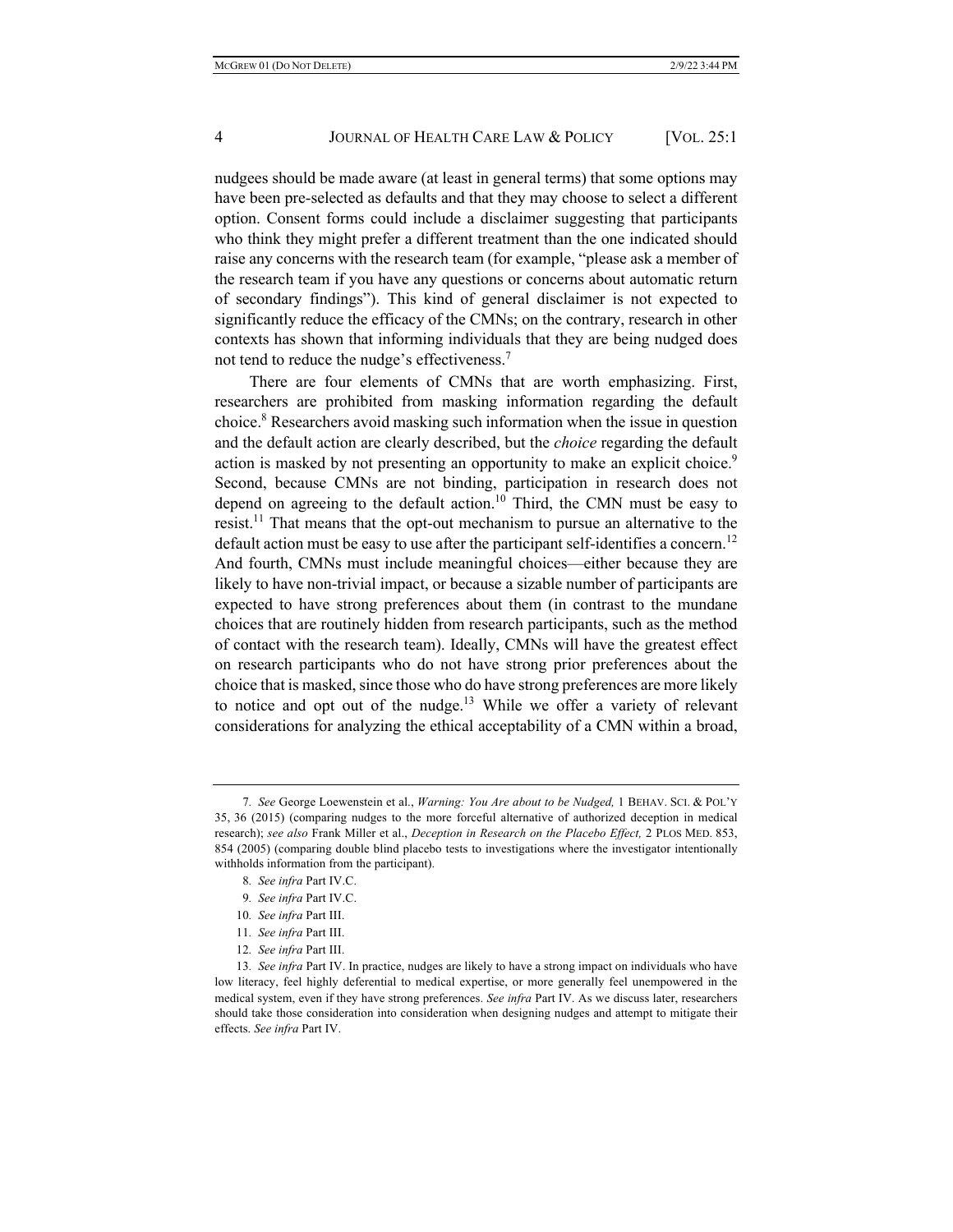nudgees should be made aware (at least in general terms) that some options may have been pre-selected as defaults and that they may choose to select a different option. Consent forms could include a disclaimer suggesting that participants who think they might prefer a different treatment than the one indicated should raise any concerns with the research team (for example, "please ask a member of the research team if you have any questions or concerns about automatic return of secondary findings"). This kind of general disclaimer is not expected to significantly reduce the efficacy of the CMNs; on the contrary, research in other contexts has shown that informing individuals that they are being nudged does not tend to reduce the nudge's effectiveness.[7]

There are four elements of CMNs that are worth emphasizing. First, researchers are prohibited from masking information regarding the default choice.[8] Researchers avoid masking such information when the issue in question and the default action are clearly described, but the *choice* regarding the default action is masked by not presenting an opportunity to make an explicit choice.[9] Second, because CMNs are not binding, participation in research does not depend on agreeing to the default action.[10] Third, the CMN must be easy to resist.[11] That means that the opt-out mechanism to pursue an alternative to the default action must be easy to use after the participant self-identifies a concern.[12] And fourth, CMNs must include meaningful choices—either because they are likely to have non-trivial impact, or because a sizable number of participants are expected to have strong preferences about them (in contrast to the mundane choices that are routinely hidden from research participants, such as the method of contact with the research team). Ideally, CMNs will have the greatest effect on research participants who do not have strong prior preferences about the choice that is masked, since those who do have strong preferences are more likely to notice and opt out of the nudge.[13] While we offer a variety of relevant considerations for analyzing the ethical acceptability of a CMN within a broad,

---

7. *See* George Loewenstein et al., *Warning: You Are about to be Nudged,* 1 BEHAV. SCI. & POL'Y 35, 36 (2015) (comparing nudges to the more forceful alternative of authorized deception in medical research); *see also* Frank Miller et al., *Deception in Research on the Placebo Effect,* 2 PLOS MED. 853, 854 (2005) (comparing double blind placebo tests to investigations where the investigator intentionally withholds information from the participant).

8. *See infra* Part IV.C.

9. *See infra* Part IV.C.

10. *See infra* Part III.

11. *See infra* Part III.

12. *See infra* Part III.

13. *See infra* Part IV. In practice, nudges are likely to have a strong impact on individuals who have low literacy, feel highly deferential to medical expertise, or more generally feel unempowered in the medical system, even if they have strong preferences. *See infra* Part IV. As we discuss later, researchers should take those consideration into consideration when designing nudges and attempt to mitigate their effects. *See infra* Part IV.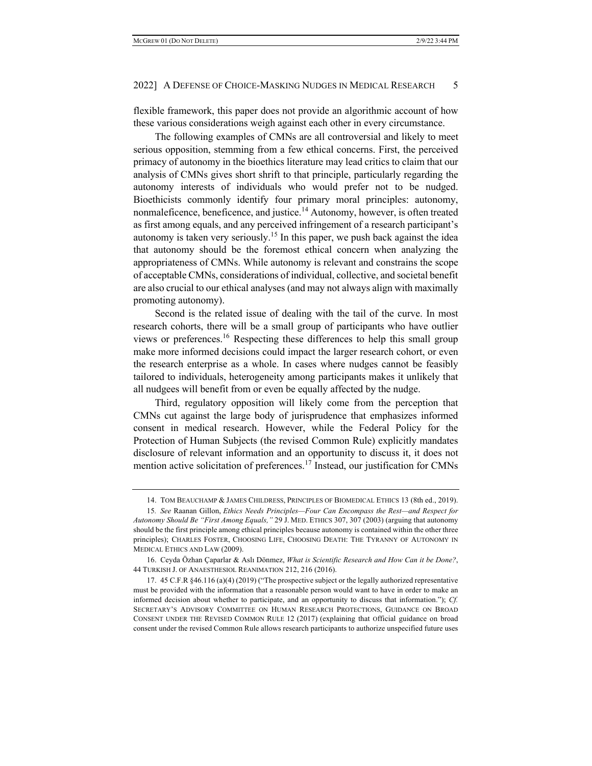flexible framework, this paper does not provide an algorithmic account of how these various considerations weigh against each other in every circumstance.

The following examples of CMNs are all controversial and likely to meet serious opposition, stemming from a few ethical concerns. First, the perceived primacy of autonomy in the bioethics literature may lead critics to claim that our analysis of CMNs gives short shrift to that principle, particularly regarding the autonomy interests of individuals who would prefer not to be nudged. Bioethicists commonly identify four primary moral principles: autonomy, nonmaleficence, beneficence, and justice.[14] Autonomy, however, is often treated as first among equals, and any perceived infringement of a research participant's autonomy is taken very seriously.[15] In this paper, we push back against the idea that autonomy should be the foremost ethical concern when analyzing the appropriateness of CMNs. While autonomy is relevant and constrains the scope of acceptable CMNs, considerations of individual, collective, and societal benefit are also crucial to our ethical analyses (and may not always align with maximally promoting autonomy).

Second is the related issue of dealing with the tail of the curve. In most research cohorts, there will be a small group of participants who have outlier views or preferences.[16] Respecting these differences to help this small group make more informed decisions could impact the larger research cohort, or even the research enterprise as a whole. In cases where nudges cannot be feasibly tailored to individuals, heterogeneity among participants makes it unlikely that all nudgees will benefit from or even be equally affected by the nudge.

Third, regulatory opposition will likely come from the perception that CMNs cut against the large body of jurisprudence that emphasizes informed consent in medical research. However, while the Federal Policy for the Protection of Human Subjects (the revised Common Rule) explicitly mandates disclosure of relevant information and an opportunity to discuss it, it does not mention active solicitation of preferences.[17] Instead, our justification for CMNs

---

14. TOM BEAUCHAMP & JAMES CHILDRESS, PRINCIPLES OF BIOMEDICAL ETHICS 13 (8th ed., 2019).

15. *See* Raanan Gillon, *Ethics Needs Principles—Four Can Encompass the Rest—and Respect for Autonomy Should Be "First Among Equals,"* 29 J. MED. ETHICS 307, 307 (2003) (arguing that autonomy should be the first principle among ethical principles because autonomy is contained within the other three principles); CHARLES FOSTER, CHOOSING LIFE, CHOOSING DEATH: THE TYRANNY OF AUTONOMY IN MEDICAL ETHICS AND LAW (2009).

16. Ceyda Özhan Çaparlar & Aslı Dönmez, *What is Scientific Research and How Can it be Done?*, 44 TURKISH J. OF ANAESTHESIOL REANIMATION 212, 216 (2016).

17. 45 C.F.R §46.116 (a)(4) (2019) ("The prospective subject or the legally authorized representative must be provided with the information that a reasonable person would want to have in order to make an informed decision about whether to participate, and an opportunity to discuss that information."); *Cf.* SECRETARY'S ADVISORY COMMITTEE ON HUMAN RESEARCH PROTECTIONS, GUIDANCE ON BROAD CONSENT UNDER THE REVISED COMMON RULE 12 (2017) (explaining that official guidance on broad consent under the revised Common Rule allows research participants to authorize unspecified future uses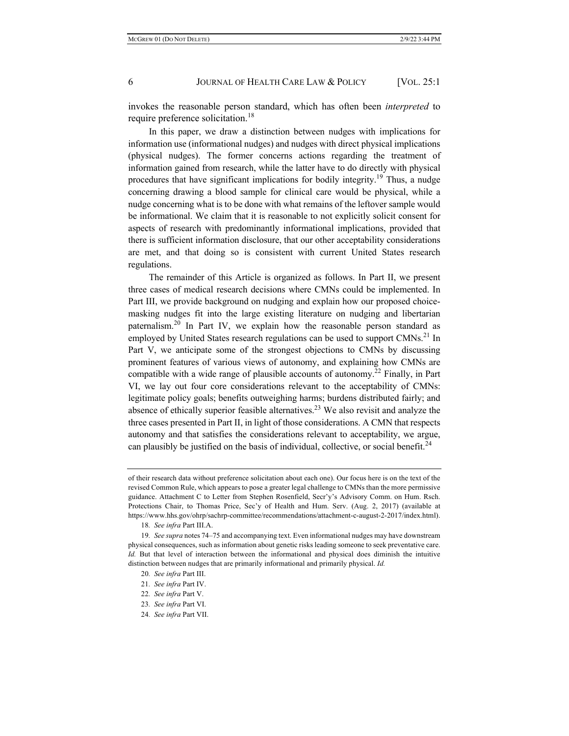invokes the reasonable person standard, which has often been *interpreted* to require preference solicitation.[18]

In this paper, we draw a distinction between nudges with implications for information use (informational nudges) and nudges with direct physical implications (physical nudges). The former concerns actions regarding the treatment of information gained from research, while the latter have to do directly with physical procedures that have significant implications for bodily integrity.[19] Thus, a nudge concerning drawing a blood sample for clinical care would be physical, while a nudge concerning what is to be done with what remains of the leftover sample would be informational. We claim that it is reasonable to not explicitly solicit consent for aspects of research with predominantly informational implications, provided that there is sufficient information disclosure, that our other acceptability considerations are met, and that doing so is consistent with current United States research regulations.

The remainder of this Article is organized as follows. In Part II, we present three cases of medical research decisions where CMNs could be implemented. In Part III, we provide background on nudging and explain how our proposed choice-masking nudges fit into the large existing literature on nudging and libertarian paternalism.[20] In Part IV, we explain how the reasonable person standard as employed by United States research regulations can be used to support CMNs.[21] In Part V, we anticipate some of the strongest objections to CMNs by discussing prominent features of various views of autonomy, and explaining how CMNs are compatible with a wide range of plausible accounts of autonomy.[22] Finally, in Part VI, we lay out four core considerations relevant to the acceptability of CMNs: legitimate policy goals; benefits outweighing harms; burdens distributed fairly; and absence of ethically superior feasible alternatives.[23] We also revisit and analyze the three cases presented in Part II, in light of those considerations. A CMN that respects autonomy and that satisfies the considerations relevant to acceptability, we argue, can plausibly be justified on the basis of individual, collective, or social benefit.[24]

---

of their research data without preference solicitation about each one). Our focus here is on the text of the revised Common Rule, which appears to pose a greater legal challenge to CMNs than the more permissive guidance. Attachment C to Letter from Stephen Rosenfield, Secr'y's Advisory Comm. on Hum. Rsch. Protections Chair, to Thomas Price, Sec'y of Health and Hum. Serv. (Aug. 2, 2017) (available at https://www.hhs.gov/ohrp/sachrp-committee/recommendations/attachment-c-august-2-2017/index.html).

18. *See infra* Part III.A.

19. *See supra* notes 74–75 and accompanying text. Even informational nudges may have downstream physical consequences, such as information about genetic risks leading someone to seek preventative care. *Id.* But that level of interaction between the informational and physical does diminish the intuitive distinction between nudges that are primarily informational and primarily physical. *Id.*

20. *See infra* Part III.

21. *See infra* Part IV.

22. *See infra* Part V.

23. *See infra* Part VI.

24. *See infra* Part VII.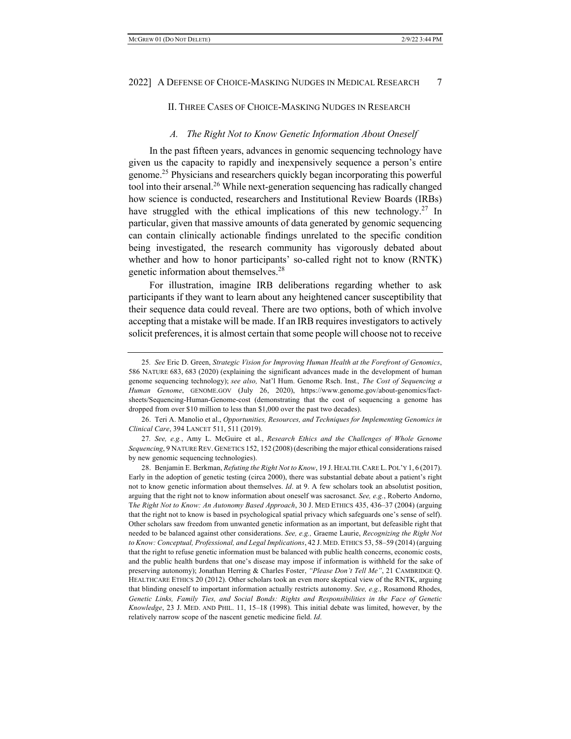## II. Three Cases of Choice-Masking Nudges in Research

### *A. The Right Not to Know Genetic Information About Oneself*

In the past fifteen years, advances in genomic sequencing technology have given us the capacity to rapidly and inexpensively sequence a person's entire genome.[25] Physicians and researchers quickly began incorporating this powerful tool into their arsenal.[26] While next-generation sequencing has radically changed how science is conducted, researchers and Institutional Review Boards (IRBs) have struggled with the ethical implications of this new technology.[27] In particular, given that massive amounts of data generated by genomic sequencing can contain clinically actionable findings unrelated to the specific condition being investigated, the research community has vigorously debated about whether and how to honor participants' so-called right not to know (RNTK) genetic information about themselves.[28]

For illustration, imagine IRB deliberations regarding whether to ask participants if they want to learn about any heightened cancer susceptibility that their sequence data could reveal. There are two options, both of which involve accepting that a mistake will be made. If an IRB requires investigators to actively solicit preferences, it is almost certain that some people will choose not to receive

---

25. *See* Eric D. Green, *Strategic Vision for Improving Human Health at the Forefront of Genomics*, 586 NATURE 683, 683 (2020) (explaining the significant advances made in the development of human genome sequencing technology); *see also,* Nat'l Hum. Genome Rsch. Inst.*, The Cost of Sequencing a Human Genome*, GENOME.GOV (July 26, 2020), https://www.genome.gov/about-genomics/fact-sheets/Sequencing-Human-Genome-cost (demonstrating that the cost of sequencing a genome has dropped from over $10 million to less than $1,000 over the past two decades).

26. Teri A. Manolio et al., *Opportunities, Resources, and Techniques for Implementing Genomics in Clinical Care*, 394 LANCET 511, 511 (2019).

27. *See, e.g.*, Amy L. McGuire et al., *Research Ethics and the Challenges of Whole Genome Sequencing*, 9 NATURE REV. GENETICS 152, 152 (2008) (describing the major ethical considerations raised by new genomic sequencing technologies).

28. Benjamin E. Berkman, *Refuting the Right Not to Know*, 19 J. HEALTH. CARE L. POL'Y 1, 6 (2017). Early in the adoption of genetic testing (circa 2000), there was substantial debate about a patient's right not to know genetic information about themselves. *Id*. at 9. A few scholars took an absolutist position, arguing that the right not to know information about oneself was sacrosanct. *See, e.g.*, Roberto Andorno, T*he Right Not to Know: An Autonomy Based Approach*, 30 J. MED ETHICS 435, 436–37 (2004) (arguing that the right not to know is based in psychological spatial privacy which safeguards one's sense of self). Other scholars saw freedom from unwanted genetic information as an important, but defeasible right that needed to be balanced against other considerations. *See, e.g.,* Graeme Laurie, *Recognizing the Right Not to Know: Conceptual, Professional, and Legal Implications*, 42 J. MED. ETHICS 53, 58–59 (2014) (arguing that the right to refuse genetic information must be balanced with public health concerns, economic costs, and the public health burdens that one's disease may impose if information is withheld for the sake of preserving autonomy); Jonathan Herring & Charles Foster, *"Please Don't Tell Me"*, 21 CAMBRIDGE Q. HEALTHCARE ETHICS 20 (2012). Other scholars took an even more skeptical view of the RNTK, arguing that blinding oneself to important information actually restricts autonomy. *See, e.g.*, Rosamond Rhodes, *Genetic Links, Family Ties, and Social Bonds: Rights and Responsibilities in the Face of Genetic Knowledge*, 23 J. MED. AND PHIL. 11, 15–18 (1998). This initial debate was limited, however, by the relatively narrow scope of the nascent genetic medicine field. *Id*.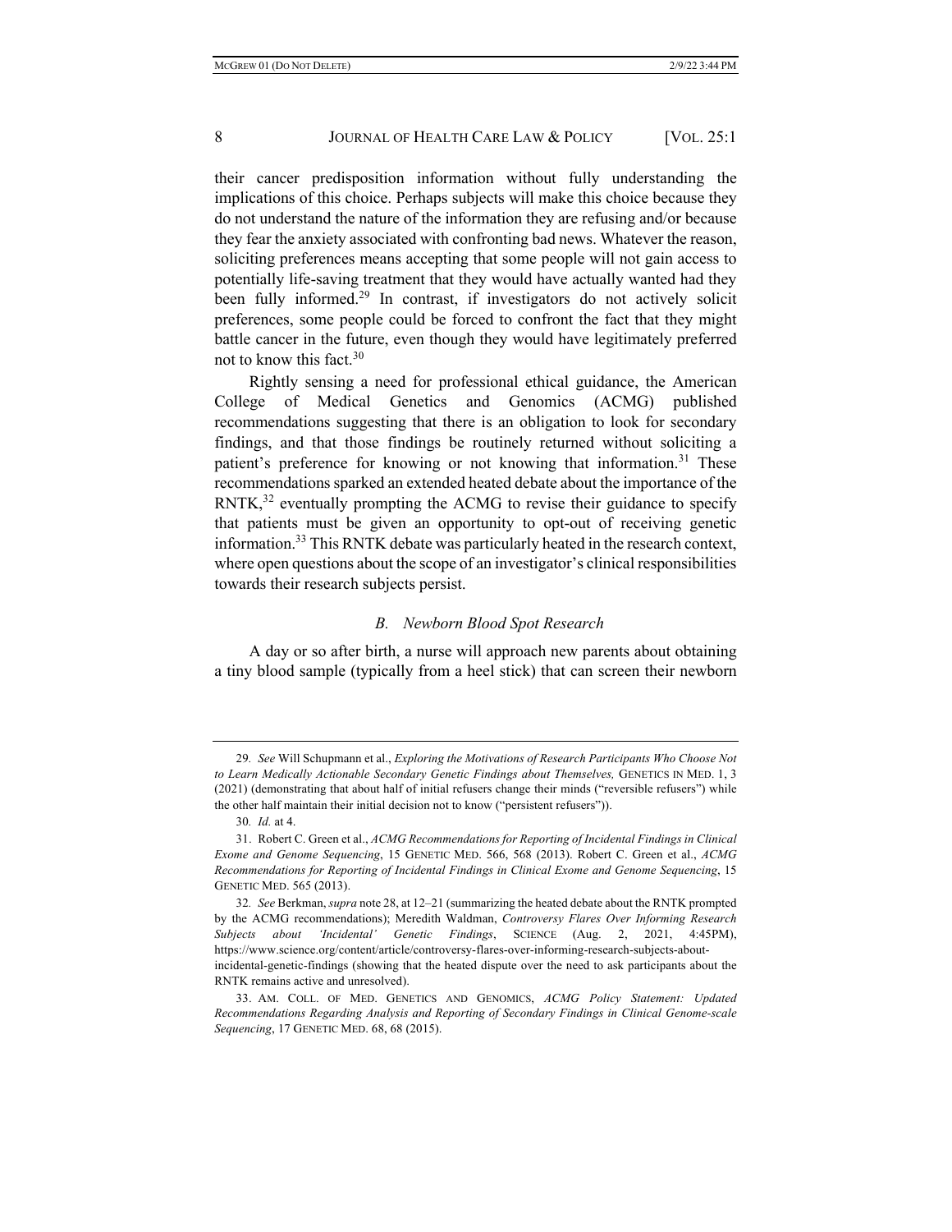their cancer predisposition information without fully understanding the implications of this choice. Perhaps subjects will make this choice because they do not understand the nature of the information they are refusing and/or because they fear the anxiety associated with confronting bad news. Whatever the reason, soliciting preferences means accepting that some people will not gain access to potentially life-saving treatment that they would have actually wanted had they been fully informed.[29] In contrast, if investigators do not actively solicit preferences, some people could be forced to confront the fact that they might battle cancer in the future, even though they would have legitimately preferred not to know this fact.[30]

Rightly sensing a need for professional ethical guidance, the American College of Medical Genetics and Genomics (ACMG) published recommendations suggesting that there is an obligation to look for secondary findings, and that those findings be routinely returned without soliciting a patient's preference for knowing or not knowing that information.[31] These recommendations sparked an extended heated debate about the importance of the RNTK,[32] eventually prompting the ACMG to revise their guidance to specify that patients must be given an opportunity to opt-out of receiving genetic information.[33] This RNTK debate was particularly heated in the research context, where open questions about the scope of an investigator's clinical responsibilities towards their research subjects persist.

### *B. Newborn Blood Spot Research*

A day or so after birth, a nurse will approach new parents about obtaining a tiny blood sample (typically from a heel stick) that can screen their newborn

---

29. *See* Will Schupmann et al., *Exploring the Motivations of Research Participants Who Choose Not to Learn Medically Actionable Secondary Genetic Findings about Themselves,* GENETICS IN MED. 1, 3 (2021) (demonstrating that about half of initial refusers change their minds ("reversible refusers") while the other half maintain their initial decision not to know ("persistent refusers")).

30. *Id.* at 4.

31. Robert C. Green et al., *ACMG Recommendations for Reporting of Incidental Findings in Clinical Exome and Genome Sequencing*, 15 GENETIC MED. 566, 568 (2013). Robert C. Green et al., *ACMG Recommendations for Reporting of Incidental Findings in Clinical Exome and Genome Sequencing*, 15 GENETIC MED. 565 (2013).

32. *See* Berkman, *supra* note 28, at 12–21 (summarizing the heated debate about the RNTK prompted by the ACMG recommendations); Meredith Waldman, *Controversy Flares Over Informing Research Subjects about 'Incidental' Genetic Findings*, SCIENCE (Aug. 2, 2021, 4:45PM), https://www.science.org/content/article/controversy-flares-over-informing-research-subjects-about-incidental-genetic-findings (showing that the heated dispute over the need to ask participants about the RNTK remains active and unresolved).

33. AM. COLL. OF MED. GENETICS AND GENOMICS, *ACMG Policy Statement: Updated Recommendations Regarding Analysis and Reporting of Secondary Findings in Clinical Genome-scale Sequencing*, 17 GENETIC MED. 68, 68 (2015).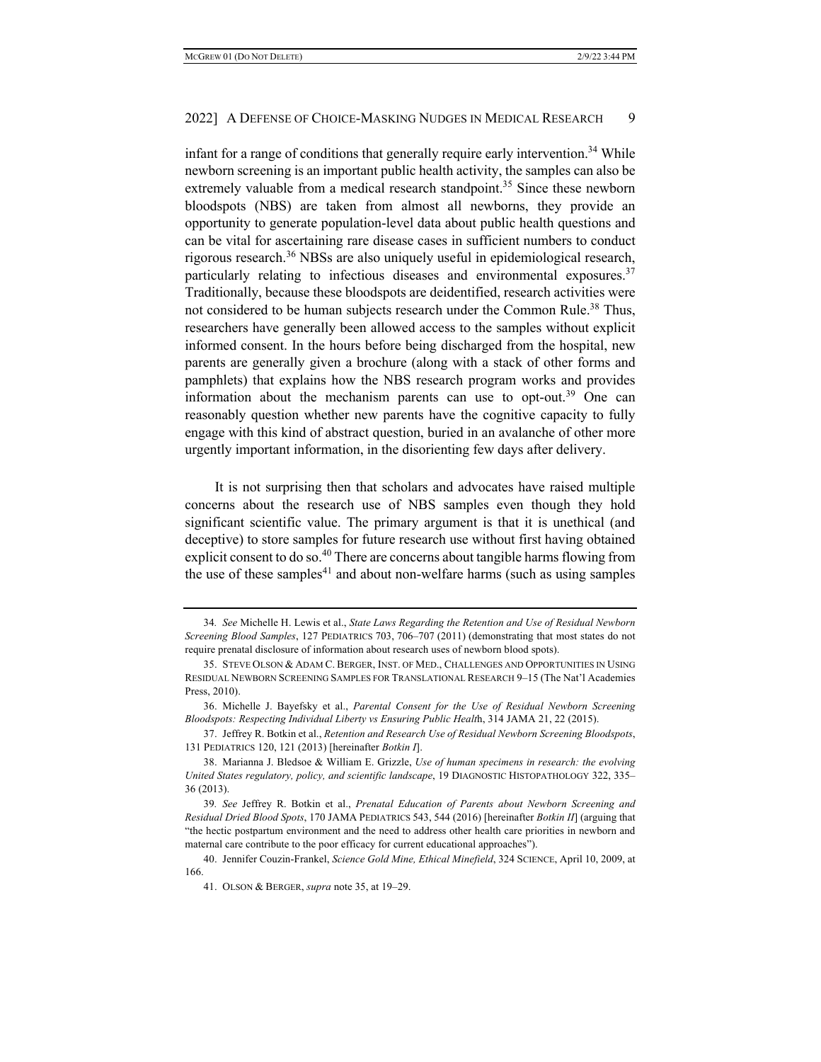infant for a range of conditions that generally require early intervention.[34] While newborn screening is an important public health activity, the samples can also be extremely valuable from a medical research standpoint.[35] Since these newborn bloodspots (NBS) are taken from almost all newborns, they provide an opportunity to generate population-level data about public health questions and can be vital for ascertaining rare disease cases in sufficient numbers to conduct rigorous research.[36] NBSs are also uniquely useful in epidemiological research, particularly relating to infectious diseases and environmental exposures.[37] Traditionally, because these bloodspots are deidentified, research activities were not considered to be human subjects research under the Common Rule.[38] Thus, researchers have generally been allowed access to the samples without explicit informed consent. In the hours before being discharged from the hospital, new parents are generally given a brochure (along with a stack of other forms and pamphlets) that explains how the NBS research program works and provides information about the mechanism parents can use to opt-out.[39] One can reasonably question whether new parents have the cognitive capacity to fully engage with this kind of abstract question, buried in an avalanche of other more urgently important information, in the disorienting few days after delivery.

It is not surprising then that scholars and advocates have raised multiple concerns about the research use of NBS samples even though they hold significant scientific value. The primary argument is that it is unethical (and deceptive) to store samples for future research use without first having obtained explicit consent to do so.[40] There are concerns about tangible harms flowing from the use of these samples[41] and about non-welfare harms (such as using samples

---

34. *See* Michelle H. Lewis et al., *State Laws Regarding the Retention and Use of Residual Newborn Screening Blood Samples*, 127 PEDIATRICS 703, 706–707 (2011) (demonstrating that most states do not require prenatal disclosure of information about research uses of newborn blood spots).

35. STEVE OLSON & ADAM C. BERGER, INST. OF MED., CHALLENGES AND OPPORTUNITIES IN USING RESIDUAL NEWBORN SCREENING SAMPLES FOR TRANSLATIONAL RESEARCH 9–15 (The Nat'l Academies Press, 2010).

36. Michelle J. Bayefsky et al., *Parental Consent for the Use of Residual Newborn Screening Bloodspots: Respecting Individual Liberty vs Ensuring Public Health*, 314 JAMA 21, 22 (2015).

37. Jeffrey R. Botkin et al., *Retention and Research Use of Residual Newborn Screening Bloodspots*, 131 PEDIATRICS 120, 121 (2013) [hereinafter *Botkin I*].

38. Marianna J. Bledsoe & William E. Grizzle, *Use of human specimens in research: the evolving United States regulatory, policy, and scientific landscape*, 19 DIAGNOSTIC HISTOPATHOLOGY 322, 335–36 (2013).

39. *See* Jeffrey R. Botkin et al., *Prenatal Education of Parents about Newborn Screening and Residual Dried Blood Spots*, 170 JAMA PEDIATRICS 543, 544 (2016) [hereinafter *Botkin II*] (arguing that "the hectic postpartum environment and the need to address other health care priorities in newborn and maternal care contribute to the poor efficacy for current educational approaches").

40. Jennifer Couzin-Frankel, *Science Gold Mine, Ethical Minefield*, 324 SCIENCE, April 10, 2009, at 166.

41. OLSON & BERGER, *supra* note 35, at 19–29.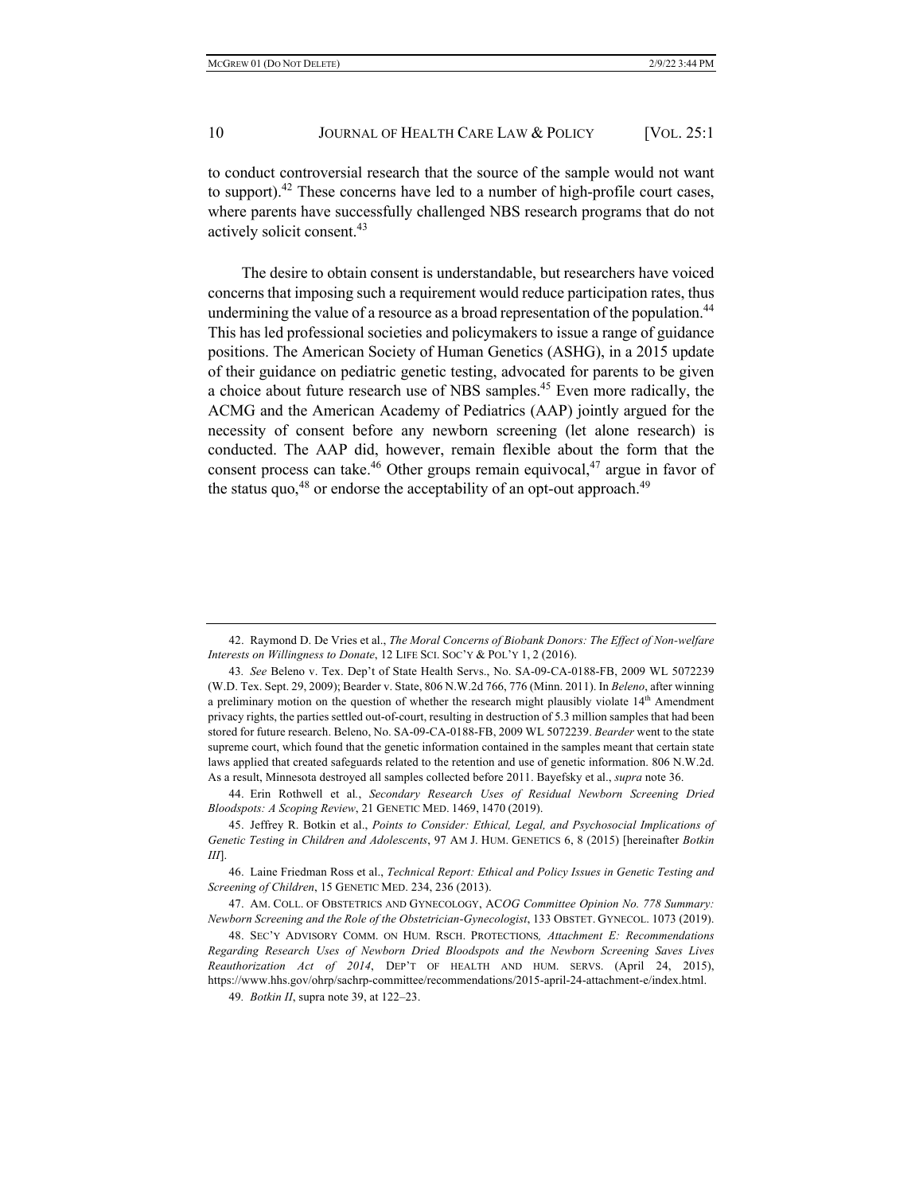to conduct controversial research that the source of the sample would not want to support).[42] These concerns have led to a number of high-profile court cases, where parents have successfully challenged NBS research programs that do not actively solicit consent.[43]

The desire to obtain consent is understandable, but researchers have voiced concerns that imposing such a requirement would reduce participation rates, thus undermining the value of a resource as a broad representation of the population.[44] This has led professional societies and policymakers to issue a range of guidance positions. The American Society of Human Genetics (ASHG), in a 2015 update of their guidance on pediatric genetic testing, advocated for parents to be given a choice about future research use of NBS samples.[45] Even more radically, the ACMG and the American Academy of Pediatrics (AAP) jointly argued for the necessity of consent before any newborn screening (let alone research) is conducted. The AAP did, however, remain flexible about the form that the consent process can take.[46] Other groups remain equivocal,[47] argue in favor of the status quo,[48] or endorse the acceptability of an opt-out approach.[49]

---

42. Raymond D. De Vries et al., *The Moral Concerns of Biobank Donors: The Effect of Non-welfare Interests on Willingness to Donate*, 12 LIFE SCI. SOC'Y & POL'Y 1, 2 (2016).

43. *See* Beleno v. Tex. Dep't of State Health Servs., No. SA-09-CA-0188-FB, 2009 WL 5072239 (W.D. Tex. Sept. 29, 2009); Bearder v. State, 806 N.W.2d 766, 776 (Minn. 2011). In *Beleno*, after winning a preliminary motion on the question of whether the research might plausibly violate 14th Amendment privacy rights, the parties settled out-of-court, resulting in destruction of 5.3 million samples that had been stored for future research. Beleno, No. SA-09-CA-0188-FB, 2009 WL 5072239. *Bearder* went to the state supreme court, which found that the genetic information contained in the samples meant that certain state laws applied that created safeguards related to the retention and use of genetic information. 806 N.W.2d. As a result, Minnesota destroyed all samples collected before 2011. Bayefsky et al., *supra* note 36.

44. Erin Rothwell et al., *Secondary Research Uses of Residual Newborn Screening Dried Bloodspots: A Scoping Review*, 21 GENETIC MED. 1469, 1470 (2019).

45. Jeffrey R. Botkin et al., *Points to Consider: Ethical, Legal, and Psychosocial Implications of Genetic Testing in Children and Adolescents*, 97 AM J. HUM. GENETICS 6, 8 (2015) [hereinafter *Botkin III*].

46. Laine Friedman Ross et al., *Technical Report: Ethical and Policy Issues in Genetic Testing and Screening of Children*, 15 GENETIC MED. 234, 236 (2013).

47. AM. COLL. OF OBSTETRICS AND GYNECOLOGY, *ACOG Committee Opinion No. 778 Summary: Newborn Screening and the Role of the Obstetrician-Gynecologist*, 133 OBSTET. GYNECOL. 1073 (2019).

48. SEC'Y ADVISORY COMM. ON HUM. RSCH. PROTECTIONS*, Attachment E: Recommendations Regarding Research Uses of Newborn Dried Bloodspots and the Newborn Screening Saves Lives Reauthorization Act of 2014*, DEP'T OF HEALTH AND HUM. SERVS. (April 24, 2015), https://www.hhs.gov/ohrp/sachrp-committee/recommendations/2015-april-24-attachment-e/index.html.

49. *Botkin II*, supra note 39, at 122–23.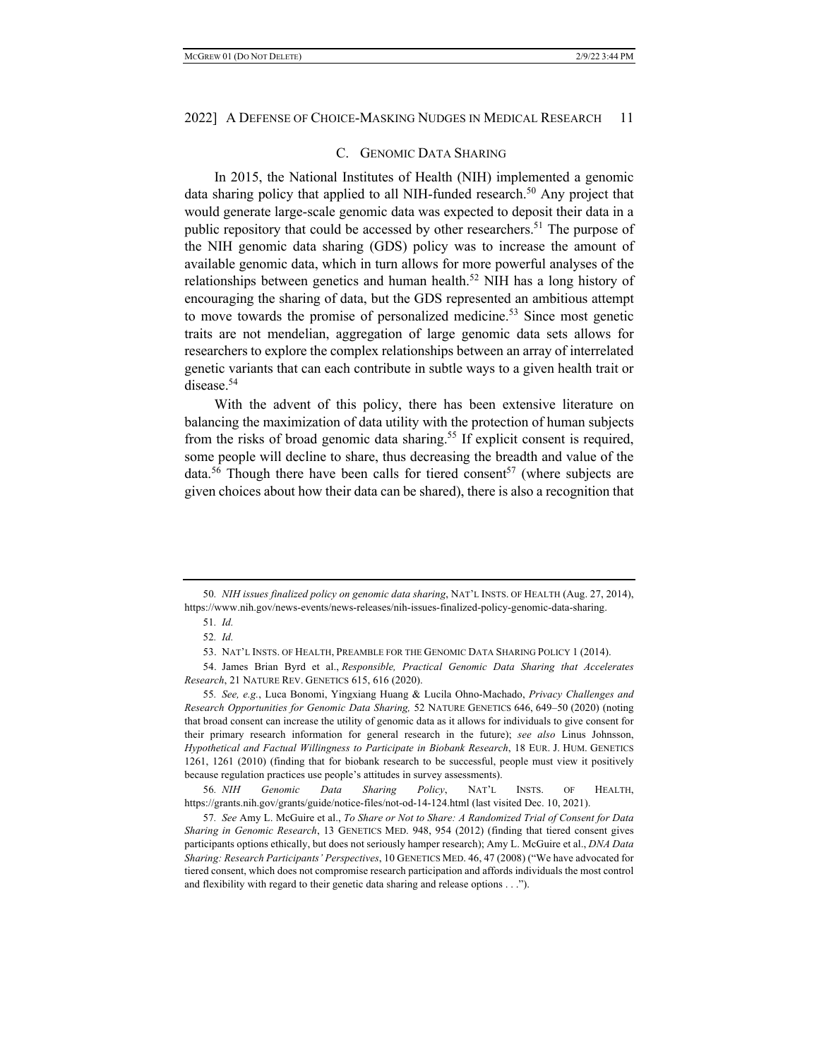### C. Genomic Data Sharing

In 2015, the National Institutes of Health (NIH) implemented a genomic data sharing policy that applied to all NIH-funded research.[50] Any project that would generate large-scale genomic data was expected to deposit their data in a public repository that could be accessed by other researchers.[51] The purpose of the NIH genomic data sharing (GDS) policy was to increase the amount of available genomic data, which in turn allows for more powerful analyses of the relationships between genetics and human health.[52] NIH has a long history of encouraging the sharing of data, but the GDS represented an ambitious attempt to move towards the promise of personalized medicine.[53] Since most genetic traits are not mendelian, aggregation of large genomic data sets allows for researchers to explore the complex relationships between an array of interrelated genetic variants that can each contribute in subtle ways to a given health trait or disease.[54]

With the advent of this policy, there has been extensive literature on balancing the maximization of data utility with the protection of human subjects from the risks of broad genomic data sharing.[55] If explicit consent is required, some people will decline to share, thus decreasing the breadth and value of the data.[56] Though there have been calls for tiered consent[57] (where subjects are given choices about how their data can be shared), there is also a recognition that

---

50. *NIH issues finalized policy on genomic data sharing*, NAT'L INSTS. OF HEALTH (Aug. 27, 2014), https://www.nih.gov/news-events/news-releases/nih-issues-finalized-policy-genomic-data-sharing.

51. *Id.*

52. *Id.*

53. NAT'L INSTS. OF HEALTH, PREAMBLE FOR THE GENOMIC DATA SHARING POLICY 1 (2014).

54. James Brian Byrd et al., *Responsible, Practical Genomic Data Sharing that Accelerates Research*, 21 NATURE REV. GENETICS 615, 616 (2020).

55. *See, e.g.*, Luca Bonomi, Yingxiang Huang & Lucila Ohno-Machado, *Privacy Challenges and Research Opportunities for Genomic Data Sharing,* 52 NATURE GENETICS 646, 649–50 (2020) (noting that broad consent can increase the utility of genomic data as it allows for individuals to give consent for their primary research information for general research in the future); *see also* Linus Johnsson, *Hypothetical and Factual Willingness to Participate in Biobank Research*, 18 EUR. J. HUM. GENETICS 1261, 1261 (2010) (finding that for biobank research to be successful, people must view it positively because regulation practices use people's attitudes in survey assessments).

56. *NIH Genomic Data Sharing Policy*, NAT'L INSTS. OF HEALTH, https://grants.nih.gov/grants/guide/notice-files/not-od-14-124.html (last visited Dec. 10, 2021).

57. *See* Amy L. McGuire et al., *To Share or Not to Share: A Randomized Trial of Consent for Data Sharing in Genomic Research*, 13 GENETICS MED. 948, 954 (2012) (finding that tiered consent gives participants options ethically, but does not seriously hamper research); Amy L. McGuire et al., *DNA Data Sharing: Research Participants' Perspectives*, 10 GENETICS MED. 46, 47 (2008) ("We have advocated for tiered consent, which does not compromise research participation and affords individuals the most control and flexibility with regard to their genetic data sharing and release options . . .").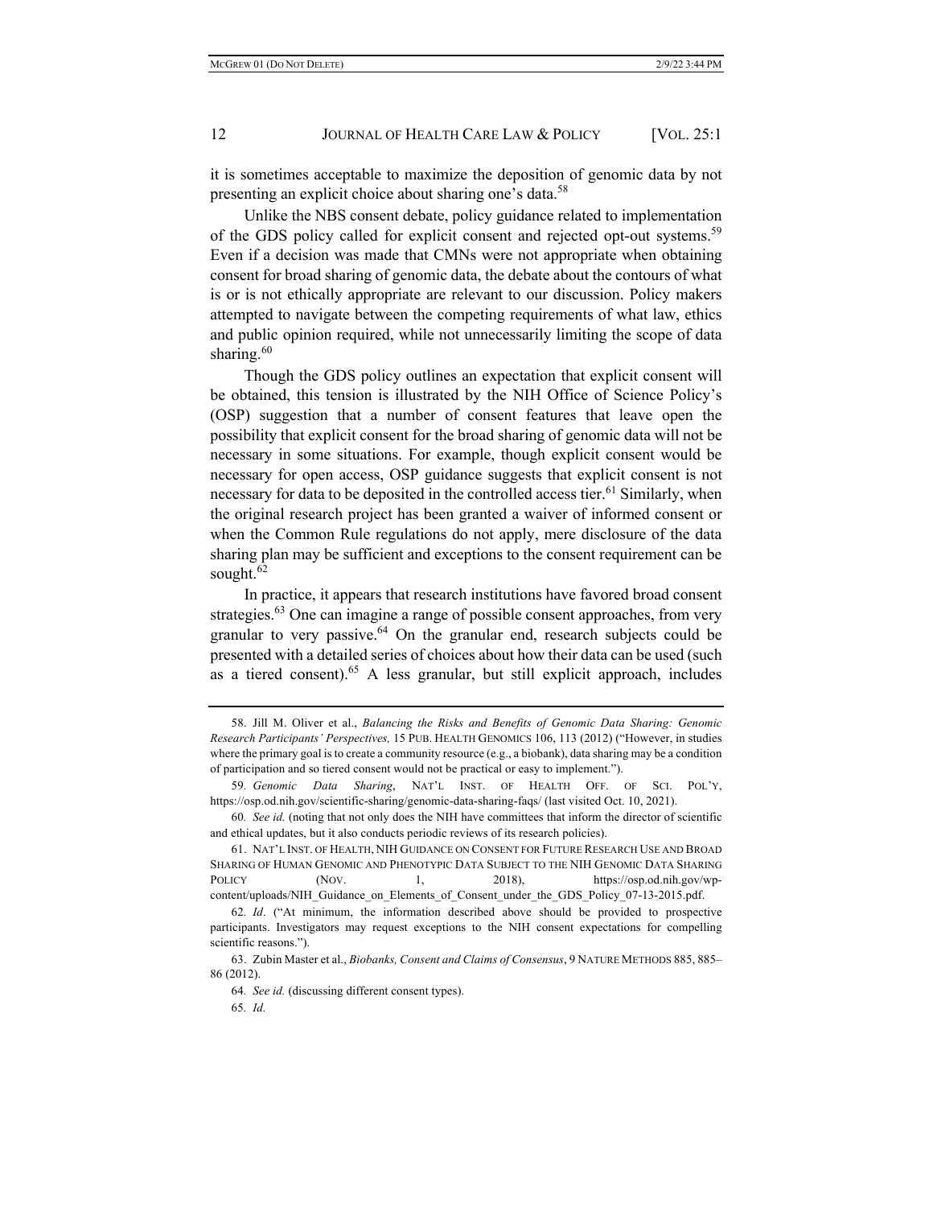it is sometimes acceptable to maximize the deposition of genomic data by not presenting an explicit choice about sharing one's data.[58]

Unlike the NBS consent debate, policy guidance related to implementation of the GDS policy called for explicit consent and rejected opt-out systems.[59] Even if a decision was made that CMNs were not appropriate when obtaining consent for broad sharing of genomic data, the debate about the contours of what is or is not ethically appropriate are relevant to our discussion. Policy makers attempted to navigate between the competing requirements of what law, ethics and public opinion required, while not unnecessarily limiting the scope of data sharing.[60]

Though the GDS policy outlines an expectation that explicit consent will be obtained, this tension is illustrated by the NIH Office of Science Policy's (OSP) suggestion that a number of consent features that leave open the possibility that explicit consent for the broad sharing of genomic data will not be necessary in some situations. For example, though explicit consent would be necessary for open access, OSP guidance suggests that explicit consent is not necessary for data to be deposited in the controlled access tier.[61] Similarly, when the original research project has been granted a waiver of informed consent or when the Common Rule regulations do not apply, mere disclosure of the data sharing plan may be sufficient and exceptions to the consent requirement can be sought.[62]

In practice, it appears that research institutions have favored broad consent strategies.[63] One can imagine a range of possible consent approaches, from very granular to very passive.[64] On the granular end, research subjects could be presented with a detailed series of choices about how their data can be used (such as a tiered consent).[65] A less granular, but still explicit approach, includes

---

58. Jill M. Oliver et al., *Balancing the Risks and Benefits of Genomic Data Sharing: Genomic Research Participants' Perspectives,* 15 PUB. HEALTH GENOMICS 106, 113 (2012) ("However, in studies where the primary goal is to create a community resource (e.g., a biobank), data sharing may be a condition of participation and so tiered consent would not be practical or easy to implement.").

59. *Genomic Data Sharing*, NAT'L INST. OF HEALTH OFF. OF SCI. POL'Y, https://osp.od.nih.gov/scientific-sharing/genomic-data-sharing-faqs/ (last visited Oct. 10, 2021).

60. *See id.* (noting that not only does the NIH have committees that inform the director of scientific and ethical updates, but it also conducts periodic reviews of its research policies).

61. NAT'L INST. OF HEALTH, NIH GUIDANCE ON CONSENT FOR FUTURE RESEARCH USE AND BROAD SHARING OF HUMAN GENOMIC AND PHENOTYPIC DATA SUBJECT TO THE NIH GENOMIC DATA SHARING POLICY (NOV. 1, 2018), https://osp.od.nih.gov/wp-content/uploads/NIH_Guidance_on_Elements_of_Consent_under_the_GDS_Policy_07-13-2015.pdf.

62. *Id*. ("At minimum, the information described above should be provided to prospective participants. Investigators may request exceptions to the NIH consent expectations for compelling scientific reasons.").

63. Zubin Master et al., *Biobanks, Consent and Claims of Consensus*, 9 NATURE METHODS 885, 885–86 (2012).

64. *See id.* (discussing different consent types).

65. *Id.*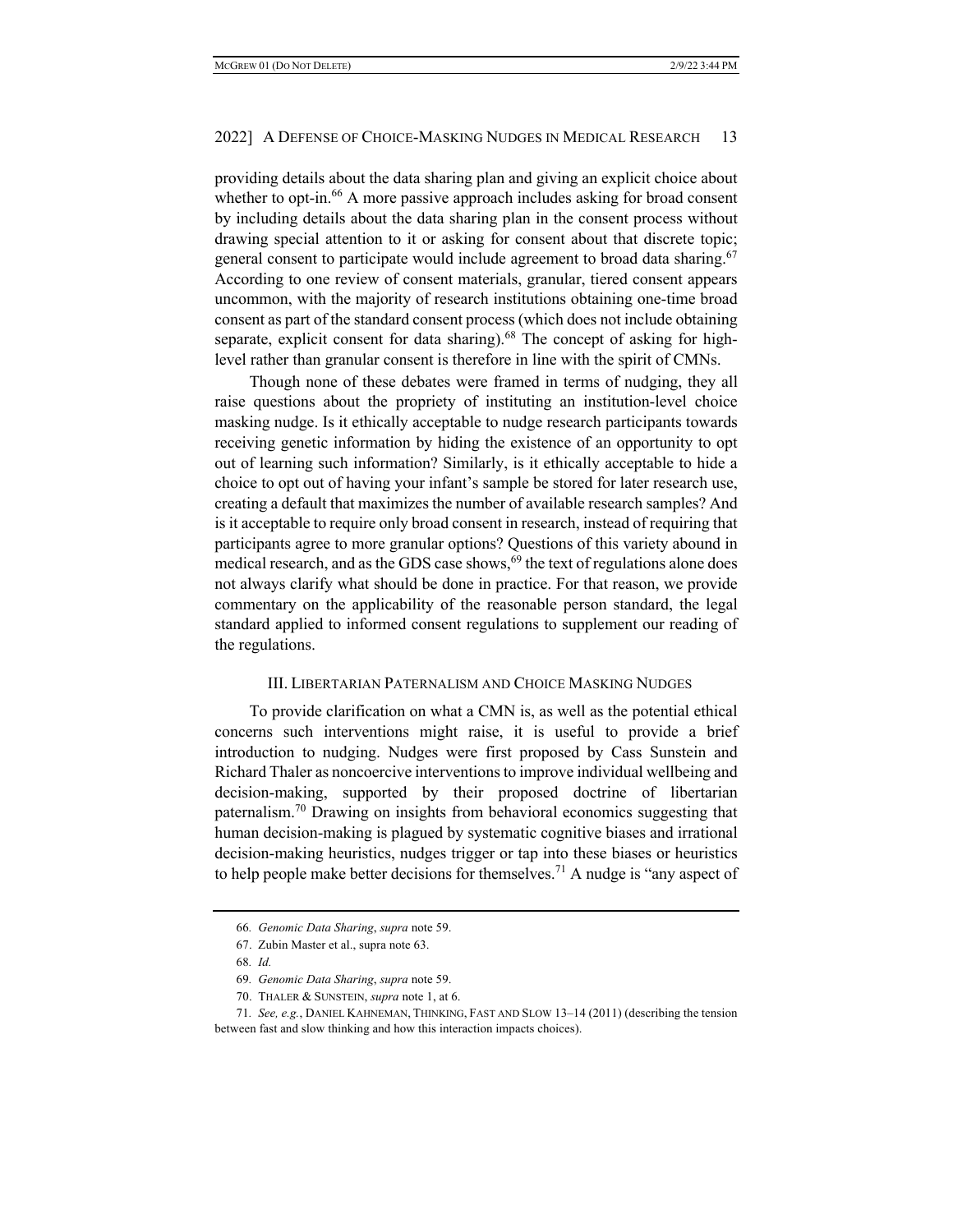providing details about the data sharing plan and giving an explicit choice about whether to opt-in.[66] A more passive approach includes asking for broad consent by including details about the data sharing plan in the consent process without drawing special attention to it or asking for consent about that discrete topic; general consent to participate would include agreement to broad data sharing.[67] According to one review of consent materials, granular, tiered consent appears uncommon, with the majority of research institutions obtaining one-time broad consent as part of the standard consent process (which does not include obtaining separate, explicit consent for data sharing).[68] The concept of asking for high-level rather than granular consent is therefore in line with the spirit of CMNs.

Though none of these debates were framed in terms of nudging, they all raise questions about the propriety of instituting an institution-level choice masking nudge. Is it ethically acceptable to nudge research participants towards receiving genetic information by hiding the existence of an opportunity to opt out of learning such information? Similarly, is it ethically acceptable to hide a choice to opt out of having your infant's sample be stored for later research use, creating a default that maximizes the number of available research samples? And is it acceptable to require only broad consent in research, instead of requiring that participants agree to more granular options? Questions of this variety abound in medical research, and as the GDS case shows,[69] the text of regulations alone does not always clarify what should be done in practice. For that reason, we provide commentary on the applicability of the reasonable person standard, the legal standard applied to informed consent regulations to supplement our reading of the regulations.

## III. Libertarian Paternalism and Choice Masking Nudges

To provide clarification on what a CMN is, as well as the potential ethical concerns such interventions might raise, it is useful to provide a brief introduction to nudging. Nudges were first proposed by Cass Sunstein and Richard Thaler as noncoercive interventions to improve individual wellbeing and decision-making, supported by their proposed doctrine of libertarian paternalism.[70] Drawing on insights from behavioral economics suggesting that human decision-making is plagued by systematic cognitive biases and irrational decision-making heuristics, nudges trigger or tap into these biases or heuristics to help people make better decisions for themselves.[71] A nudge is "any aspect of

---

66. *Genomic Data Sharing*, *supra* note 59.

67. Zubin Master et al., supra note 63.

68. *Id.*

69. *Genomic Data Sharing*, *supra* note 59.

70. Thaler & Sunstein, *supra* note 1, at 6.

71. *See, e.g.*, Daniel Kahneman, Thinking, Fast and Slow 13–14 (2011) (describing the tension between fast and slow thinking and how this interaction impacts choices).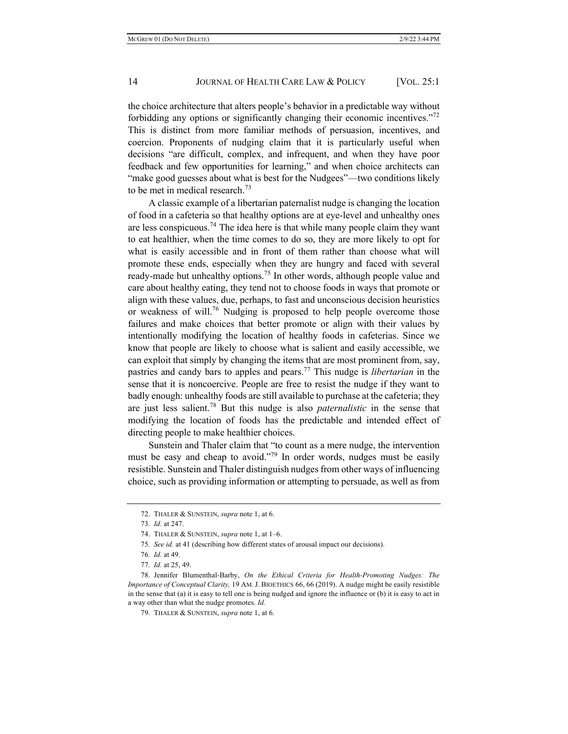the choice architecture that alters people's behavior in a predictable way without forbidding any options or significantly changing their economic incentives."[72] This is distinct from more familiar methods of persuasion, incentives, and coercion. Proponents of nudging claim that it is particularly useful when decisions "are difficult, complex, and infrequent, and when they have poor feedback and few opportunities for learning," and when choice architects can "make good guesses about what is best for the Nudgees"—two conditions likely to be met in medical research.[73]

A classic example of a libertarian paternalist nudge is changing the location of food in a cafeteria so that healthy options are at eye-level and unhealthy ones are less conspicuous.[74] The idea here is that while many people claim they want to eat healthier, when the time comes to do so, they are more likely to opt for what is easily accessible and in front of them rather than choose what will promote these ends, especially when they are hungry and faced with several ready-made but unhealthy options.[75] In other words, although people value and care about healthy eating, they tend not to choose foods in ways that promote or align with these values, due, perhaps, to fast and unconscious decision heuristics or weakness of will.[76] Nudging is proposed to help people overcome those failures and make choices that better promote or align with their values by intentionally modifying the location of healthy foods in cafeterias. Since we know that people are likely to choose what is salient and easily accessible, we can exploit that simply by changing the items that are most prominent from, say, pastries and candy bars to apples and pears.[77] This nudge is *libertarian* in the sense that it is noncoercive. People are free to resist the nudge if they want to badly enough: unhealthy foods are still available to purchase at the cafeteria; they are just less salient.[78] But this nudge is also *paternalistic* in the sense that modifying the location of foods has the predictable and intended effect of directing people to make healthier choices.

Sunstein and Thaler claim that "to count as a mere nudge, the intervention must be easy and cheap to avoid."[79] In order words, nudges must be easily resistible. Sunstein and Thaler distinguish nudges from other ways of influencing choice, such as providing information or attempting to persuade, as well as from

---

72. THALER & SUNSTEIN, *supra* note 1, at 6.

73. *Id.* at 247.

74. THALER & SUNSTEIN, *supra* note 1, at 1–6.

75. *See id.* at 41 (describing how different states of arousal impact our decisions).

76. *Id.* at 49.

77. *Id.* at 25, 49.

78. Jennifer Blumenthal-Barby, *On the Ethical Criteria for Health-Promoting Nudges: The Importance of Conceptual Clarity,* 19 AM. J. BIOETHICS 66, 66 (2019). A nudge might be easily resistible in the sense that (a) it is easy to tell one is being nudged and ignore the influence or (b) it is easy to act in a way other than what the nudge promotes. *Id.*

79. THALER & SUNSTEIN, *supra* note 1, at 6.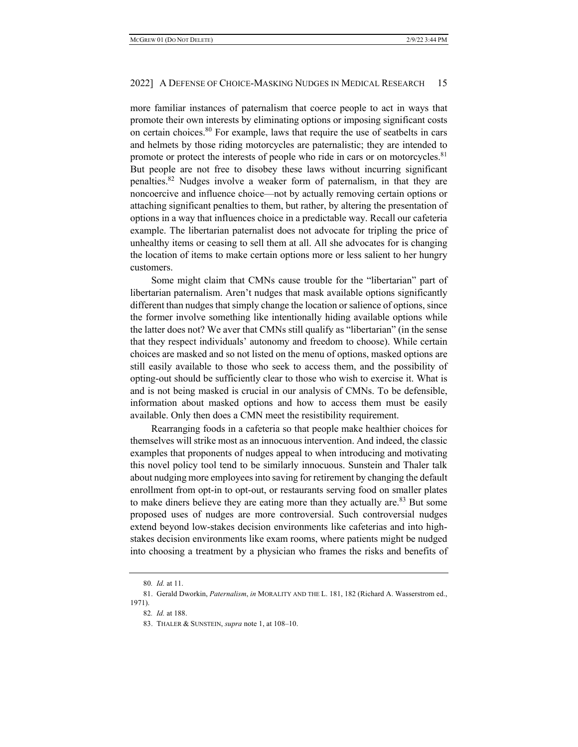more familiar instances of paternalism that coerce people to act in ways that promote their own interests by eliminating options or imposing significant costs on certain choices.[80] For example, laws that require the use of seatbelts in cars and helmets by those riding motorcycles are paternalistic; they are intended to promote or protect the interests of people who ride in cars or on motorcycles.[81] But people are not free to disobey these laws without incurring significant penalties.[82] Nudges involve a weaker form of paternalism, in that they are noncoercive and influence choice—not by actually removing certain options or attaching significant penalties to them, but rather, by altering the presentation of options in a way that influences choice in a predictable way. Recall our cafeteria example. The libertarian paternalist does not advocate for tripling the price of unhealthy items or ceasing to sell them at all. All she advocates for is changing the location of items to make certain options more or less salient to her hungry customers.

Some might claim that CMNs cause trouble for the "libertarian" part of libertarian paternalism. Aren't nudges that mask available options significantly different than nudges that simply change the location or salience of options, since the former involve something like intentionally hiding available options while the latter does not? We aver that CMNs still qualify as "libertarian" (in the sense that they respect individuals' autonomy and freedom to choose). While certain choices are masked and so not listed on the menu of options, masked options are still easily available to those who seek to access them, and the possibility of opting-out should be sufficiently clear to those who wish to exercise it. What is and is not being masked is crucial in our analysis of CMNs. To be defensible, information about masked options and how to access them must be easily available. Only then does a CMN meet the resistibility requirement.

Rearranging foods in a cafeteria so that people make healthier choices for themselves will strike most as an innocuous intervention. And indeed, the classic examples that proponents of nudges appeal to when introducing and motivating this novel policy tool tend to be similarly innocuous. Sunstein and Thaler talk about nudging more employees into saving for retirement by changing the default enrollment from opt-in to opt-out, or restaurants serving food on smaller plates to make diners believe they are eating more than they actually are.[83] But some proposed uses of nudges are more controversial. Such controversial nudges extend beyond low-stakes decision environments like cafeterias and into high-stakes decision environments like exam rooms, where patients might be nudged into choosing a treatment by a physician who frames the risks and benefits of

---

80. *Id.* at 11.

81. Gerald Dworkin, *Paternalism*, *in* MORALITY AND THE L. 181, 182 (Richard A. Wasserstrom ed., 1971).

82. *Id.* at 188.

83. THALER & SUNSTEIN, *supra* note 1, at 108–10.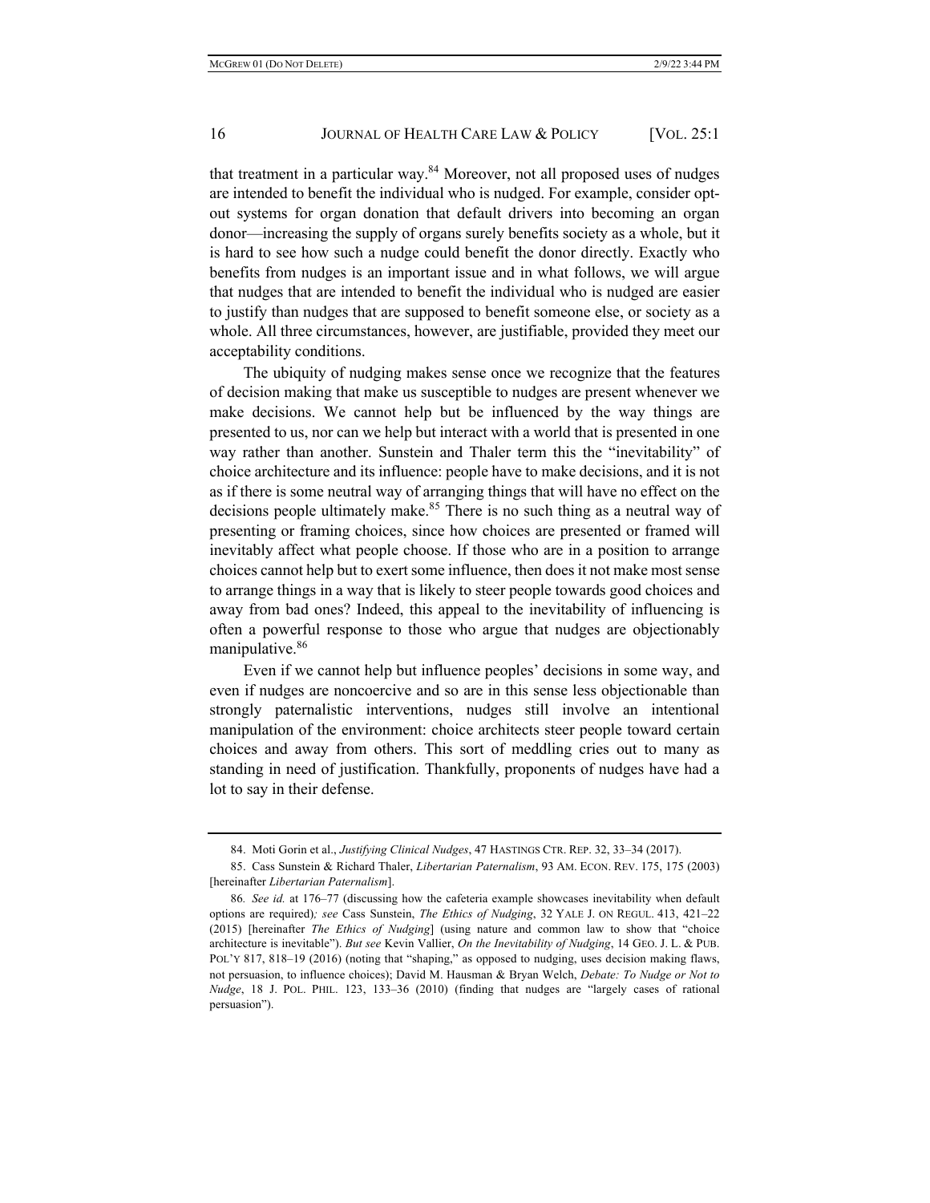that treatment in a particular way.[84] Moreover, not all proposed uses of nudges are intended to benefit the individual who is nudged. For example, consider opt-out systems for organ donation that default drivers into becoming an organ donor—increasing the supply of organs surely benefits society as a whole, but it is hard to see how such a nudge could benefit the donor directly. Exactly who benefits from nudges is an important issue and in what follows, we will argue that nudges that are intended to benefit the individual who is nudged are easier to justify than nudges that are supposed to benefit someone else, or society as a whole. All three circumstances, however, are justifiable, provided they meet our acceptability conditions.

The ubiquity of nudging makes sense once we recognize that the features of decision making that make us susceptible to nudges are present whenever we make decisions. We cannot help but be influenced by the way things are presented to us, nor can we help but interact with a world that is presented in one way rather than another. Sunstein and Thaler term this the "inevitability" of choice architecture and its influence: people have to make decisions, and it is not as if there is some neutral way of arranging things that will have no effect on the decisions people ultimately make.[85] There is no such thing as a neutral way of presenting or framing choices, since how choices are presented or framed will inevitably affect what people choose. If those who are in a position to arrange choices cannot help but to exert some influence, then does it not make most sense to arrange things in a way that is likely to steer people towards good choices and away from bad ones? Indeed, this appeal to the inevitability of influencing is often a powerful response to those who argue that nudges are objectionably manipulative.[86]

Even if we cannot help but influence peoples' decisions in some way, and even if nudges are noncoercive and so are in this sense less objectionable than strongly paternalistic interventions, nudges still involve an intentional manipulation of the environment: choice architects steer people toward certain choices and away from others. This sort of meddling cries out to many as standing in need of justification. Thankfully, proponents of nudges have had a lot to say in their defense.

---

84. Moti Gorin et al., *Justifying Clinical Nudges*, 47 HASTINGS CTR. REP. 32, 33–34 (2017).

85. Cass Sunstein & Richard Thaler, *Libertarian Paternalism*, 93 AM. ECON. REV. 175, 175 (2003) [hereinafter *Libertarian Paternalism*].

86. *See id.* at 176–77 (discussing how the cafeteria example showcases inevitability when default options are required)*; see* Cass Sunstein, *The Ethics of Nudging*, 32 YALE J. ON REGUL. 413, 421–22 (2015) [hereinafter *The Ethics of Nudging*] (using nature and common law to show that "choice architecture is inevitable"). *But see* Kevin Vallier, *On the Inevitability of Nudging*, 14 GEO. J. L. & PUB. POL'Y 817, 818–19 (2016) (noting that "shaping," as opposed to nudging, uses decision making flaws, not persuasion, to influence choices); David M. Hausman & Bryan Welch, *Debate: To Nudge or Not to Nudge*, 18 J. POL. PHIL. 123, 133–36 (2010) (finding that nudges are "largely cases of rational persuasion").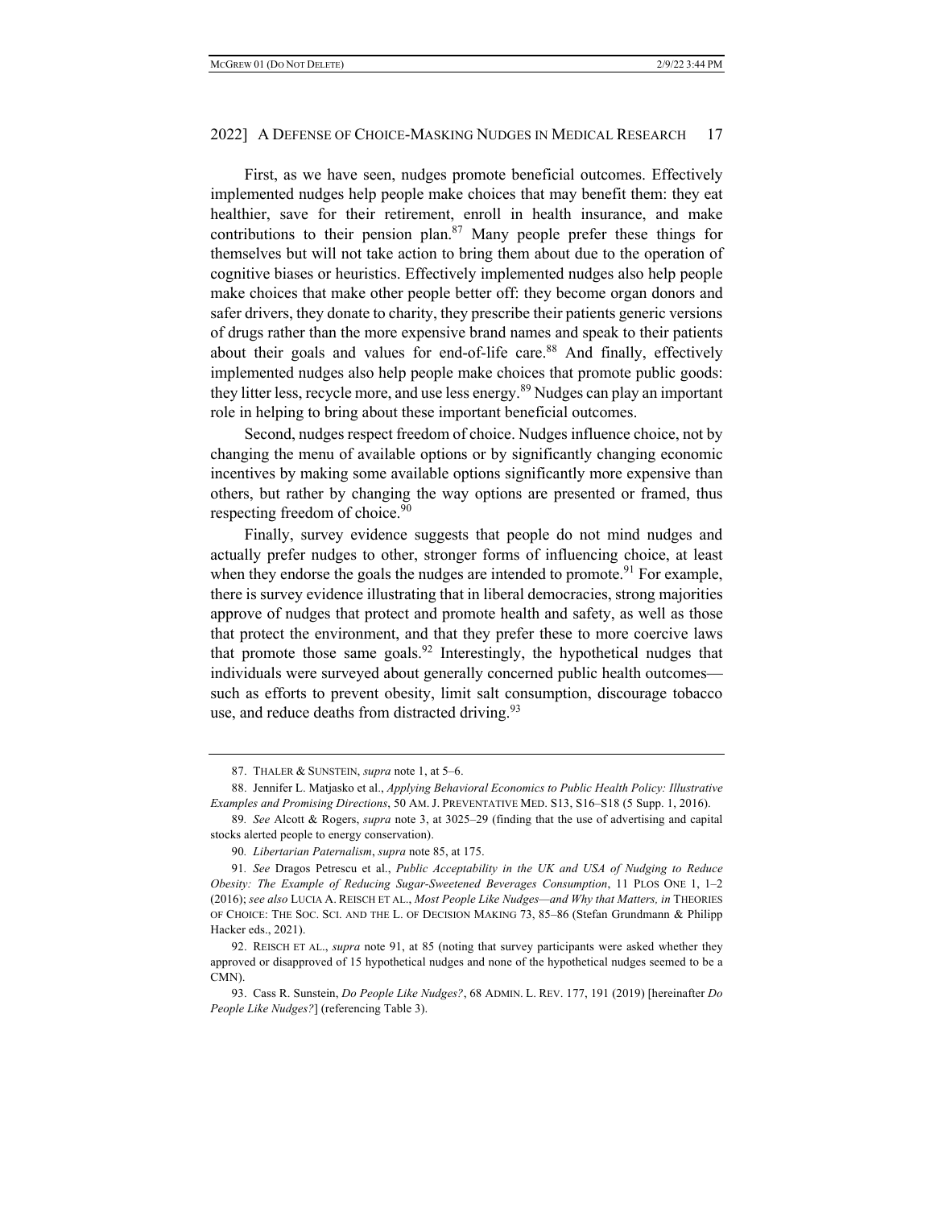First, as we have seen, nudges promote beneficial outcomes. Effectively implemented nudges help people make choices that may benefit them: they eat healthier, save for their retirement, enroll in health insurance, and make contributions to their pension plan.[87] Many people prefer these things for themselves but will not take action to bring them about due to the operation of cognitive biases or heuristics. Effectively implemented nudges also help people make choices that make other people better off: they become organ donors and safer drivers, they donate to charity, they prescribe their patients generic versions of drugs rather than the more expensive brand names and speak to their patients about their goals and values for end-of-life care.[88] And finally, effectively implemented nudges also help people make choices that promote public goods: they litter less, recycle more, and use less energy.[89] Nudges can play an important role in helping to bring about these important beneficial outcomes.

Second, nudges respect freedom of choice. Nudges influence choice, not by changing the menu of available options or by significantly changing economic incentives by making some available options significantly more expensive than others, but rather by changing the way options are presented or framed, thus respecting freedom of choice.[90]

Finally, survey evidence suggests that people do not mind nudges and actually prefer nudges to other, stronger forms of influencing choice, at least when they endorse the goals the nudges are intended to promote.[91] For example, there is survey evidence illustrating that in liberal democracies, strong majorities approve of nudges that protect and promote health and safety, as well as those that protect the environment, and that they prefer these to more coercive laws that promote those same goals.[92] Interestingly, the hypothetical nudges that individuals were surveyed about generally concerned public health outcomes—such as efforts to prevent obesity, limit salt consumption, discourage tobacco use, and reduce deaths from distracted driving.[93]

---

87. THALER & SUNSTEIN, *supra* note 1, at 5–6.

88. Jennifer L. Matjasko et al., *Applying Behavioral Economics to Public Health Policy: Illustrative Examples and Promising Directions*, 50 AM. J. PREVENTATIVE MED. S13, S16–S18 (5 Supp. 1, 2016).

89. *See* Alcott & Rogers, *supra* note 3, at 3025–29 (finding that the use of advertising and capital stocks alerted people to energy conservation).

90. *Libertarian Paternalism*, *supra* note 85, at 175.

91. *See* Dragos Petrescu et al., *Public Acceptability in the UK and USA of Nudging to Reduce Obesity: The Example of Reducing Sugar-Sweetened Beverages Consumption*, 11 PLOS ONE 1, 1–2 (2016); *see also* LUCIA A. REISCH ET AL., *Most People Like Nudges—and Why that Matters, in* THEORIES OF CHOICE: THE SOC. SCI. AND THE L. OF DECISION MAKING 73, 85–86 (Stefan Grundmann & Philipp Hacker eds., 2021).

92. REISCH ET AL., *supra* note 91, at 85 (noting that survey participants were asked whether they approved or disapproved of 15 hypothetical nudges and none of the hypothetical nudges seemed to be a CMN).

93. Cass R. Sunstein, *Do People Like Nudges?*, 68 ADMIN. L. REV. 177, 191 (2019) [hereinafter *Do People Like Nudges?*] (referencing Table 3).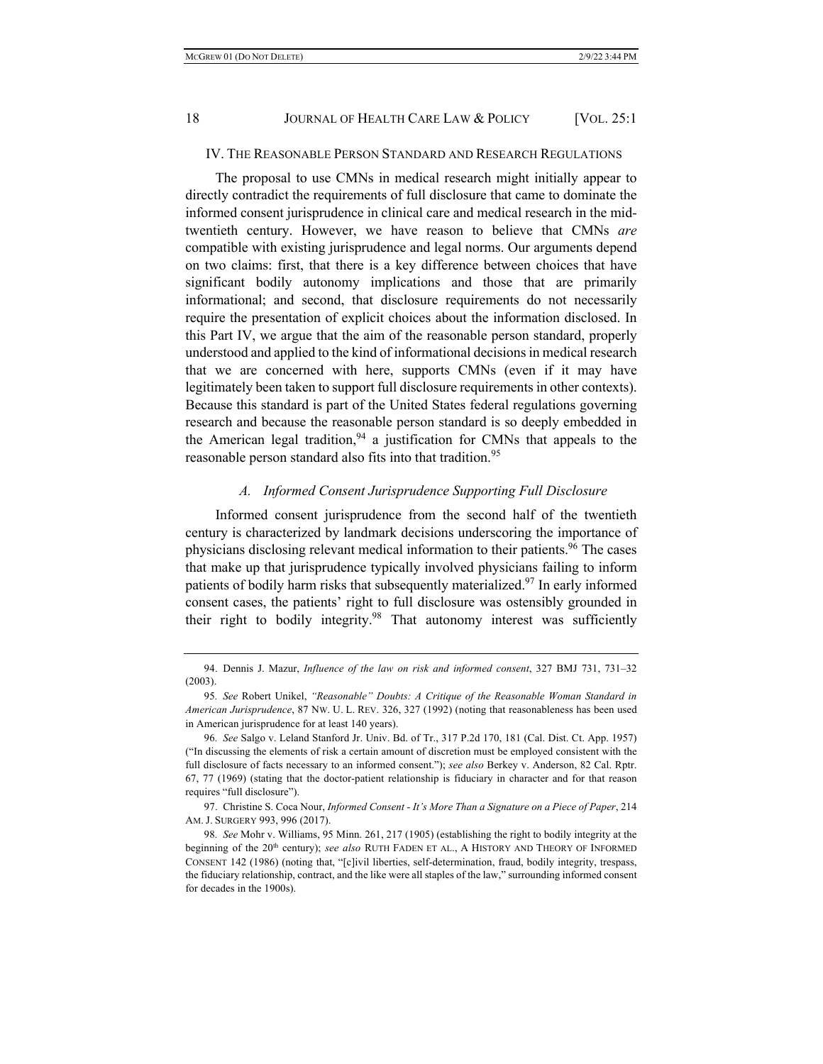## IV. THE REASONABLE PERSON STANDARD AND RESEARCH REGULATIONS

The proposal to use CMNs in medical research might initially appear to directly contradict the requirements of full disclosure that came to dominate the informed consent jurisprudence in clinical care and medical research in the mid-twentieth century. However, we have reason to believe that CMNs *are* compatible with existing jurisprudence and legal norms. Our arguments depend on two claims: first, that there is a key difference between choices that have significant bodily autonomy implications and those that are primarily informational; and second, that disclosure requirements do not necessarily require the presentation of explicit choices about the information disclosed. In this Part IV, we argue that the aim of the reasonable person standard, properly understood and applied to the kind of informational decisions in medical research that we are concerned with here, supports CMNs (even if it may have legitimately been taken to support full disclosure requirements in other contexts). Because this standard is part of the United States federal regulations governing research and because the reasonable person standard is so deeply embedded in the American legal tradition,[94] a justification for CMNs that appeals to the reasonable person standard also fits into that tradition.[95]

### *A. Informed Consent Jurisprudence Supporting Full Disclosure*

Informed consent jurisprudence from the second half of the twentieth century is characterized by landmark decisions underscoring the importance of physicians disclosing relevant medical information to their patients.[96] The cases that make up that jurisprudence typically involved physicians failing to inform patients of bodily harm risks that subsequently materialized.[97] In early informed consent cases, the patients' right to full disclosure was ostensibly grounded in their right to bodily integrity.[98] That autonomy interest was sufficiently

---

94. Dennis J. Mazur, *Influence of the law on risk and informed consent*, 327 BMJ 731, 731–32 (2003).

95. *See* Robert Unikel, *"Reasonable" Doubts: A Critique of the Reasonable Woman Standard in American Jurisprudence*, 87 NW. U. L. REV. 326, 327 (1992) (noting that reasonableness has been used in American jurisprudence for at least 140 years).

96. *See* Salgo v. Leland Stanford Jr. Univ. Bd. of Tr., 317 P.2d 170, 181 (Cal. Dist. Ct. App. 1957) ("In discussing the elements of risk a certain amount of discretion must be employed consistent with the full disclosure of facts necessary to an informed consent."); *see also* Berkey v. Anderson, 82 Cal. Rptr. 67, 77 (1969) (stating that the doctor-patient relationship is fiduciary in character and for that reason requires "full disclosure").

97. Christine S. Coca Nour, *Informed Consent - It's More Than a Signature on a Piece of Paper*, 214 AM. J. SURGERY 993, 996 (2017).

98. *See* Mohr v. Williams, 95 Minn. 261, 217 (1905) (establishing the right to bodily integrity at the beginning of the 20th century); *see also* RUTH FADEN ET AL., A HISTORY AND THEORY OF INFORMED CONSENT 142 (1986) (noting that, "[c]ivil liberties, self-determination, fraud, bodily integrity, trespass, the fiduciary relationship, contract, and the like were all staples of the law," surrounding informed consent for decades in the 1900s).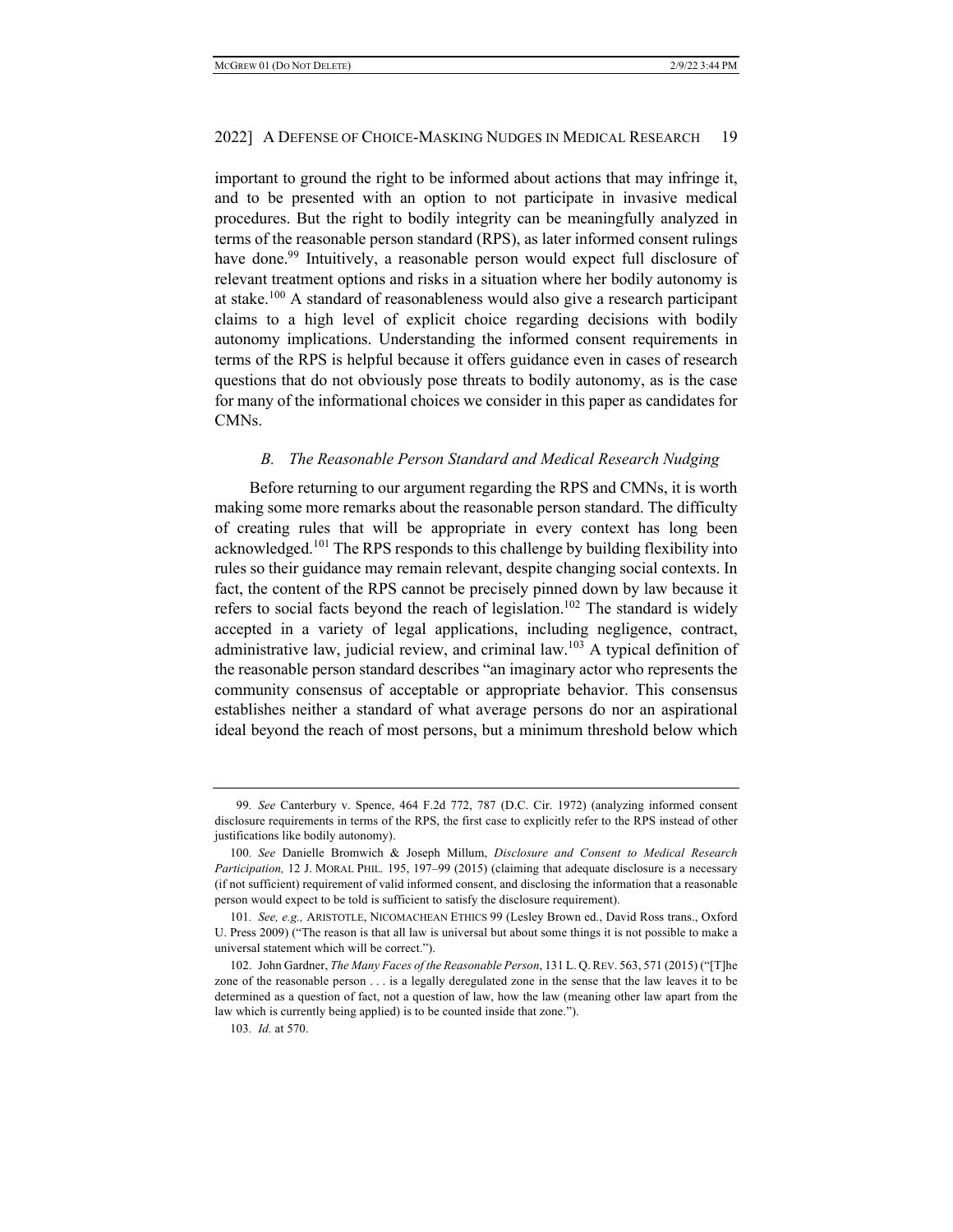important to ground the right to be informed about actions that may infringe it, and to be presented with an option to not participate in invasive medical procedures. But the right to bodily integrity can be meaningfully analyzed in terms of the reasonable person standard (RPS), as later informed consent rulings have done.[99] Intuitively, a reasonable person would expect full disclosure of relevant treatment options and risks in a situation where her bodily autonomy is at stake.[100] A standard of reasonableness would also give a research participant claims to a high level of explicit choice regarding decisions with bodily autonomy implications. Understanding the informed consent requirements in terms of the RPS is helpful because it offers guidance even in cases of research questions that do not obviously pose threats to bodily autonomy, as is the case for many of the informational choices we consider in this paper as candidates for CMNs.

### *B. The Reasonable Person Standard and Medical Research Nudging*

Before returning to our argument regarding the RPS and CMNs, it is worth making some more remarks about the reasonable person standard. The difficulty of creating rules that will be appropriate in every context has long been acknowledged.[101] The RPS responds to this challenge by building flexibility into rules so their guidance may remain relevant, despite changing social contexts. In fact, the content of the RPS cannot be precisely pinned down by law because it refers to social facts beyond the reach of legislation.[102] The standard is widely accepted in a variety of legal applications, including negligence, contract, administrative law, judicial review, and criminal law.[103] A typical definition of the reasonable person standard describes "an imaginary actor who represents the community consensus of acceptable or appropriate behavior. This consensus establishes neither a standard of what average persons do nor an aspirational ideal beyond the reach of most persons, but a minimum threshold below which

---

99. *See* Canterbury v. Spence, 464 F.2d 772, 787 (D.C. Cir. 1972) (analyzing informed consent disclosure requirements in terms of the RPS, the first case to explicitly refer to the RPS instead of other justifications like bodily autonomy).

100. *See* Danielle Bromwich & Joseph Millum, *Disclosure and Consent to Medical Research Participation,* 12 J. MORAL PHIL. 195, 197–99 (2015) (claiming that adequate disclosure is a necessary (if not sufficient) requirement of valid informed consent, and disclosing the information that a reasonable person would expect to be told is sufficient to satisfy the disclosure requirement).

101. *See, e.g.,* ARISTOTLE, NICOMACHEAN ETHICS 99 (Lesley Brown ed., David Ross trans., Oxford U. Press 2009) ("The reason is that all law is universal but about some things it is not possible to make a universal statement which will be correct.").

102. John Gardner, *The Many Faces of the Reasonable Person*, 131 L. Q. REV. 563, 571 (2015) ("[T]he zone of the reasonable person . . . is a legally deregulated zone in the sense that the law leaves it to be determined as a question of fact, not a question of law, how the law (meaning other law apart from the law which is currently being applied) is to be counted inside that zone.").

103. *Id.* at 570.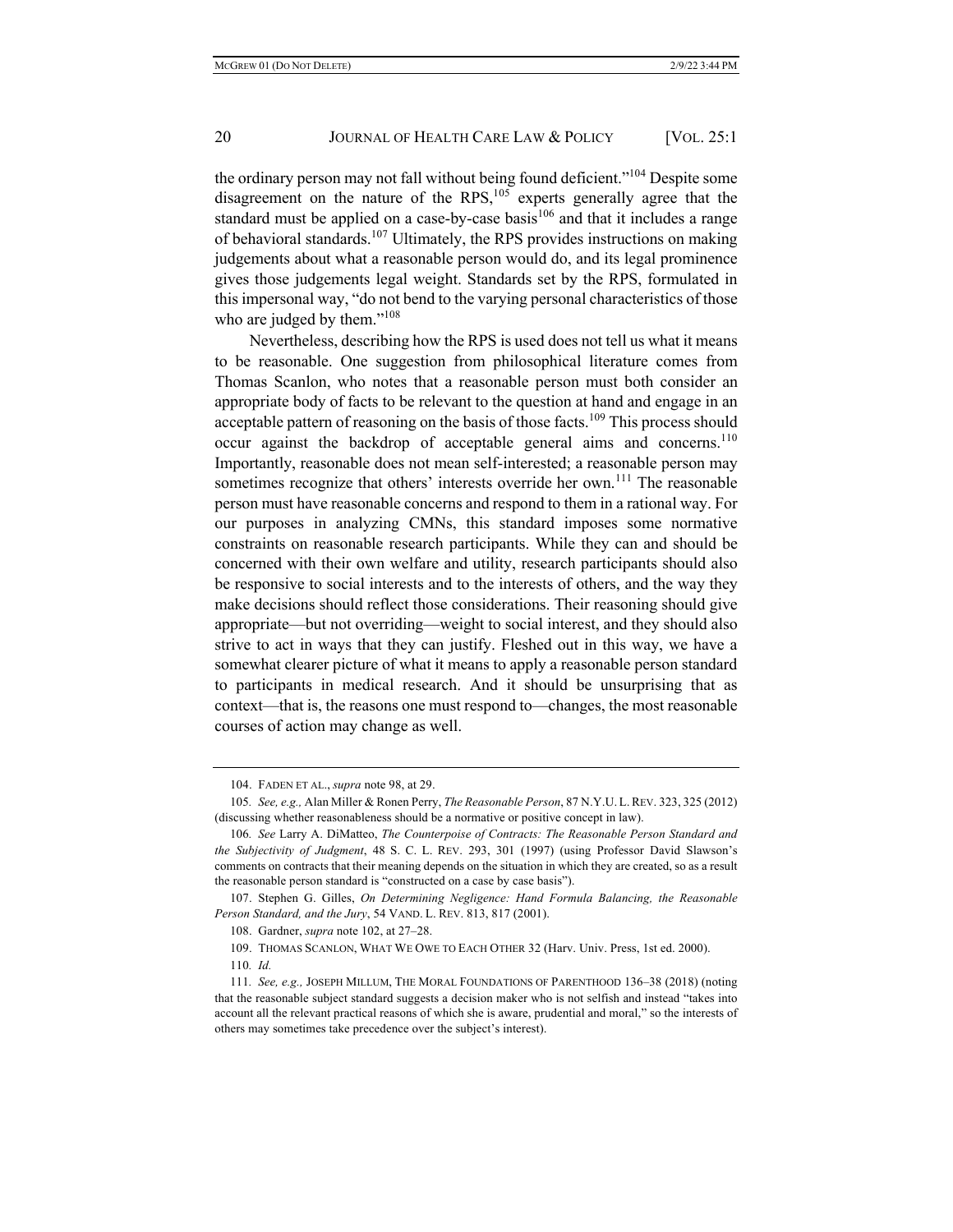the ordinary person may not fall without being found deficient."[104] Despite some disagreement on the nature of the RPS,[105] experts generally agree that the standard must be applied on a case-by-case basis[106] and that it includes a range of behavioral standards.[107] Ultimately, the RPS provides instructions on making judgements about what a reasonable person would do, and its legal prominence gives those judgements legal weight. Standards set by the RPS, formulated in this impersonal way, "do not bend to the varying personal characteristics of those who are judged by them."[108]

Nevertheless, describing how the RPS is used does not tell us what it means to be reasonable. One suggestion from philosophical literature comes from Thomas Scanlon, who notes that a reasonable person must both consider an appropriate body of facts to be relevant to the question at hand and engage in an acceptable pattern of reasoning on the basis of those facts.[109] This process should occur against the backdrop of acceptable general aims and concerns.[110] Importantly, reasonable does not mean self-interested; a reasonable person may sometimes recognize that others' interests override her own.[111] The reasonable person must have reasonable concerns and respond to them in a rational way. For our purposes in analyzing CMNs, this standard imposes some normative constraints on reasonable research participants. While they can and should be concerned with their own welfare and utility, research participants should also be responsive to social interests and to the interests of others, and the way they make decisions should reflect those considerations. Their reasoning should give appropriate—but not overriding—weight to social interest, and they should also strive to act in ways that they can justify. Fleshed out in this way, we have a somewhat clearer picture of what it means to apply a reasonable person standard to participants in medical research. And it should be unsurprising that as context—that is, the reasons one must respond to—changes, the most reasonable courses of action may change as well.

---

104. FADEN ET AL., *supra* note 98, at 29.

105. *See, e.g.,* Alan Miller & Ronen Perry, *The Reasonable Person*, 87 N.Y.U. L. REV. 323, 325 (2012) (discussing whether reasonableness should be a normative or positive concept in law).

106. *See* Larry A. DiMatteo, *The Counterpoise of Contracts: The Reasonable Person Standard and the Subjectivity of Judgment*, 48 S. C. L. REV. 293, 301 (1997) (using Professor David Slawson's comments on contracts that their meaning depends on the situation in which they are created, so as a result the reasonable person standard is "constructed on a case by case basis").

107. Stephen G. Gilles, *On Determining Negligence: Hand Formula Balancing, the Reasonable Person Standard, and the Jury*, 54 VAND. L. REV. 813, 817 (2001).

108. Gardner, *supra* note 102, at 27–28.

109. THOMAS SCANLON, WHAT WE OWE TO EACH OTHER 32 (Harv. Univ. Press, 1st ed. 2000).

110. *Id.*

111. *See, e.g.,* JOSEPH MILLUM, THE MORAL FOUNDATIONS OF PARENTHOOD 136–38 (2018) (noting that the reasonable subject standard suggests a decision maker who is not selfish and instead "takes into account all the relevant practical reasons of which she is aware, prudential and moral," so the interests of others may sometimes take precedence over the subject's interest).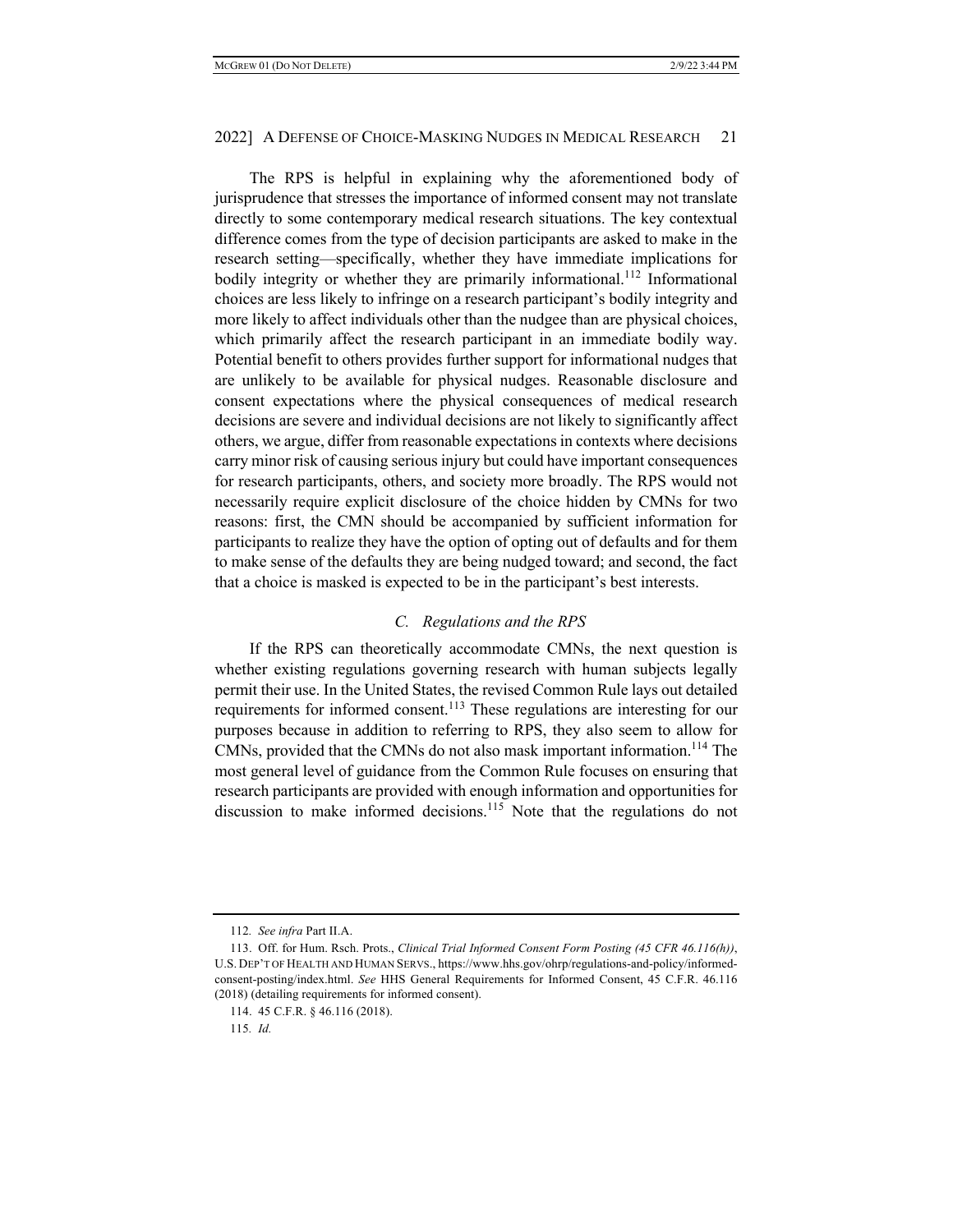The RPS is helpful in explaining why the aforementioned body of jurisprudence that stresses the importance of informed consent may not translate directly to some contemporary medical research situations. The key contextual difference comes from the type of decision participants are asked to make in the research setting—specifically, whether they have immediate implications for bodily integrity or whether they are primarily informational.[112] Informational choices are less likely to infringe on a research participant's bodily integrity and more likely to affect individuals other than the nudgee than are physical choices, which primarily affect the research participant in an immediate bodily way. Potential benefit to others provides further support for informational nudges that are unlikely to be available for physical nudges. Reasonable disclosure and consent expectations where the physical consequences of medical research decisions are severe and individual decisions are not likely to significantly affect others, we argue, differ from reasonable expectations in contexts where decisions carry minor risk of causing serious injury but could have important consequences for research participants, others, and society more broadly. The RPS would not necessarily require explicit disclosure of the choice hidden by CMNs for two reasons: first, the CMN should be accompanied by sufficient information for participants to realize they have the option of opting out of defaults and for them to make sense of the defaults they are being nudged toward; and second, the fact that a choice is masked is expected to be in the participant's best interests.

### *C. Regulations and the RPS*

If the RPS can theoretically accommodate CMNs, the next question is whether existing regulations governing research with human subjects legally permit their use. In the United States, the revised Common Rule lays out detailed requirements for informed consent.[113] These regulations are interesting for our purposes because in addition to referring to RPS, they also seem to allow for CMNs, provided that the CMNs do not also mask important information.[114] The most general level of guidance from the Common Rule focuses on ensuring that research participants are provided with enough information and opportunities for discussion to make informed decisions.[115] Note that the regulations do not

---

112. *See infra* Part II.A.

113. Off. for Hum. Rsch. Prots., *Clinical Trial Informed Consent Form Posting (45 CFR 46.116(h))*, U.S. DEP'T OF HEALTH AND HUMAN SERVS., https://www.hhs.gov/ohrp/regulations-and-policy/informed-consent-posting/index.html. *See* HHS General Requirements for Informed Consent, 45 C.F.R. 46.116 (2018) (detailing requirements for informed consent).

114. 45 C.F.R. § 46.116 (2018).

115. *Id.*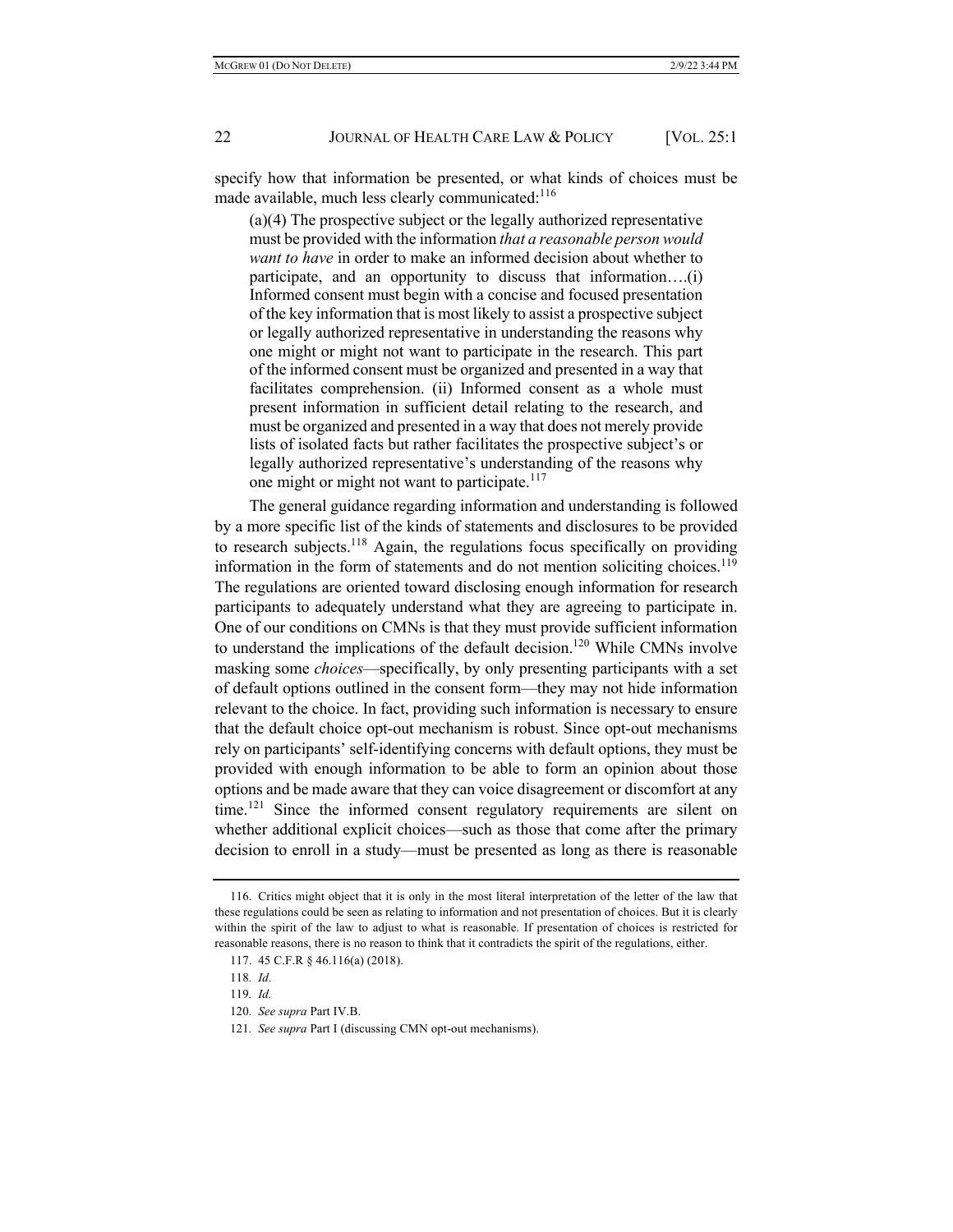specify how that information be presented, or what kinds of choices must be made available, much less clearly communicated:[116]

> (a)(4) The prospective subject or the legally authorized representative must be provided with the information *that a reasonable person would want to have* in order to make an informed decision about whether to participate, and an opportunity to discuss that information….(i) Informed consent must begin with a concise and focused presentation of the key information that is most likely to assist a prospective subject or legally authorized representative in understanding the reasons why one might or might not want to participate in the research. This part of the informed consent must be organized and presented in a way that facilitates comprehension. (ii) Informed consent as a whole must present information in sufficient detail relating to the research, and must be organized and presented in a way that does not merely provide lists of isolated facts but rather facilitates the prospective subject's or legally authorized representative's understanding of the reasons why one might or might not want to participate.[117]

The general guidance regarding information and understanding is followed by a more specific list of the kinds of statements and disclosures to be provided to research subjects.[118] Again, the regulations focus specifically on providing information in the form of statements and do not mention soliciting choices.[119] The regulations are oriented toward disclosing enough information for research participants to adequately understand what they are agreeing to participate in. One of our conditions on CMNs is that they must provide sufficient information to understand the implications of the default decision.[120] While CMNs involve masking some *choices*—specifically, by only presenting participants with a set of default options outlined in the consent form—they may not hide information relevant to the choice. In fact, providing such information is necessary to ensure that the default choice opt-out mechanism is robust. Since opt-out mechanisms rely on participants' self-identifying concerns with default options, they must be provided with enough information to be able to form an opinion about those options and be made aware that they can voice disagreement or discomfort at any time.[121] Since the informed consent regulatory requirements are silent on whether additional explicit choices—such as those that come after the primary decision to enroll in a study—must be presented as long as there is reasonable

---

116. Critics might object that it is only in the most literal interpretation of the letter of the law that these regulations could be seen as relating to information and not presentation of choices. But it is clearly within the spirit of the law to adjust to what is reasonable. If presentation of choices is restricted for reasonable reasons, there is no reason to think that it contradicts the spirit of the regulations, either.

117. 45 C.F.R § 46.116(a) (2018).

118. *Id.*

119. *Id.*

120. *See supra* Part IV.B.

121. *See supra* Part I (discussing CMN opt-out mechanisms).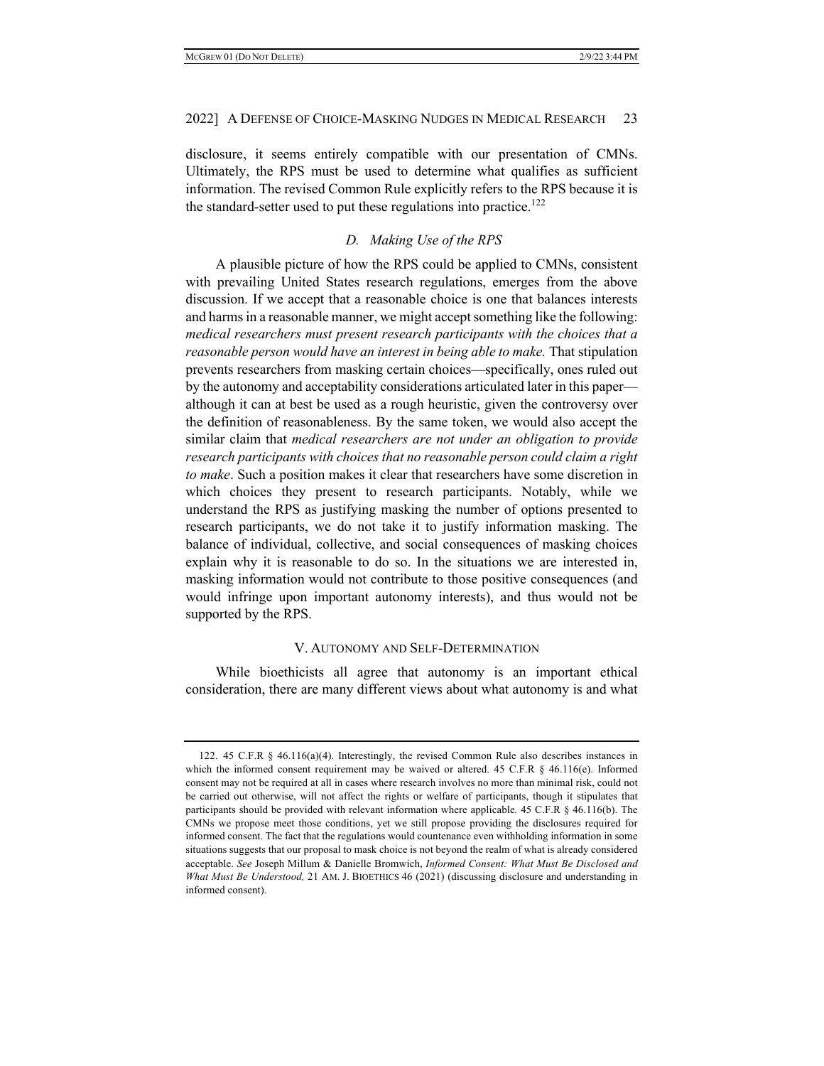disclosure, it seems entirely compatible with our presentation of CMNs. Ultimately, the RPS must be used to determine what qualifies as sufficient information. The revised Common Rule explicitly refers to the RPS because it is the standard-setter used to put these regulations into practice.[122]

### *D. Making Use of the RPS*

A plausible picture of how the RPS could be applied to CMNs, consistent with prevailing United States research regulations, emerges from the above discussion. If we accept that a reasonable choice is one that balances interests and harms in a reasonable manner, we might accept something like the following: *medical researchers must present research participants with the choices that a reasonable person would have an interest in being able to make.* That stipulation prevents researchers from masking certain choices—specifically, ones ruled out by the autonomy and acceptability considerations articulated later in this paper—although it can at best be used as a rough heuristic, given the controversy over the definition of reasonableness. By the same token, we would also accept the similar claim that *medical researchers are not under an obligation to provide research participants with choices that no reasonable person could claim a right to make*. Such a position makes it clear that researchers have some discretion in which choices they present to research participants. Notably, while we understand the RPS as justifying masking the number of options presented to research participants, we do not take it to justify information masking. The balance of individual, collective, and social consequences of masking choices explain why it is reasonable to do so. In the situations we are interested in, masking information would not contribute to those positive consequences (and would infringe upon important autonomy interests), and thus would not be supported by the RPS.

## V. Autonomy and Self-Determination

While bioethicists all agree that autonomy is an important ethical consideration, there are many different views about what autonomy is and what

---

122. 45 C.F.R § 46.116(a)(4). Interestingly, the revised Common Rule also describes instances in which the informed consent requirement may be waived or altered. 45 C.F.R § 46.116(e). Informed consent may not be required at all in cases where research involves no more than minimal risk, could not be carried out otherwise, will not affect the rights or welfare of participants, though it stipulates that participants should be provided with relevant information where applicable. 45 C.F.R § 46.116(b). The CMNs we propose meet those conditions, yet we still propose providing the disclosures required for informed consent. The fact that the regulations would countenance even withholding information in some situations suggests that our proposal to mask choice is not beyond the realm of what is already considered acceptable. *See* Joseph Millum & Danielle Bromwich, *Informed Consent: What Must Be Disclosed and What Must Be Understood,* 21 AM. J. BIOETHICS 46 (2021) (discussing disclosure and understanding in informed consent).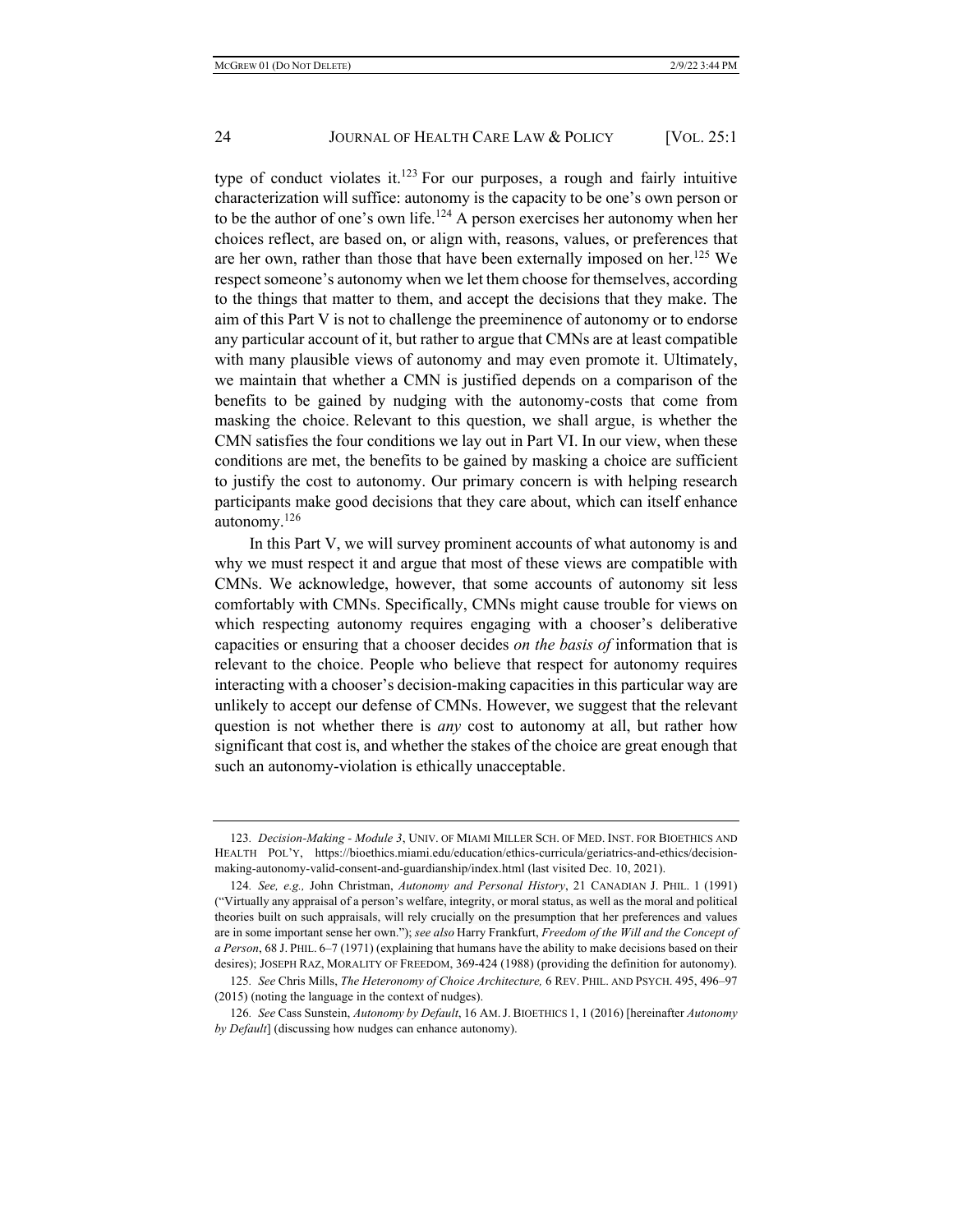type of conduct violates it.[123] For our purposes, a rough and fairly intuitive characterization will suffice: autonomy is the capacity to be one's own person or to be the author of one's own life.[124] A person exercises her autonomy when her choices reflect, are based on, or align with, reasons, values, or preferences that are her own, rather than those that have been externally imposed on her.[125] We respect someone's autonomy when we let them choose for themselves, according to the things that matter to them, and accept the decisions that they make. The aim of this Part V is not to challenge the preeminence of autonomy or to endorse any particular account of it, but rather to argue that CMNs are at least compatible with many plausible views of autonomy and may even promote it. Ultimately, we maintain that whether a CMN is justified depends on a comparison of the benefits to be gained by nudging with the autonomy-costs that come from masking the choice. Relevant to this question, we shall argue, is whether the CMN satisfies the four conditions we lay out in Part VI. In our view, when these conditions are met, the benefits to be gained by masking a choice are sufficient to justify the cost to autonomy. Our primary concern is with helping research participants make good decisions that they care about, which can itself enhance autonomy.[126]

In this Part V, we will survey prominent accounts of what autonomy is and why we must respect it and argue that most of these views are compatible with CMNs. We acknowledge, however, that some accounts of autonomy sit less comfortably with CMNs. Specifically, CMNs might cause trouble for views on which respecting autonomy requires engaging with a chooser's deliberative capacities or ensuring that a chooser decides *on the basis of* information that is relevant to the choice. People who believe that respect for autonomy requires interacting with a chooser's decision-making capacities in this particular way are unlikely to accept our defense of CMNs. However, we suggest that the relevant question is not whether there is *any* cost to autonomy at all, but rather how significant that cost is, and whether the stakes of the choice are great enough that such an autonomy-violation is ethically unacceptable.

---

123. *Decision-Making - Module 3*, UNIV. OF MIAMI MILLER SCH. OF MED. INST. FOR BIOETHICS AND HEALTH POL'Y, https://bioethics.miami.edu/education/ethics-curricula/geriatrics-and-ethics/decision-making-autonomy-valid-consent-and-guardianship/index.html (last visited Dec. 10, 2021).

124. *See, e.g.,* John Christman, *Autonomy and Personal History*, 21 CANADIAN J. PHIL. 1 (1991) ("Virtually any appraisal of a person's welfare, integrity, or moral status, as well as the moral and political theories built on such appraisals, will rely crucially on the presumption that her preferences and values are in some important sense her own."); *see also* Harry Frankfurt, *Freedom of the Will and the Concept of a Person*, 68 J. PHIL. 6–7 (1971) (explaining that humans have the ability to make decisions based on their desires); JOSEPH RAZ, MORALITY OF FREEDOM, 369-424 (1988) (providing the definition for autonomy).

125. *See* Chris Mills, *The Heteronomy of Choice Architecture,* 6 REV. PHIL. AND PSYCH. 495, 496–97 (2015) (noting the language in the context of nudges).

126. *See* Cass Sunstein, *Autonomy by Default*, 16 AM. J. BIOETHICS 1, 1 (2016) [hereinafter *Autonomy by Default*] (discussing how nudges can enhance autonomy).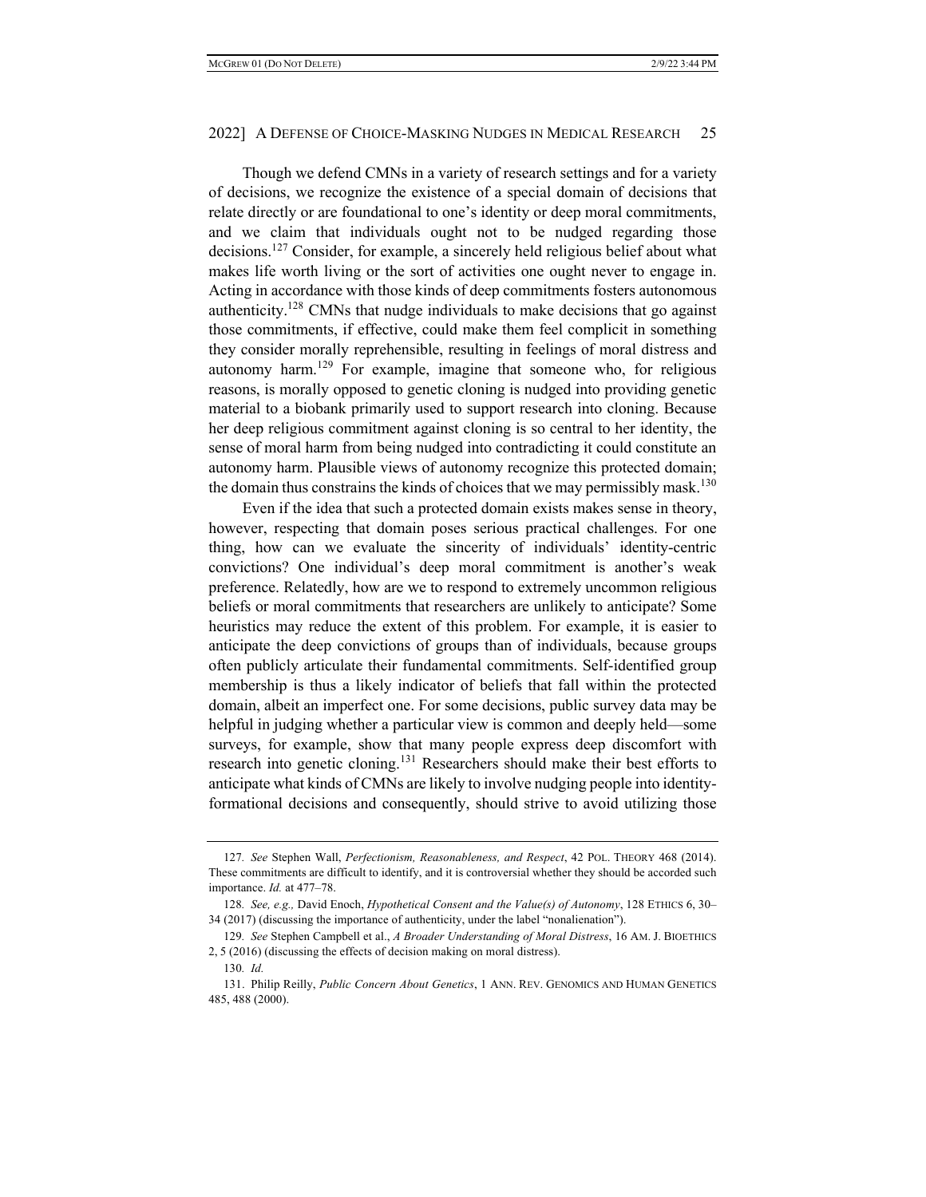Though we defend CMNs in a variety of research settings and for a variety of decisions, we recognize the existence of a special domain of decisions that relate directly or are foundational to one's identity or deep moral commitments, and we claim that individuals ought not to be nudged regarding those decisions.[127] Consider, for example, a sincerely held religious belief about what makes life worth living or the sort of activities one ought never to engage in. Acting in accordance with those kinds of deep commitments fosters autonomous authenticity.[128] CMNs that nudge individuals to make decisions that go against those commitments, if effective, could make them feel complicit in something they consider morally reprehensible, resulting in feelings of moral distress and autonomy harm.[129] For example, imagine that someone who, for religious reasons, is morally opposed to genetic cloning is nudged into providing genetic material to a biobank primarily used to support research into cloning. Because her deep religious commitment against cloning is so central to her identity, the sense of moral harm from being nudged into contradicting it could constitute an autonomy harm. Plausible views of autonomy recognize this protected domain; the domain thus constrains the kinds of choices that we may permissibly mask.[130]

Even if the idea that such a protected domain exists makes sense in theory, however, respecting that domain poses serious practical challenges. For one thing, how can we evaluate the sincerity of individuals' identity-centric convictions? One individual's deep moral commitment is another's weak preference. Relatedly, how are we to respond to extremely uncommon religious beliefs or moral commitments that researchers are unlikely to anticipate? Some heuristics may reduce the extent of this problem. For example, it is easier to anticipate the deep convictions of groups than of individuals, because groups often publicly articulate their fundamental commitments. Self-identified group membership is thus a likely indicator of beliefs that fall within the protected domain, albeit an imperfect one. For some decisions, public survey data may be helpful in judging whether a particular view is common and deeply held—some surveys, for example, show that many people express deep discomfort with research into genetic cloning.[131] Researchers should make their best efforts to anticipate what kinds of CMNs are likely to involve nudging people into identity-formational decisions and consequently, should strive to avoid utilizing those

---

127. *See* Stephen Wall, *Perfectionism, Reasonableness, and Respect*, 42 POL. THEORY 468 (2014). These commitments are difficult to identify, and it is controversial whether they should be accorded such importance. *Id.* at 477–78.

128. *See, e.g.,* David Enoch, *Hypothetical Consent and the Value(s) of Autonomy*, 128 ETHICS 6, 30–34 (2017) (discussing the importance of authenticity, under the label "nonalienation").

129. *See* Stephen Campbell et al., *A Broader Understanding of Moral Distress*, 16 AM. J. BIOETHICS 2, 5 (2016) (discussing the effects of decision making on moral distress).

130. *Id.*

131. Philip Reilly, *Public Concern About Genetics*, 1 ANN. REV. GENOMICS AND HUMAN GENETICS 485, 488 (2000).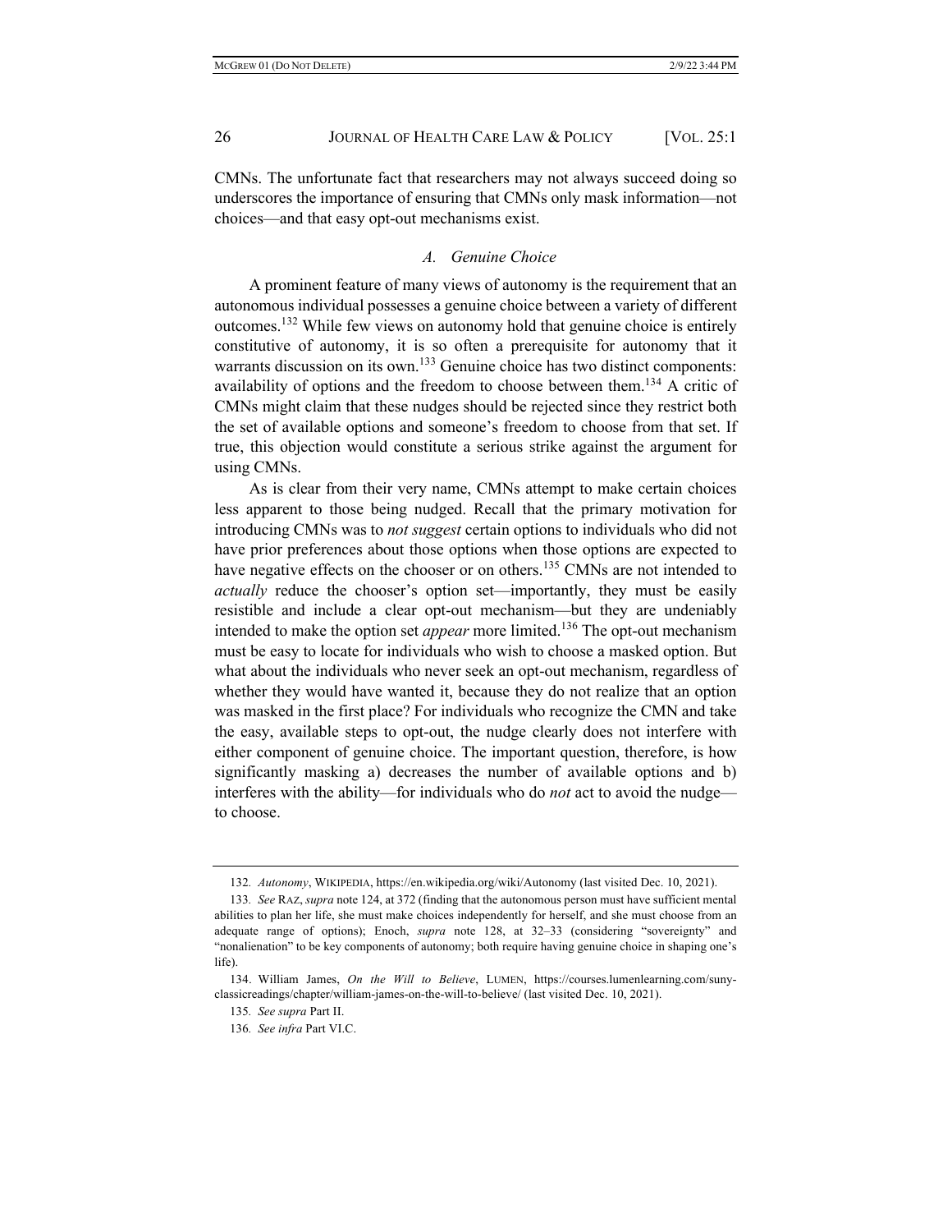CMNs. The unfortunate fact that researchers may not always succeed doing so underscores the importance of ensuring that CMNs only mask information—not choices—and that easy opt-out mechanisms exist.

### *A. Genuine Choice*

A prominent feature of many views of autonomy is the requirement that an autonomous individual possesses a genuine choice between a variety of different outcomes.[132] While few views on autonomy hold that genuine choice is entirely constitutive of autonomy, it is so often a prerequisite for autonomy that it warrants discussion on its own.[133] Genuine choice has two distinct components: availability of options and the freedom to choose between them.[134] A critic of CMNs might claim that these nudges should be rejected since they restrict both the set of available options and someone's freedom to choose from that set. If true, this objection would constitute a serious strike against the argument for using CMNs.

As is clear from their very name, CMNs attempt to make certain choices less apparent to those being nudged. Recall that the primary motivation for introducing CMNs was to *not suggest* certain options to individuals who did not have prior preferences about those options when those options are expected to have negative effects on the chooser or on others.[135] CMNs are not intended to *actually* reduce the chooser's option set—importantly, they must be easily resistible and include a clear opt-out mechanism—but they are undeniably intended to make the option set *appear* more limited.[136] The opt-out mechanism must be easy to locate for individuals who wish to choose a masked option. But what about the individuals who never seek an opt-out mechanism, regardless of whether they would have wanted it, because they do not realize that an option was masked in the first place? For individuals who recognize the CMN and take the easy, available steps to opt-out, the nudge clearly does not interfere with either component of genuine choice. The important question, therefore, is how significantly masking a) decreases the number of available options and b) interferes with the ability—for individuals who do *not* act to avoid the nudge—to choose.

---

132. *Autonomy*, WIKIPEDIA, https://en.wikipedia.org/wiki/Autonomy (last visited Dec. 10, 2021).

133. *See* RAZ, *supra* note 124, at 372 (finding that the autonomous person must have sufficient mental abilities to plan her life, she must make choices independently for herself, and she must choose from an adequate range of options); Enoch, *supra* note 128, at 32–33 (considering "sovereignty" and "nonalienation" to be key components of autonomy; both require having genuine choice in shaping one's life).

134. William James, *On the Will to Believe*, LUMEN, https://courses.lumenlearning.com/suny-classicreadings/chapter/william-james-on-the-will-to-believe/ (last visited Dec. 10, 2021).

135. *See supra* Part II.

136. *See infra* Part VI.C.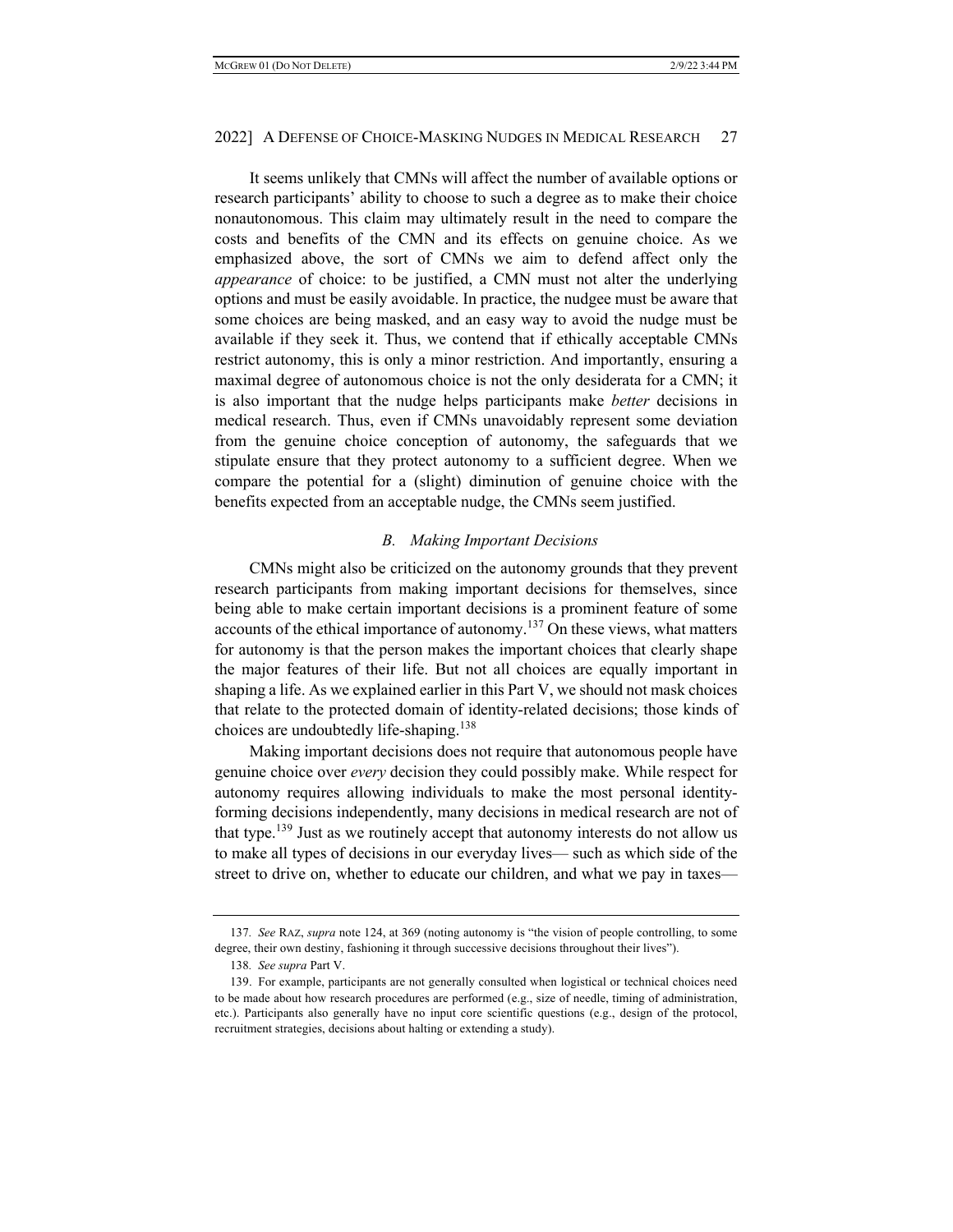It seems unlikely that CMNs will affect the number of available options or research participants' ability to choose to such a degree as to make their choice nonautonomous. This claim may ultimately result in the need to compare the costs and benefits of the CMN and its effects on genuine choice. As we emphasized above, the sort of CMNs we aim to defend affect only the *appearance* of choice: to be justified, a CMN must not alter the underlying options and must be easily avoidable. In practice, the nudgee must be aware that some choices are being masked, and an easy way to avoid the nudge must be available if they seek it. Thus, we contend that if ethically acceptable CMNs restrict autonomy, this is only a minor restriction. And importantly, ensuring a maximal degree of autonomous choice is not the only desiderata for a CMN; it is also important that the nudge helps participants make *better* decisions in medical research. Thus, even if CMNs unavoidably represent some deviation from the genuine choice conception of autonomy, the safeguards that we stipulate ensure that they protect autonomy to a sufficient degree. When we compare the potential for a (slight) diminution of genuine choice with the benefits expected from an acceptable nudge, the CMNs seem justified.

### *B. Making Important Decisions*

CMNs might also be criticized on the autonomy grounds that they prevent research participants from making important decisions for themselves, since being able to make certain important decisions is a prominent feature of some accounts of the ethical importance of autonomy.[137] On these views, what matters for autonomy is that the person makes the important choices that clearly shape the major features of their life. But not all choices are equally important in shaping a life. As we explained earlier in this Part V, we should not mask choices that relate to the protected domain of identity-related decisions; those kinds of choices are undoubtedly life-shaping.[138]

Making important decisions does not require that autonomous people have genuine choice over *every* decision they could possibly make. While respect for autonomy requires allowing individuals to make the most personal identity-forming decisions independently, many decisions in medical research are not of that type.[139] Just as we routinely accept that autonomy interests do not allow us to make all types of decisions in our everyday lives— such as which side of the street to drive on, whether to educate our children, and what we pay in taxes—

---

137. *See* RAZ, *supra* note 124, at 369 (noting autonomy is "the vision of people controlling, to some degree, their own destiny, fashioning it through successive decisions throughout their lives").

138. *See supra* Part V.

139. For example, participants are not generally consulted when logistical or technical choices need to be made about how research procedures are performed (e.g., size of needle, timing of administration, etc.). Participants also generally have no input core scientific questions (e.g., design of the protocol, recruitment strategies, decisions about halting or extending a study).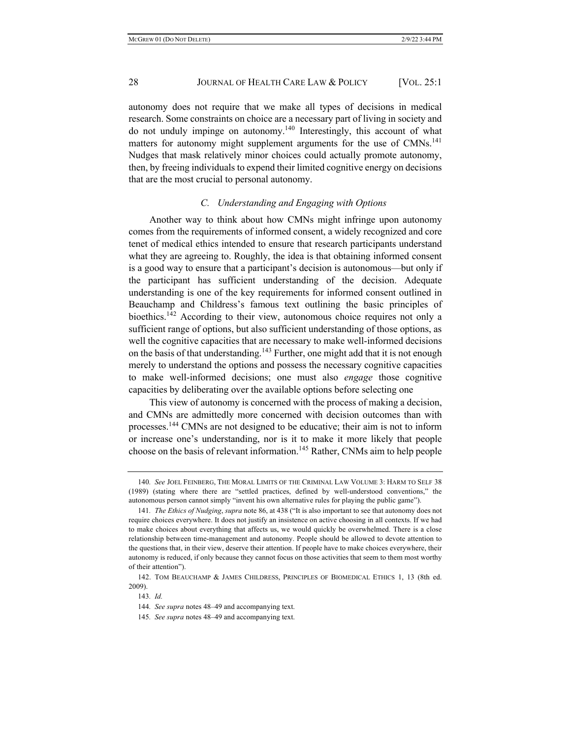autonomy does not require that we make all types of decisions in medical research. Some constraints on choice are a necessary part of living in society and do not unduly impinge on autonomy.[140] Interestingly, this account of what matters for autonomy might supplement arguments for the use of CMNs.[141] Nudges that mask relatively minor choices could actually promote autonomy, then, by freeing individuals to expend their limited cognitive energy on decisions that are the most crucial to personal autonomy.

### *C. Understanding and Engaging with Options*

Another way to think about how CMNs might infringe upon autonomy comes from the requirements of informed consent, a widely recognized and core tenet of medical ethics intended to ensure that research participants understand what they are agreeing to. Roughly, the idea is that obtaining informed consent is a good way to ensure that a participant's decision is autonomous—but only if the participant has sufficient understanding of the decision. Adequate understanding is one of the key requirements for informed consent outlined in Beauchamp and Childress's famous text outlining the basic principles of bioethics.[142] According to their view, autonomous choice requires not only a sufficient range of options, but also sufficient understanding of those options, as well the cognitive capacities that are necessary to make well-informed decisions on the basis of that understanding.[143] Further, one might add that it is not enough merely to understand the options and possess the necessary cognitive capacities to make well-informed decisions; one must also *engage* those cognitive capacities by deliberating over the available options before selecting one

This view of autonomy is concerned with the process of making a decision, and CMNs are admittedly more concerned with decision outcomes than with processes.[144] CMNs are not designed to be educative; their aim is not to inform or increase one's understanding, nor is it to make it more likely that people choose on the basis of relevant information.[145] Rather, CNMs aim to help people

---

140. *See* JOEL FEINBERG, THE MORAL LIMITS OF THE CRIMINAL LAW VOLUME 3: HARM TO SELF 38 (1989) (stating where there are "settled practices, defined by well-understood conventions," the autonomous person cannot simply "invent his own alternative rules for playing the public game").

141. *The Ethics of Nudging*, *supra* note 86, at 438 ("It is also important to see that autonomy does not require choices everywhere. It does not justify an insistence on active choosing in all contexts. If we had to make choices about everything that affects us, we would quickly be overwhelmed. There is a close relationship between time-management and autonomy. People should be allowed to devote attention to the questions that, in their view, deserve their attention. If people have to make choices everywhere, their autonomy is reduced, if only because they cannot focus on those activities that seem to them most worthy of their attention").

142. TOM BEAUCHAMP & JAMES CHILDRESS, PRINCIPLES OF BIOMEDICAL ETHICS 1, 13 (8th ed. 2009).

143. *Id.*

144. *See supra* notes 48–49 and accompanying text.

145. *See supra* notes 48–49 and accompanying text.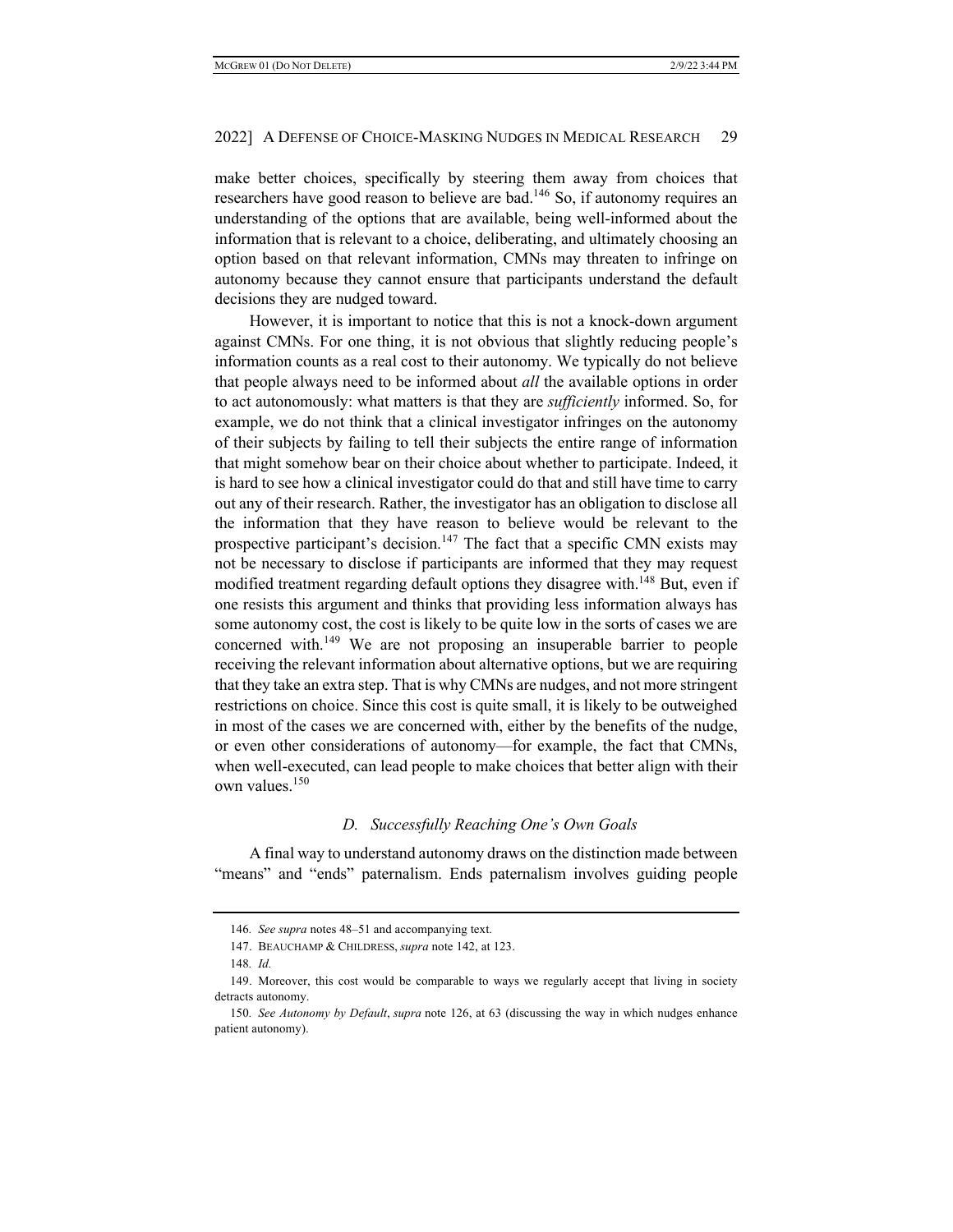make better choices, specifically by steering them away from choices that researchers have good reason to believe are bad.[146] So, if autonomy requires an understanding of the options that are available, being well-informed about the information that is relevant to a choice, deliberating, and ultimately choosing an option based on that relevant information, CMNs may threaten to infringe on autonomy because they cannot ensure that participants understand the default decisions they are nudged toward.

However, it is important to notice that this is not a knock-down argument against CMNs. For one thing, it is not obvious that slightly reducing people's information counts as a real cost to their autonomy. We typically do not believe that people always need to be informed about *all* the available options in order to act autonomously: what matters is that they are *sufficiently* informed. So, for example, we do not think that a clinical investigator infringes on the autonomy of their subjects by failing to tell their subjects the entire range of information that might somehow bear on their choice about whether to participate. Indeed, it is hard to see how a clinical investigator could do that and still have time to carry out any of their research. Rather, the investigator has an obligation to disclose all the information that they have reason to believe would be relevant to the prospective participant's decision.[147] The fact that a specific CMN exists may not be necessary to disclose if participants are informed that they may request modified treatment regarding default options they disagree with.[148] But, even if one resists this argument and thinks that providing less information always has some autonomy cost, the cost is likely to be quite low in the sorts of cases we are concerned with.[149] We are not proposing an insuperable barrier to people receiving the relevant information about alternative options, but we are requiring that they take an extra step. That is why CMNs are nudges, and not more stringent restrictions on choice. Since this cost is quite small, it is likely to be outweighed in most of the cases we are concerned with, either by the benefits of the nudge, or even other considerations of autonomy—for example, the fact that CMNs, when well-executed, can lead people to make choices that better align with their own values.[150]

### *D. Successfully Reaching One's Own Goals*

A final way to understand autonomy draws on the distinction made between "means" and "ends" paternalism. Ends paternalism involves guiding people

---

146. *See supra* notes 48–51 and accompanying text.

147. BEAUCHAMP & CHILDRESS, *supra* note 142, at 123.

148. *Id.*

149. Moreover, this cost would be comparable to ways we regularly accept that living in society detracts autonomy.

150. *See Autonomy by Default*, *supra* note 126, at 63 (discussing the way in which nudges enhance patient autonomy).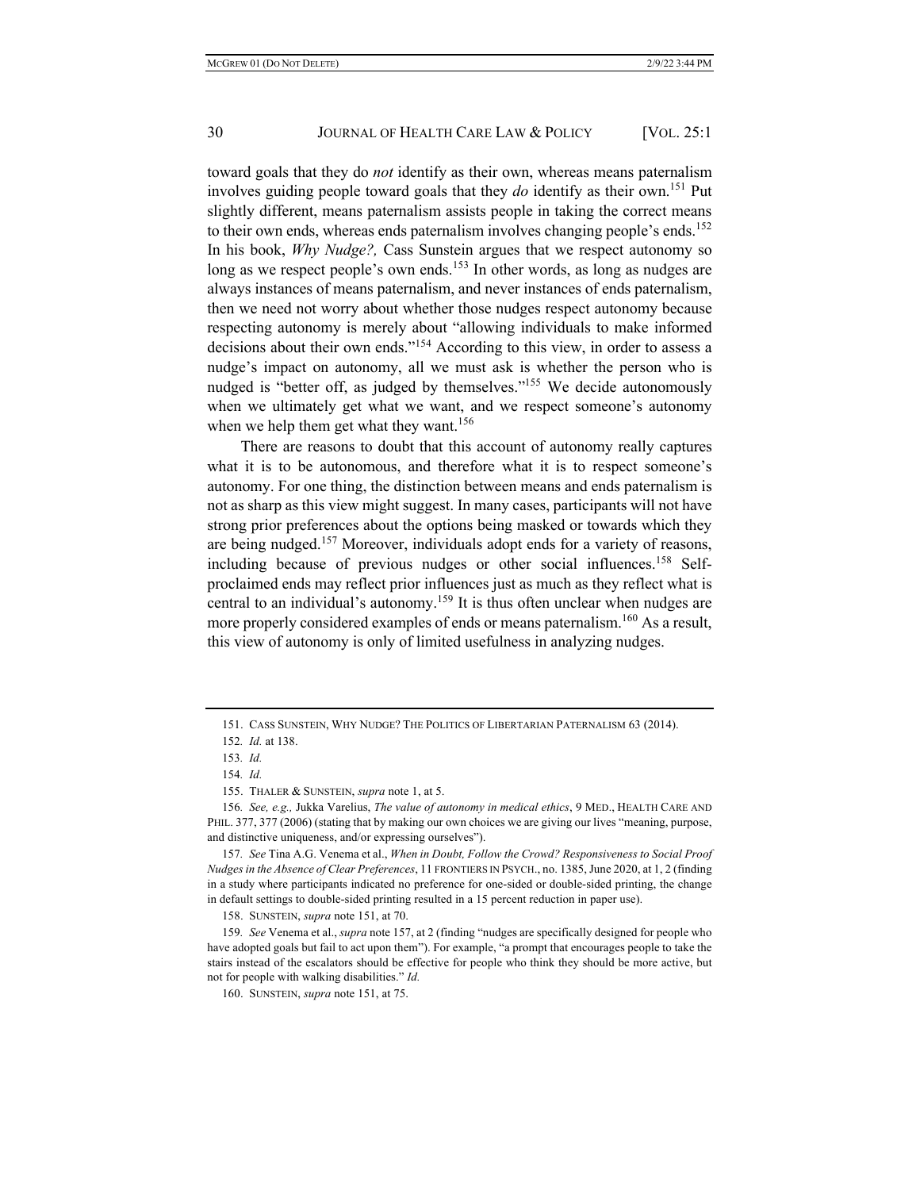toward goals that they do *not* identify as their own, whereas means paternalism involves guiding people toward goals that they *do* identify as their own.[151] Put slightly different, means paternalism assists people in taking the correct means to their own ends, whereas ends paternalism involves changing people's ends.[152] In his book, *Why Nudge?,* Cass Sunstein argues that we respect autonomy so long as we respect people's own ends.[153] In other words, as long as nudges are always instances of means paternalism, and never instances of ends paternalism, then we need not worry about whether those nudges respect autonomy because respecting autonomy is merely about "allowing individuals to make informed decisions about their own ends."[154] According to this view, in order to assess a nudge's impact on autonomy, all we must ask is whether the person who is nudged is "better off, as judged by themselves."[155] We decide autonomously when we ultimately get what we want, and we respect someone's autonomy when we help them get what they want.[156]

There are reasons to doubt that this account of autonomy really captures what it is to be autonomous, and therefore what it is to respect someone's autonomy. For one thing, the distinction between means and ends paternalism is not as sharp as this view might suggest. In many cases, participants will not have strong prior preferences about the options being masked or towards which they are being nudged.[157] Moreover, individuals adopt ends for a variety of reasons, including because of previous nudges or other social influences.[158] Self-proclaimed ends may reflect prior influences just as much as they reflect what is central to an individual's autonomy.[159] It is thus often unclear when nudges are more properly considered examples of ends or means paternalism.[160] As a result, this view of autonomy is only of limited usefulness in analyzing nudges.

---

151. CASS SUNSTEIN, WHY NUDGE? THE POLITICS OF LIBERTARIAN PATERNALISM 63 (2014).

152. *Id.* at 138.

153. *Id.*

154. *Id.*

155. THALER & SUNSTEIN, *supra* note 1, at 5.

156. *See, e.g.,* Jukka Varelius, *The value of autonomy in medical ethics*, 9 MED., HEALTH CARE AND PHIL. 377, 377 (2006) (stating that by making our own choices we are giving our lives "meaning, purpose, and distinctive uniqueness, and/or expressing ourselves").

157. *See* Tina A.G. Venema et al., *When in Doubt, Follow the Crowd? Responsiveness to Social Proof Nudges in the Absence of Clear Preferences*, 11 FRONTIERS IN PSYCH., no. 1385, June 2020, at 1, 2 (finding in a study where participants indicated no preference for one-sided or double-sided printing, the change in default settings to double-sided printing resulted in a 15 percent reduction in paper use).

158. SUNSTEIN, *supra* note 151, at 70.

159. *See* Venema et al., *supra* note 157, at 2 (finding "nudges are specifically designed for people who have adopted goals but fail to act upon them"). For example, "a prompt that encourages people to take the stairs instead of the escalators should be effective for people who think they should be more active, but not for people with walking disabilities." *Id.*

160. SUNSTEIN, *supra* note 151, at 75.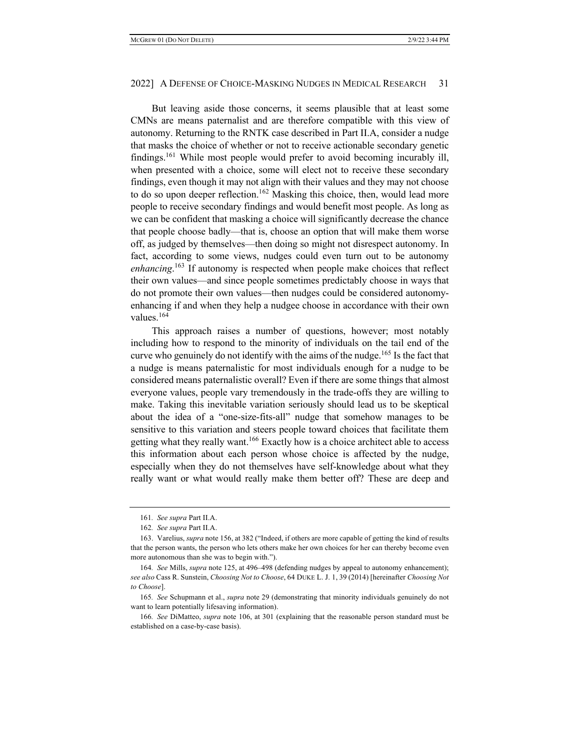But leaving aside those concerns, it seems plausible that at least some CMNs are means paternalist and are therefore compatible with this view of autonomy. Returning to the RNTK case described in Part II.A, consider a nudge that masks the choice of whether or not to receive actionable secondary genetic findings.[161] While most people would prefer to avoid becoming incurably ill, when presented with a choice, some will elect not to receive these secondary findings, even though it may not align with their values and they may not choose to do so upon deeper reflection.[162] Masking this choice, then, would lead more people to receive secondary findings and would benefit most people. As long as we can be confident that masking a choice will significantly decrease the chance that people choose badly—that is, choose an option that will make them worse off, as judged by themselves—then doing so might not disrespect autonomy. In fact, according to some views, nudges could even turn out to be autonomy *enhancing*.[163] If autonomy is respected when people make choices that reflect their own values—and since people sometimes predictably choose in ways that do not promote their own values—then nudges could be considered autonomy-enhancing if and when they help a nudgee choose in accordance with their own values.[164]

This approach raises a number of questions, however; most notably including how to respond to the minority of individuals on the tail end of the curve who genuinely do not identify with the aims of the nudge.[165] Is the fact that a nudge is means paternalistic for most individuals enough for a nudge to be considered means paternalistic overall? Even if there are some things that almost everyone values, people vary tremendously in the trade-offs they are willing to make. Taking this inevitable variation seriously should lead us to be skeptical about the idea of a "one-size-fits-all" nudge that somehow manages to be sensitive to this variation and steers people toward choices that facilitate them getting what they really want.[166] Exactly how is a choice architect able to access this information about each person whose choice is affected by the nudge, especially when they do not themselves have self-knowledge about what they really want or what would really make them better off? These are deep and

---

161. *See supra* Part II.A.

162. *See supra* Part II.A.

163. Varelius, *supra* note 156, at 382 ("Indeed, if others are more capable of getting the kind of results that the person wants, the person who lets others make her own choices for her can thereby become even more autonomous than she was to begin with.").

164. *See* Mills, *supra* note 125, at 496–498 (defending nudges by appeal to autonomy enhancement); *see also* Cass R. Sunstein, *Choosing Not to Choose*, 64 DUKE L. J. 1, 39 (2014) [hereinafter *Choosing Not to Choose*].

165. *See* Schupmann et al., *supra* note 29 (demonstrating that minority individuals genuinely do not want to learn potentially lifesaving information).

166. *See* DiMatteo, *supra* note 106, at 301 (explaining that the reasonable person standard must be established on a case-by-case basis).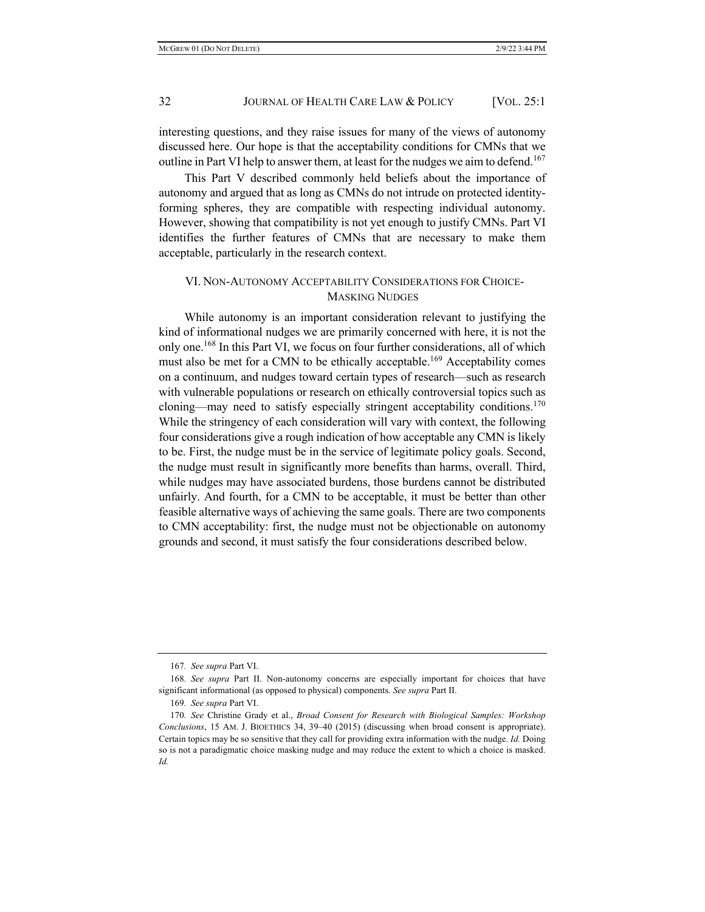interesting questions, and they raise issues for many of the views of autonomy discussed here. Our hope is that the acceptability conditions for CMNs that we outline in Part VI help to answer them, at least for the nudges we aim to defend.[167]

This Part V described commonly held beliefs about the importance of autonomy and argued that as long as CMNs do not intrude on protected identity-forming spheres, they are compatible with respecting individual autonomy. However, showing that compatibility is not yet enough to justify CMNs. Part VI identifies the further features of CMNs that are necessary to make them acceptable, particularly in the research context.

## VI. Non-Autonomy Acceptability Considerations for Choice-Masking Nudges

While autonomy is an important consideration relevant to justifying the kind of informational nudges we are primarily concerned with here, it is not the only one.[168] In this Part VI, we focus on four further considerations, all of which must also be met for a CMN to be ethically acceptable.[169] Acceptability comes on a continuum, and nudges toward certain types of research—such as research with vulnerable populations or research on ethically controversial topics such as cloning—may need to satisfy especially stringent acceptability conditions.[170] While the stringency of each consideration will vary with context, the following four considerations give a rough indication of how acceptable any CMN is likely to be. First, the nudge must be in the service of legitimate policy goals. Second, the nudge must result in significantly more benefits than harms, overall. Third, while nudges may have associated burdens, those burdens cannot be distributed unfairly. And fourth, for a CMN to be acceptable, it must be better than other feasible alternative ways of achieving the same goals. There are two components to CMN acceptability: first, the nudge must not be objectionable on autonomy grounds and second, it must satisfy the four considerations described below.

---

167. *See supra* Part VI.

168. *See supra* Part II. Non-autonomy concerns are especially important for choices that have significant informational (as opposed to physical) components. *See supra* Part II.

169. *See supra* Part VI.

170. *See* Christine Grady et al., *Broad Consent for Research with Biological Samples: Workshop Conclusions*, 15 Am. J. Bioethics 34, 39–40 (2015) (discussing when broad consent is appropriate). Certain topics may be so sensitive that they call for providing extra information with the nudge. *Id.* Doing so is not a paradigmatic choice masking nudge and may reduce the extent to which a choice is masked. *Id.*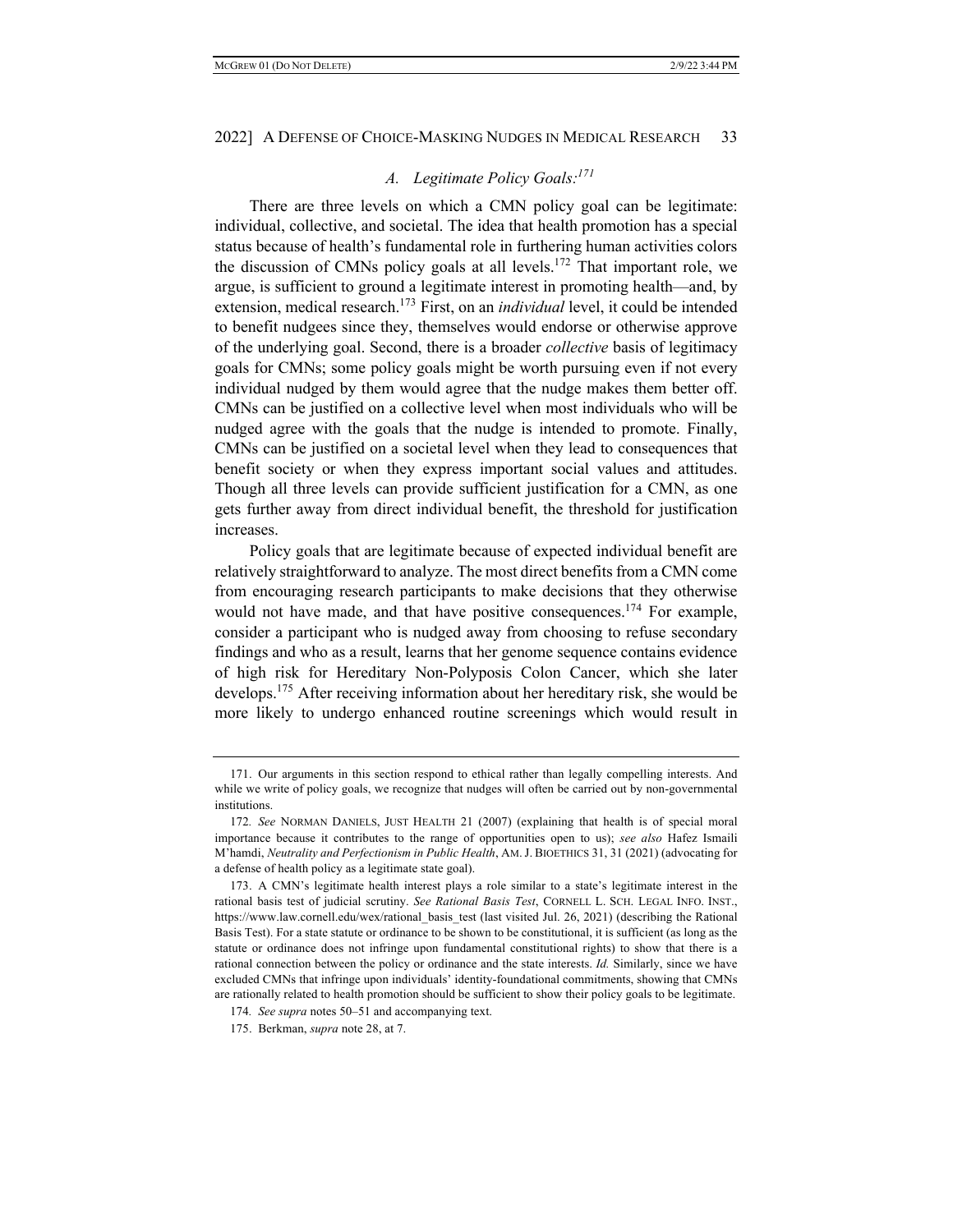### *A. Legitimate Policy Goals:*[171]

There are three levels on which a CMN policy goal can be legitimate: individual, collective, and societal. The idea that health promotion has a special status because of health's fundamental role in furthering human activities colors the discussion of CMNs policy goals at all levels.[172] That important role, we argue, is sufficient to ground a legitimate interest in promoting health—and, by extension, medical research.[173] First, on an *individual* level, it could be intended to benefit nudgees since they, themselves would endorse or otherwise approve of the underlying goal. Second, there is a broader *collective* basis of legitimacy goals for CMNs; some policy goals might be worth pursuing even if not every individual nudged by them would agree that the nudge makes them better off. CMNs can be justified on a collective level when most individuals who will be nudged agree with the goals that the nudge is intended to promote. Finally, CMNs can be justified on a societal level when they lead to consequences that benefit society or when they express important social values and attitudes. Though all three levels can provide sufficient justification for a CMN, as one gets further away from direct individual benefit, the threshold for justification increases.

Policy goals that are legitimate because of expected individual benefit are relatively straightforward to analyze. The most direct benefits from a CMN come from encouraging research participants to make decisions that they otherwise would not have made, and that have positive consequences.[174] For example, consider a participant who is nudged away from choosing to refuse secondary findings and who as a result, learns that her genome sequence contains evidence of high risk for Hereditary Non-Polyposis Colon Cancer, which she later develops.[175] After receiving information about her hereditary risk, she would be more likely to undergo enhanced routine screenings which would result in

---

171. Our arguments in this section respond to ethical rather than legally compelling interests. And while we write of policy goals, we recognize that nudges will often be carried out by non-governmental institutions.

172. *See* NORMAN DANIELS, JUST HEALTH 21 (2007) (explaining that health is of special moral importance because it contributes to the range of opportunities open to us); *see also* Hafez Ismaili M'hamdi, *Neutrality and Perfectionism in Public Health*, AM. J. BIOETHICS 31, 31 (2021) (advocating for a defense of health policy as a legitimate state goal).

173. A CMN's legitimate health interest plays a role similar to a state's legitimate interest in the rational basis test of judicial scrutiny. *See Rational Basis Test*, CORNELL L. SCH. LEGAL INFO. INST., https://www.law.cornell.edu/wex/rational_basis_test (last visited Jul. 26, 2021) (describing the Rational Basis Test). For a state statute or ordinance to be shown to be constitutional, it is sufficient (as long as the statute or ordinance does not infringe upon fundamental constitutional rights) to show that there is a rational connection between the policy or ordinance and the state interests. *Id.* Similarly, since we have excluded CMNs that infringe upon individuals' identity-foundational commitments, showing that CMNs are rationally related to health promotion should be sufficient to show their policy goals to be legitimate.

174. *See supra* notes 50–51 and accompanying text.

175. Berkman, *supra* note 28, at 7.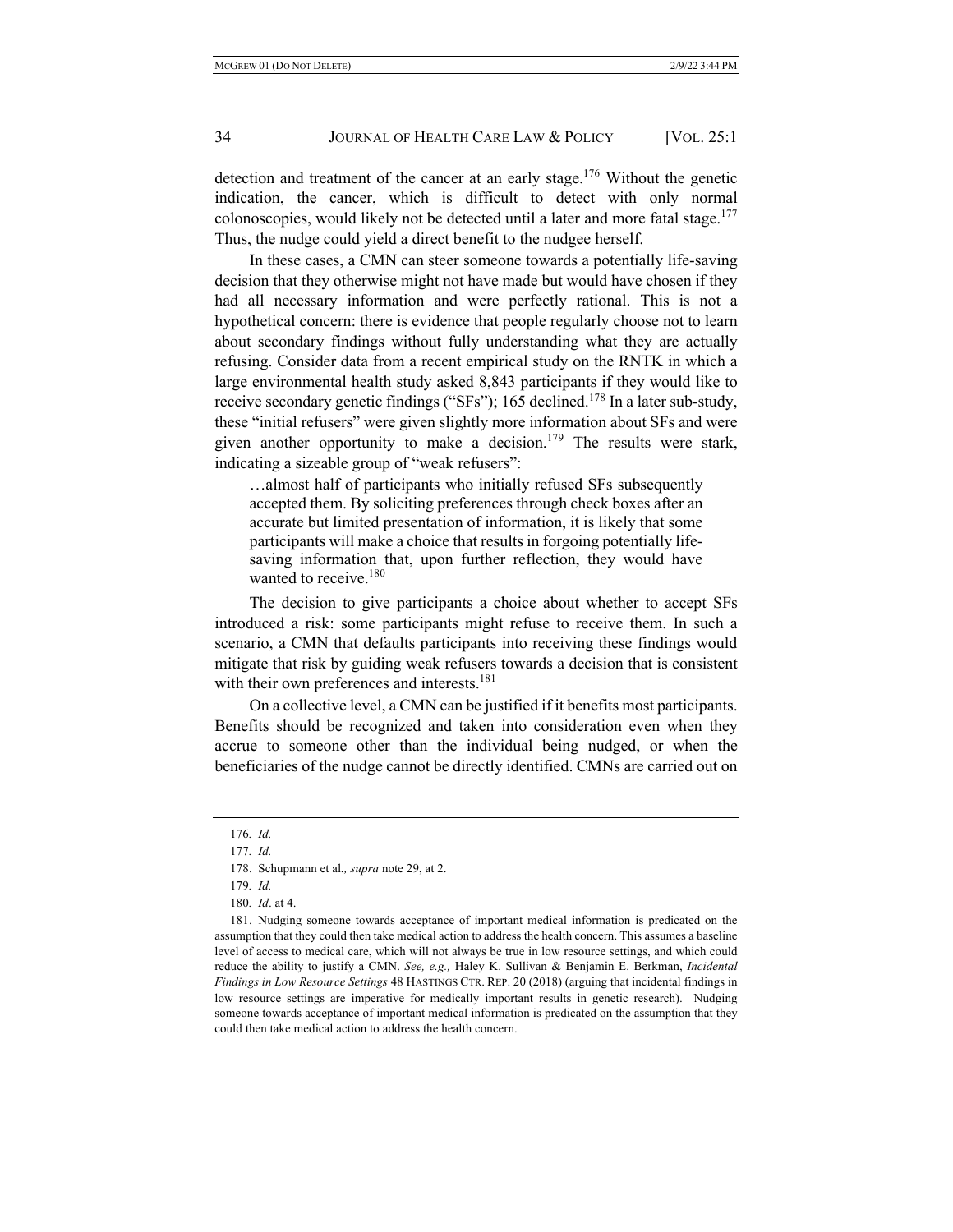detection and treatment of the cancer at an early stage.[176] Without the genetic indication, the cancer, which is difficult to detect with only normal colonoscopies, would likely not be detected until a later and more fatal stage.[177] Thus, the nudge could yield a direct benefit to the nudgee herself.

In these cases, a CMN can steer someone towards a potentially life-saving decision that they otherwise might not have made but would have chosen if they had all necessary information and were perfectly rational. This is not a hypothetical concern: there is evidence that people regularly choose not to learn about secondary findings without fully understanding what they are actually refusing. Consider data from a recent empirical study on the RNTK in which a large environmental health study asked 8,843 participants if they would like to receive secondary genetic findings ("SFs"); 165 declined.[178] In a later sub-study, these "initial refusers" were given slightly more information about SFs and were given another opportunity to make a decision.[179] The results were stark, indicating a sizeable group of "weak refusers":

> …almost half of participants who initially refused SFs subsequently accepted them. By soliciting preferences through check boxes after an accurate but limited presentation of information, it is likely that some participants will make a choice that results in forgoing potentially life-saving information that, upon further reflection, they would have wanted to receive.[180]

The decision to give participants a choice about whether to accept SFs introduced a risk: some participants might refuse to receive them. In such a scenario, a CMN that defaults participants into receiving these findings would mitigate that risk by guiding weak refusers towards a decision that is consistent with their own preferences and interests.[181]

On a collective level, a CMN can be justified if it benefits most participants. Benefits should be recognized and taken into consideration even when they accrue to someone other than the individual being nudged, or when the beneficiaries of the nudge cannot be directly identified. CMNs are carried out on

---

176. *Id.*

177. *Id.*

178. Schupmann et al.*, supra* note 29, at 2.

179. *Id.*

180. *Id*. at 4.

181. Nudging someone towards acceptance of important medical information is predicated on the assumption that they could then take medical action to address the health concern. This assumes a baseline level of access to medical care, which will not always be true in low resource settings, and which could reduce the ability to justify a CMN. *See, e.g.,* Haley K. Sullivan & Benjamin E. Berkman, *Incidental Findings in Low Resource Settings* 48 HASTINGS CTR. REP. 20 (2018) (arguing that incidental findings in low resource settings are imperative for medically important results in genetic research). Nudging someone towards acceptance of important medical information is predicated on the assumption that they could then take medical action to address the health concern.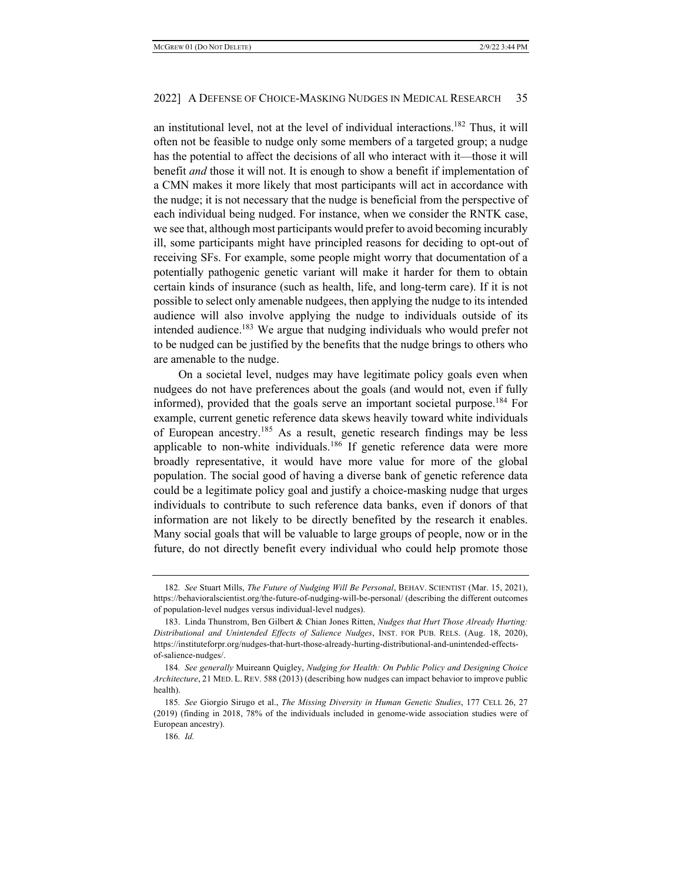an institutional level, not at the level of individual interactions.[182] Thus, it will often not be feasible to nudge only some members of a targeted group; a nudge has the potential to affect the decisions of all who interact with it—those it will benefit *and* those it will not. It is enough to show a benefit if implementation of a CMN makes it more likely that most participants will act in accordance with the nudge; it is not necessary that the nudge is beneficial from the perspective of each individual being nudged. For instance, when we consider the RNTK case, we see that, although most participants would prefer to avoid becoming incurably ill, some participants might have principled reasons for deciding to opt-out of receiving SFs. For example, some people might worry that documentation of a potentially pathogenic genetic variant will make it harder for them to obtain certain kinds of insurance (such as health, life, and long-term care). If it is not possible to select only amenable nudgees, then applying the nudge to its intended audience will also involve applying the nudge to individuals outside of its intended audience.[183] We argue that nudging individuals who would prefer not to be nudged can be justified by the benefits that the nudge brings to others who are amenable to the nudge.

On a societal level, nudges may have legitimate policy goals even when nudgees do not have preferences about the goals (and would not, even if fully informed), provided that the goals serve an important societal purpose.[184] For example, current genetic reference data skews heavily toward white individuals of European ancestry.[185] As a result, genetic research findings may be less applicable to non-white individuals.[186] If genetic reference data were more broadly representative, it would have more value for more of the global population. The social good of having a diverse bank of genetic reference data could be a legitimate policy goal and justify a choice-masking nudge that urges individuals to contribute to such reference data banks, even if donors of that information are not likely to be directly benefited by the research it enables. Many social goals that will be valuable to large groups of people, now or in the future, do not directly benefit every individual who could help promote those

---

182. *See* Stuart Mills, *The Future of Nudging Will Be Personal*, BEHAV. SCIENTIST (Mar. 15, 2021), https://behavioralscientist.org/the-future-of-nudging-will-be-personal/ (describing the different outcomes of population-level nudges versus individual-level nudges).

183. Linda Thunstrom, Ben Gilbert & Chian Jones Ritten, *Nudges that Hurt Those Already Hurting: Distributional and Unintended Effects of Salience Nudges*, INST. FOR PUB. RELS. (Aug. 18, 2020), https://instituteforpr.org/nudges-that-hurt-those-already-hurting-distributional-and-unintended-effects-of-salience-nudges/.

184. *See generally* Muireann Quigley, *Nudging for Health: On Public Policy and Designing Choice Architecture*, 21 MED. L. REV. 588 (2013) (describing how nudges can impact behavior to improve public health).

185. *See* Giorgio Sirugo et al., *The Missing Diversity in Human Genetic Studies*, 177 CELL 26, 27 (2019) (finding in 2018, 78% of the individuals included in genome-wide association studies were of European ancestry).

186. *Id.*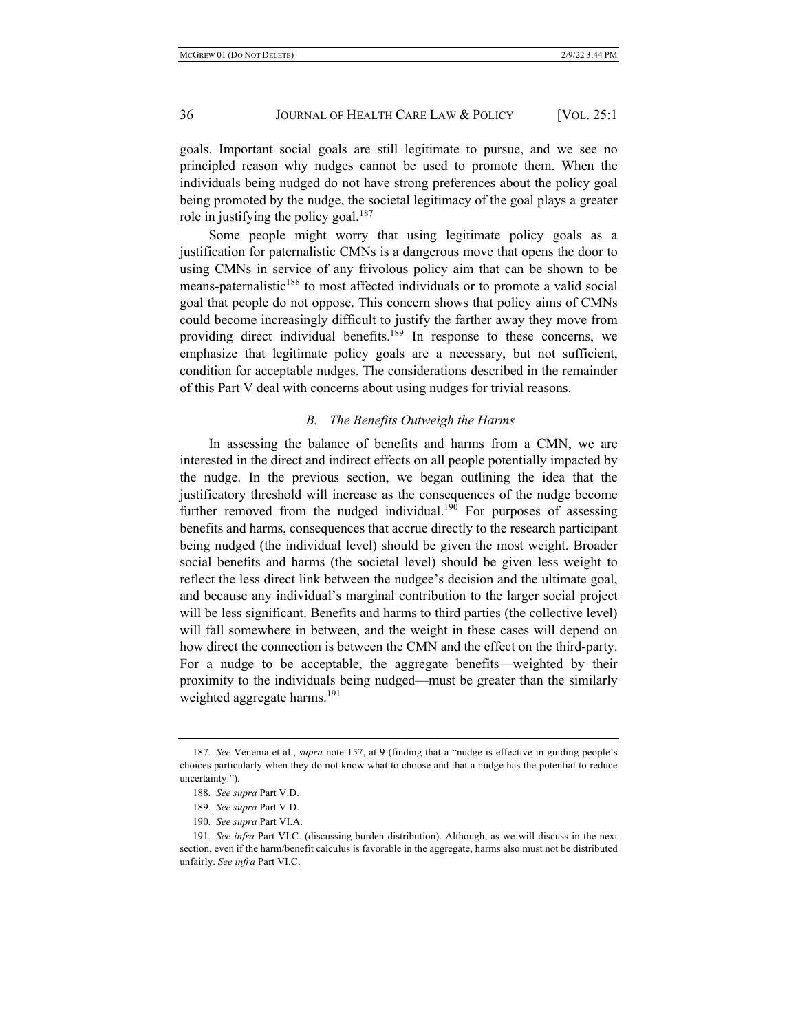goals. Important social goals are still legitimate to pursue, and we see no principled reason why nudges cannot be used to promote them. When the individuals being nudged do not have strong preferences about the policy goal being promoted by the nudge, the societal legitimacy of the goal plays a greater role in justifying the policy goal.[187]

Some people might worry that using legitimate policy goals as a justification for paternalistic CMNs is a dangerous move that opens the door to using CMNs in service of any frivolous policy aim that can be shown to be means-paternalistic[188] to most affected individuals or to promote a valid social goal that people do not oppose. This concern shows that policy aims of CMNs could become increasingly difficult to justify the farther away they move from providing direct individual benefits.[189] In response to these concerns, we emphasize that legitimate policy goals are a necessary, but not sufficient, condition for acceptable nudges. The considerations described in the remainder of this Part V deal with concerns about using nudges for trivial reasons.

### *B. The Benefits Outweigh the Harms*

In assessing the balance of benefits and harms from a CMN, we are interested in the direct and indirect effects on all people potentially impacted by the nudge. In the previous section, we began outlining the idea that the justificatory threshold will increase as the consequences of the nudge become further removed from the nudged individual.[190] For purposes of assessing benefits and harms, consequences that accrue directly to the research participant being nudged (the individual level) should be given the most weight. Broader social benefits and harms (the societal level) should be given less weight to reflect the less direct link between the nudgee's decision and the ultimate goal, and because any individual's marginal contribution to the larger social project will be less significant. Benefits and harms to third parties (the collective level) will fall somewhere in between, and the weight in these cases will depend on how direct the connection is between the CMN and the effect on the third-party. For a nudge to be acceptable, the aggregate benefits—weighted by their proximity to the individuals being nudged—must be greater than the similarly weighted aggregate harms.[191]

---

187. *See* Venema et al., *supra* note 157, at 9 (finding that a "nudge is effective in guiding people's choices particularly when they do not know what to choose and that a nudge has the potential to reduce uncertainty.").

188. *See supra* Part V.D.

189. *See supra* Part V.D.

190. *See supra* Part VI.A.

191. *See infra* Part VI.C. (discussing burden distribution). Although, as we will discuss in the next section, even if the harm/benefit calculus is favorable in the aggregate, harms also must not be distributed unfairly. *See infra* Part VI.C.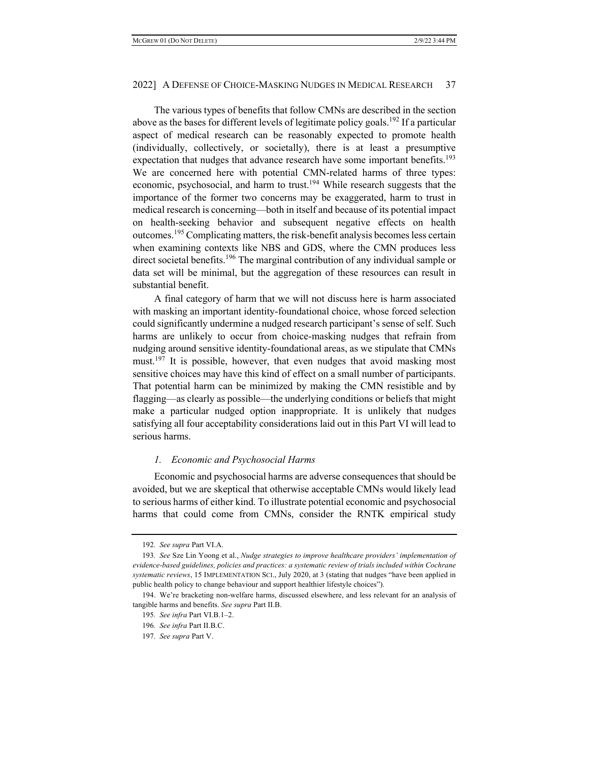The various types of benefits that follow CMNs are described in the section above as the bases for different levels of legitimate policy goals.[192] If a particular aspect of medical research can be reasonably expected to promote health (individually, collectively, or societally), there is at least a presumptive expectation that nudges that advance research have some important benefits.[193] We are concerned here with potential CMN-related harms of three types: economic, psychosocial, and harm to trust.[194] While research suggests that the importance of the former two concerns may be exaggerated, harm to trust in medical research is concerning—both in itself and because of its potential impact on health-seeking behavior and subsequent negative effects on health outcomes.[195] Complicating matters, the risk-benefit analysis becomes less certain when examining contexts like NBS and GDS, where the CMN produces less direct societal benefits.[196] The marginal contribution of any individual sample or data set will be minimal, but the aggregation of these resources can result in substantial benefit.

A final category of harm that we will not discuss here is harm associated with masking an important identity-foundational choice, whose forced selection could significantly undermine a nudged research participant's sense of self. Such harms are unlikely to occur from choice-masking nudges that refrain from nudging around sensitive identity-foundational areas, as we stipulate that CMNs must.[197] It is possible, however, that even nudges that avoid masking most sensitive choices may have this kind of effect on a small number of participants. That potential harm can be minimized by making the CMN resistible and by flagging—as clearly as possible—the underlying conditions or beliefs that might make a particular nudged option inappropriate. It is unlikely that nudges satisfying all four acceptability considerations laid out in this Part VI will lead to serious harms.

### *1. Economic and Psychosocial Harms*

Economic and psychosocial harms are adverse consequences that should be avoided, but we are skeptical that otherwise acceptable CMNs would likely lead to serious harms of either kind. To illustrate potential economic and psychosocial harms that could come from CMNs, consider the RNTK empirical study

---

192. *See supra* Part VI.A.

193. *See* Sze Lin Yoong et al., *Nudge strategies to improve healthcare providers' implementation of evidence-based guidelines, policies and practices: a systematic review of trials included within Cochrane systematic reviews*, 15 IMPLEMENTATION SCI., July 2020, at 3 (stating that nudges "have been applied in public health policy to change behaviour and support healthier lifestyle choices").

194. We're bracketing non-welfare harms, discussed elsewhere, and less relevant for an analysis of tangible harms and benefits. *See supra* Part II.B.

195. *See infra* Part VI.B.1–2.

196. *See infra* Part II.B.C.

197. *See supra* Part V.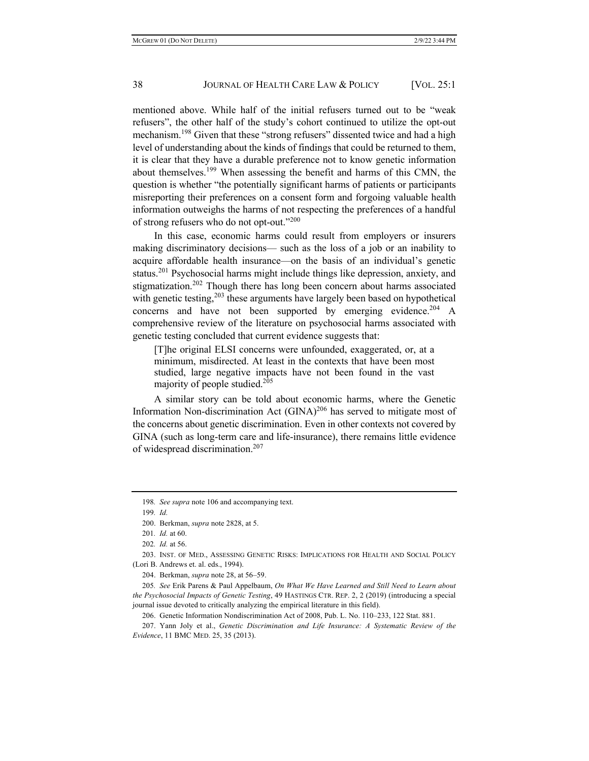mentioned above. While half of the initial refusers turned out to be "weak refusers", the other half of the study's cohort continued to utilize the opt-out mechanism.[198] Given that these "strong refusers" dissented twice and had a high level of understanding about the kinds of findings that could be returned to them, it is clear that they have a durable preference not to know genetic information about themselves.[199] When assessing the benefit and harms of this CMN, the question is whether "the potentially significant harms of patients or participants misreporting their preferences on a consent form and forgoing valuable health information outweighs the harms of not respecting the preferences of a handful of strong refusers who do not opt-out."[200]

In this case, economic harms could result from employers or insurers making discriminatory decisions— such as the loss of a job or an inability to acquire affordable health insurance—on the basis of an individual's genetic status.[201] Psychosocial harms might include things like depression, anxiety, and stigmatization.[202] Though there has long been concern about harms associated with genetic testing,[203] these arguments have largely been based on hypothetical concerns and have not been supported by emerging evidence.[204] A comprehensive review of the literature on psychosocial harms associated with genetic testing concluded that current evidence suggests that:

> [T]he original ELSI concerns were unfounded, exaggerated, or, at a minimum, misdirected. At least in the contexts that have been most studied, large negative impacts have not been found in the vast majority of people studied.[205]

A similar story can be told about economic harms, where the Genetic Information Non-discrimination Act (GINA)[206] has served to mitigate most of the concerns about genetic discrimination. Even in other contexts not covered by GINA (such as long-term care and life-insurance), there remains little evidence of widespread discrimination.[207]

---

198. *See supra* note 106 and accompanying text.

199. *Id.*

200. Berkman, *supra* note 2828, at 5.

201. *Id.* at 60.

202. *Id.* at 56.

203. INST. OF MED., ASSESSING GENETIC RISKS: IMPLICATIONS FOR HEALTH AND SOCIAL POLICY (Lori B. Andrews et. al. eds., 1994).

204. Berkman, *supra* note 28, at 56–59.

205. *See* Erik Parens & Paul Appelbaum, *On What We Have Learned and Still Need to Learn about the Psychosocial Impacts of Genetic Testing*, 49 HASTINGS CTR. REP. 2, 2 (2019) (introducing a special journal issue devoted to critically analyzing the empirical literature in this field).

206. Genetic Information Nondiscrimination Act of 2008, Pub. L. No. 110–233, 122 Stat. 881.

207. Yann Joly et al., *Genetic Discrimination and Life Insurance: A Systematic Review of the Evidence*, 11 BMC MED. 25, 35 (2013).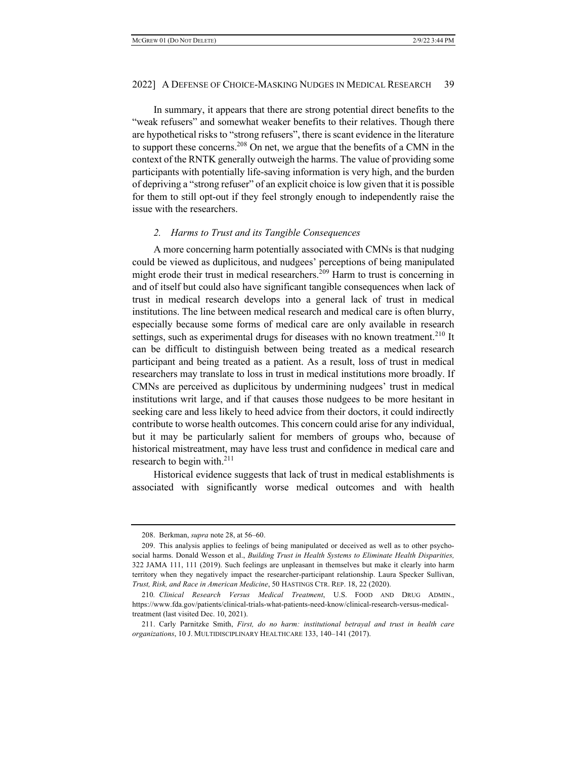In summary, it appears that there are strong potential direct benefits to the "weak refusers" and somewhat weaker benefits to their relatives. Though there are hypothetical risks to "strong refusers", there is scant evidence in the literature to support these concerns.[208] On net, we argue that the benefits of a CMN in the context of the RNTK generally outweigh the harms. The value of providing some participants with potentially life-saving information is very high, and the burden of depriving a "strong refuser" of an explicit choice is low given that it is possible for them to still opt-out if they feel strongly enough to independently raise the issue with the researchers.

### *2. Harms to Trust and its Tangible Consequences*

A more concerning harm potentially associated with CMNs is that nudging could be viewed as duplicitous, and nudgees' perceptions of being manipulated might erode their trust in medical researchers.[209] Harm to trust is concerning in and of itself but could also have significant tangible consequences when lack of trust in medical research develops into a general lack of trust in medical institutions. The line between medical research and medical care is often blurry, especially because some forms of medical care are only available in research settings, such as experimental drugs for diseases with no known treatment.[210] It can be difficult to distinguish between being treated as a medical research participant and being treated as a patient. As a result, loss of trust in medical researchers may translate to loss in trust in medical institutions more broadly. If CMNs are perceived as duplicitous by undermining nudgees' trust in medical institutions writ large, and if that causes those nudgees to be more hesitant in seeking care and less likely to heed advice from their doctors, it could indirectly contribute to worse health outcomes. This concern could arise for any individual, but it may be particularly salient for members of groups who, because of historical mistreatment, may have less trust and confidence in medical care and research to begin with.[211]

Historical evidence suggests that lack of trust in medical establishments is associated with significantly worse medical outcomes and with health

---

208. Berkman, *supra* note 28, at 56–60.

209. This analysis applies to feelings of being manipulated or deceived as well as to other psycho-social harms. Donald Wesson et al., *Building Trust in Health Systems to Eliminate Health Disparities,* 322 JAMA 111, 111 (2019). Such feelings are unpleasant in themselves but make it clearly into harm territory when they negatively impact the researcher-participant relationship. Laura Specker Sullivan, *Trust, Risk, and Race in American Medicine*, 50 HASTINGS CTR. REP. 18, 22 (2020).

210. *Clinical Research Versus Medical Treatment*, U.S. FOOD AND DRUG ADMIN., https://www.fda.gov/patients/clinical-trials-what-patients-need-know/clinical-research-versus-medical-treatment (last visited Dec. 10, 2021).

211. Carly Parnitzke Smith, *First, do no harm: institutional betrayal and trust in health care organizations*, 10 J. MULTIDISCIPLINARY HEALTHCARE 133, 140–141 (2017).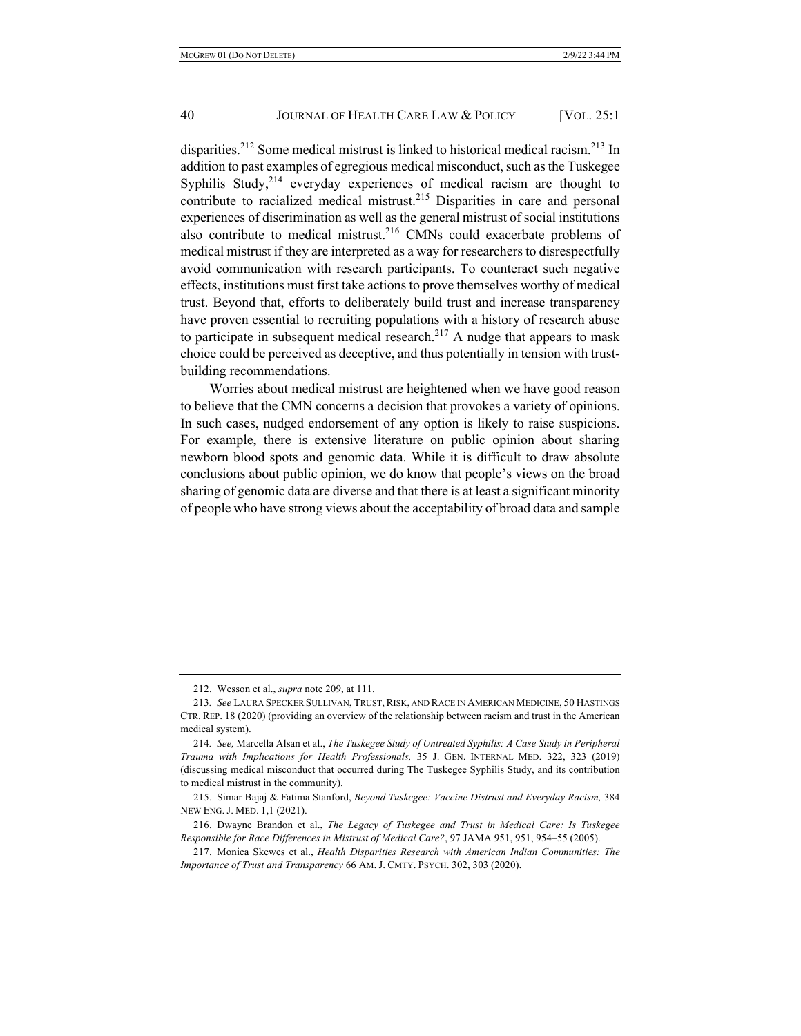disparities.[212] Some medical mistrust is linked to historical medical racism.[213] In addition to past examples of egregious medical misconduct, such as the Tuskegee Syphilis Study,[214] everyday experiences of medical racism are thought to contribute to racialized medical mistrust.[215] Disparities in care and personal experiences of discrimination as well as the general mistrust of social institutions also contribute to medical mistrust.[216] CMNs could exacerbate problems of medical mistrust if they are interpreted as a way for researchers to disrespectfully avoid communication with research participants. To counteract such negative effects, institutions must first take actions to prove themselves worthy of medical trust. Beyond that, efforts to deliberately build trust and increase transparency have proven essential to recruiting populations with a history of research abuse to participate in subsequent medical research.[217] A nudge that appears to mask choice could be perceived as deceptive, and thus potentially in tension with trust-building recommendations.

Worries about medical mistrust are heightened when we have good reason to believe that the CMN concerns a decision that provokes a variety of opinions. In such cases, nudged endorsement of any option is likely to raise suspicions. For example, there is extensive literature on public opinion about sharing newborn blood spots and genomic data. While it is difficult to draw absolute conclusions about public opinion, we do know that people's views on the broad sharing of genomic data are diverse and that there is at least a significant minority of people who have strong views about the acceptability of broad data and sample

---

212. Wesson et al., *supra* note 209, at 111.

213. *See* LAURA SPECKER SULLIVAN, TRUST, RISK, AND RACE IN AMERICAN MEDICINE, 50 HASTINGS CTR. REP. 18 (2020) (providing an overview of the relationship between racism and trust in the American medical system).

214. *See,* Marcella Alsan et al., *The Tuskegee Study of Untreated Syphilis: A Case Study in Peripheral Trauma with Implications for Health Professionals,* 35 J. GEN. INTERNAL MED. 322, 323 (2019) (discussing medical misconduct that occurred during The Tuskegee Syphilis Study, and its contribution to medical mistrust in the community).

215. Simar Bajaj & Fatima Stanford, *Beyond Tuskegee: Vaccine Distrust and Everyday Racism,* 384 NEW ENG. J. MED. 1,1 (2021).

216. Dwayne Brandon et al., *The Legacy of Tuskegee and Trust in Medical Care: Is Tuskegee Responsible for Race Differences in Mistrust of Medical Care?*, 97 JAMA 951, 951, 954–55 (2005).

217. Monica Skewes et al., *Health Disparities Research with American Indian Communities: The Importance of Trust and Transparency* 66 AM. J. CMTY. PSYCH. 302, 303 (2020).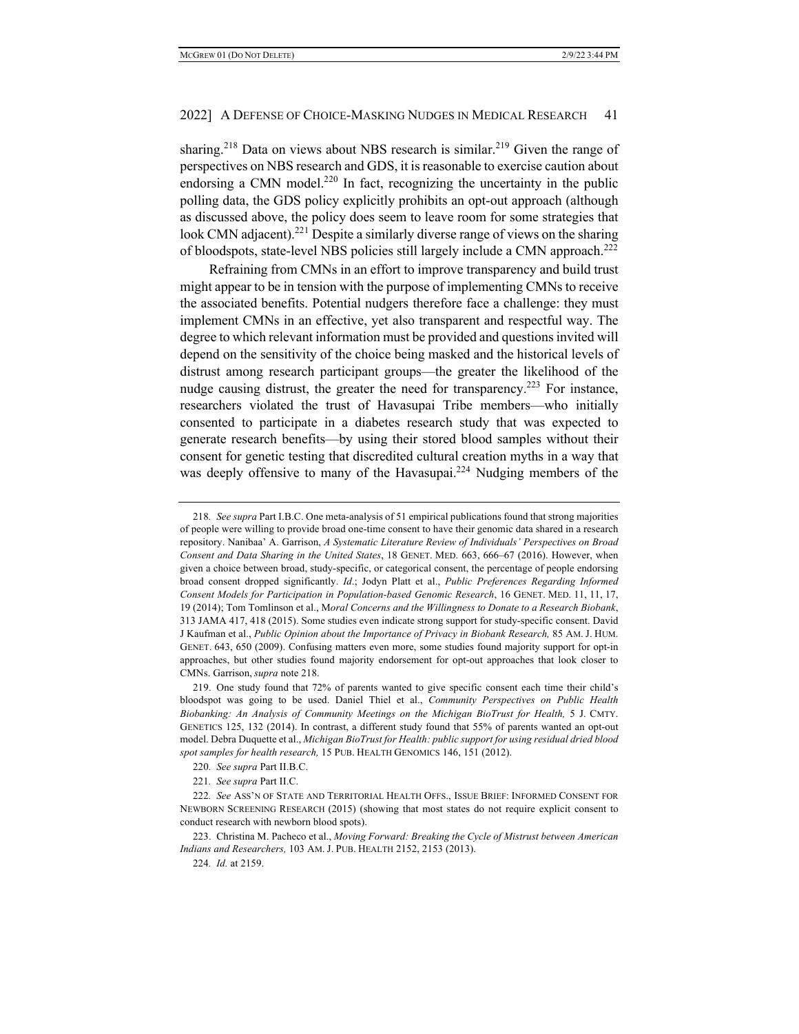sharing.[218] Data on views about NBS research is similar.[219] Given the range of perspectives on NBS research and GDS, it is reasonable to exercise caution about endorsing a CMN model.[220] In fact, recognizing the uncertainty in the public polling data, the GDS policy explicitly prohibits an opt-out approach (although as discussed above, the policy does seem to leave room for some strategies that look CMN adjacent).[221] Despite a similarly diverse range of views on the sharing of bloodspots, state-level NBS policies still largely include a CMN approach.[222]

Refraining from CMNs in an effort to improve transparency and build trust might appear to be in tension with the purpose of implementing CMNs to receive the associated benefits. Potential nudgers therefore face a challenge: they must implement CMNs in an effective, yet also transparent and respectful way. The degree to which relevant information must be provided and questions invited will depend on the sensitivity of the choice being masked and the historical levels of distrust among research participant groups—the greater the likelihood of the nudge causing distrust, the greater the need for transparency.[223] For instance, researchers violated the trust of Havasupai Tribe members—who initially consented to participate in a diabetes research study that was expected to generate research benefits—by using their stored blood samples without their consent for genetic testing that discredited cultural creation myths in a way that was deeply offensive to many of the Havasupai.[224] Nudging members of the

---

218. *See supra* Part I.B.C. One meta-analysis of 51 empirical publications found that strong majorities of people were willing to provide broad one-time consent to have their genomic data shared in a research repository. Nanibaa' A. Garrison, *A Systematic Literature Review of Individuals' Perspectives on Broad Consent and Data Sharing in the United States*, 18 GENET. MED. 663, 666–67 (2016). However, when given a choice between broad, study-specific, or categorical consent, the percentage of people endorsing broad consent dropped significantly. *Id*.; Jodyn Platt et al., *Public Preferences Regarding Informed Consent Models for Participation in Population-based Genomic Research*, 16 GENET. MED. 11, 11, 17, 19 (2014); Tom Tomlinson et al., *Moral Concerns and the Willingness to Donate to a Research Biobank*, 313 JAMA 417, 418 (2015). Some studies even indicate strong support for study-specific consent. David J Kaufman et al., *Public Opinion about the Importance of Privacy in Biobank Research,* 85 AM. J. HUM. GENET. 643, 650 (2009). Confusing matters even more, some studies found majority support for opt-in approaches, but other studies found majority endorsement for opt-out approaches that look closer to CMNs. Garrison, *supra* note 218.

219. One study found that 72% of parents wanted to give specific consent each time their child's bloodspot was going to be used. Daniel Thiel et al., *Community Perspectives on Public Health Biobanking: An Analysis of Community Meetings on the Michigan BioTrust for Health,* 5 J. CMTY. GENETICS 125, 132 (2014). In contrast, a different study found that 55% of parents wanted an opt-out model. Debra Duquette et al., *Michigan BioTrust for Health: public support for using residual dried blood spot samples for health research,* 15 PUB. HEALTH GENOMICS 146, 151 (2012).

220. *See supra* Part II.B.C.

221. *See supra* Part II.C.

222. *See* ASS'N OF STATE AND TERRITORIAL HEALTH OFFS., ISSUE BRIEF: INFORMED CONSENT FOR NEWBORN SCREENING RESEARCH (2015) (showing that most states do not require explicit consent to conduct research with newborn blood spots).

223. Christina M. Pacheco et al., *Moving Forward: Breaking the Cycle of Mistrust between American Indians and Researchers,* 103 AM. J. PUB. HEALTH 2152, 2153 (2013).

224. *Id.* at 2159.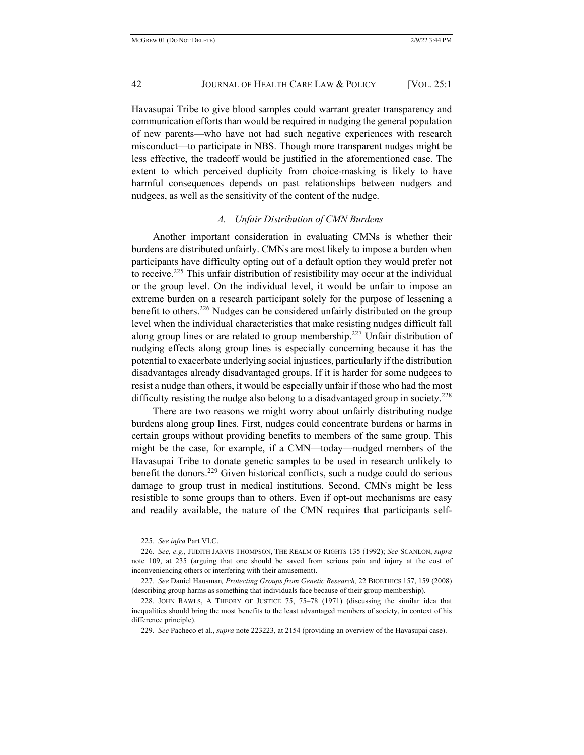Havasupai Tribe to give blood samples could warrant greater transparency and communication efforts than would be required in nudging the general population of new parents—who have not had such negative experiences with research misconduct—to participate in NBS. Though more transparent nudges might be less effective, the tradeoff would be justified in the aforementioned case. The extent to which perceived duplicity from choice-masking is likely to have harmful consequences depends on past relationships between nudgers and nudgees, as well as the sensitivity of the content of the nudge.

### *A. Unfair Distribution of CMN Burdens*

Another important consideration in evaluating CMNs is whether their burdens are distributed unfairly. CMNs are most likely to impose a burden when participants have difficulty opting out of a default option they would prefer not to receive.[225] This unfair distribution of resistibility may occur at the individual or the group level. On the individual level, it would be unfair to impose an extreme burden on a research participant solely for the purpose of lessening a benefit to others.[226] Nudges can be considered unfairly distributed on the group level when the individual characteristics that make resisting nudges difficult fall along group lines or are related to group membership.[227] Unfair distribution of nudging effects along group lines is especially concerning because it has the potential to exacerbate underlying social injustices, particularly if the distribution disadvantages already disadvantaged groups. If it is harder for some nudgees to resist a nudge than others, it would be especially unfair if those who had the most difficulty resisting the nudge also belong to a disadvantaged group in society.[228]

There are two reasons we might worry about unfairly distributing nudge burdens along group lines. First, nudges could concentrate burdens or harms in certain groups without providing benefits to members of the same group. This might be the case, for example, if a CMN—today—nudged members of the Havasupai Tribe to donate genetic samples to be used in research unlikely to benefit the donors.[229] Given historical conflicts, such a nudge could do serious damage to group trust in medical institutions. Second, CMNs might be less resistible to some groups than to others. Even if opt-out mechanisms are easy and readily available, the nature of the CMN requires that participants self-

---

225. *See infra* Part VI.C.

226. *See, e.g.,* JUDITH JARVIS THOMPSON, THE REALM OF RIGHTS 135 (1992); *See* SCANLON, *supra* note 109, at 235 (arguing that one should be saved from serious pain and injury at the cost of inconveniencing others or interfering with their amusement).

227. *See* Daniel Hausman*, Protecting Groups from Genetic Research,* 22 BIOETHICS 157, 159 (2008) (describing group harms as something that individuals face because of their group membership).

228. JOHN RAWLS, A THEORY OF JUSTICE 75, 75–78 (1971) (discussing the similar idea that inequalities should bring the most benefits to the least advantaged members of society, in context of his difference principle).

229. *See* Pacheco et al., *supra* note 223223, at 2154 (providing an overview of the Havasupai case).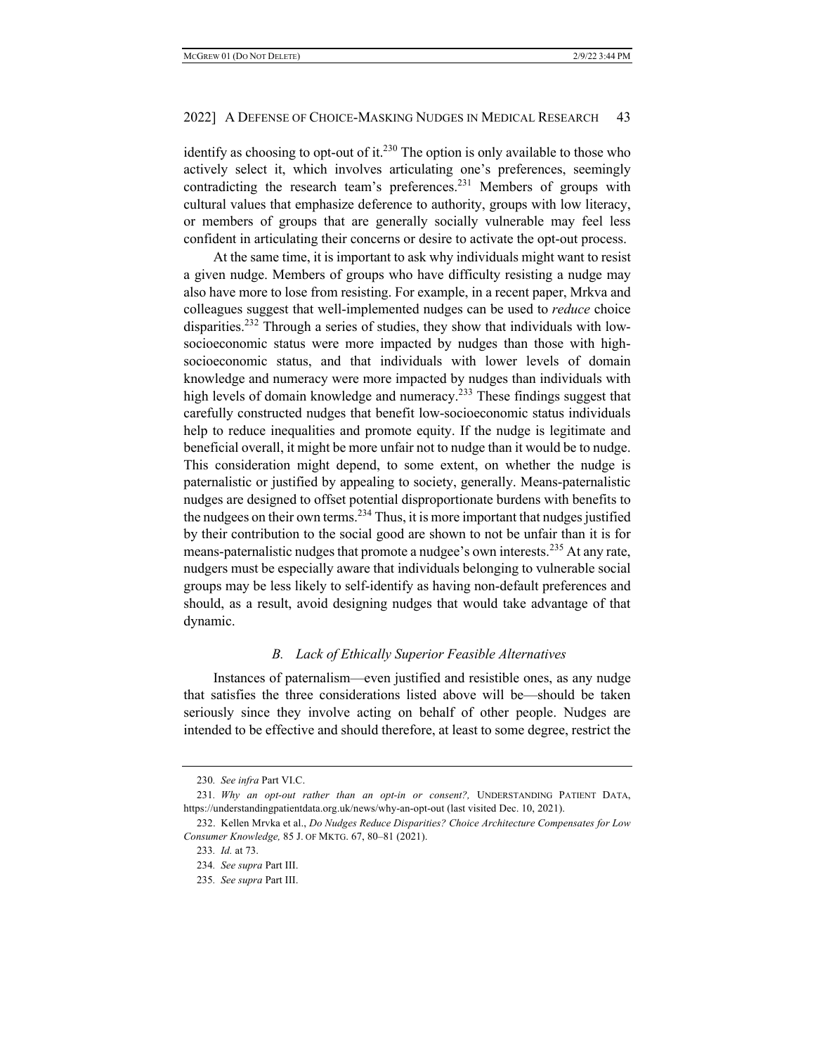identify as choosing to opt-out of it.[230] The option is only available to those who actively select it, which involves articulating one's preferences, seemingly contradicting the research team's preferences.[231] Members of groups with cultural values that emphasize deference to authority, groups with low literacy, or members of groups that are generally socially vulnerable may feel less confident in articulating their concerns or desire to activate the opt-out process.

At the same time, it is important to ask why individuals might want to resist a given nudge. Members of groups who have difficulty resisting a nudge may also have more to lose from resisting. For example, in a recent paper, Mrkva and colleagues suggest that well-implemented nudges can be used to *reduce* choice disparities.[232] Through a series of studies, they show that individuals with low-socioeconomic status were more impacted by nudges than those with high-socioeconomic status, and that individuals with lower levels of domain knowledge and numeracy were more impacted by nudges than individuals with high levels of domain knowledge and numeracy.[233] These findings suggest that carefully constructed nudges that benefit low-socioeconomic status individuals help to reduce inequalities and promote equity. If the nudge is legitimate and beneficial overall, it might be more unfair not to nudge than it would be to nudge. This consideration might depend, to some extent, on whether the nudge is paternalistic or justified by appealing to society, generally. Means-paternalistic nudges are designed to offset potential disproportionate burdens with benefits to the nudgees on their own terms.[234] Thus, it is more important that nudges justified by their contribution to the social good are shown to not be unfair than it is for means-paternalistic nudges that promote a nudgee's own interests.[235] At any rate, nudgers must be especially aware that individuals belonging to vulnerable social groups may be less likely to self-identify as having non-default preferences and should, as a result, avoid designing nudges that would take advantage of that dynamic.

### *B. Lack of Ethically Superior Feasible Alternatives*

Instances of paternalism—even justified and resistible ones, as any nudge that satisfies the three considerations listed above will be—should be taken seriously since they involve acting on behalf of other people. Nudges are intended to be effective and should therefore, at least to some degree, restrict the

---

230. *See infra* Part VI.C.

231. *Why an opt-out rather than an opt-in or consent?,* UNDERSTANDING PATIENT DATA, https://understandingpatientdata.org.uk/news/why-an-opt-out (last visited Dec. 10, 2021).

232. Kellen Mrkva et al., *Do Nudges Reduce Disparities? Choice Architecture Compensates for Low Consumer Knowledge,* 85 J. OF MKTG. 67, 80–81 (2021).

233. *Id.* at 73.

234. *See supra* Part III.

235. *See supra* Part III.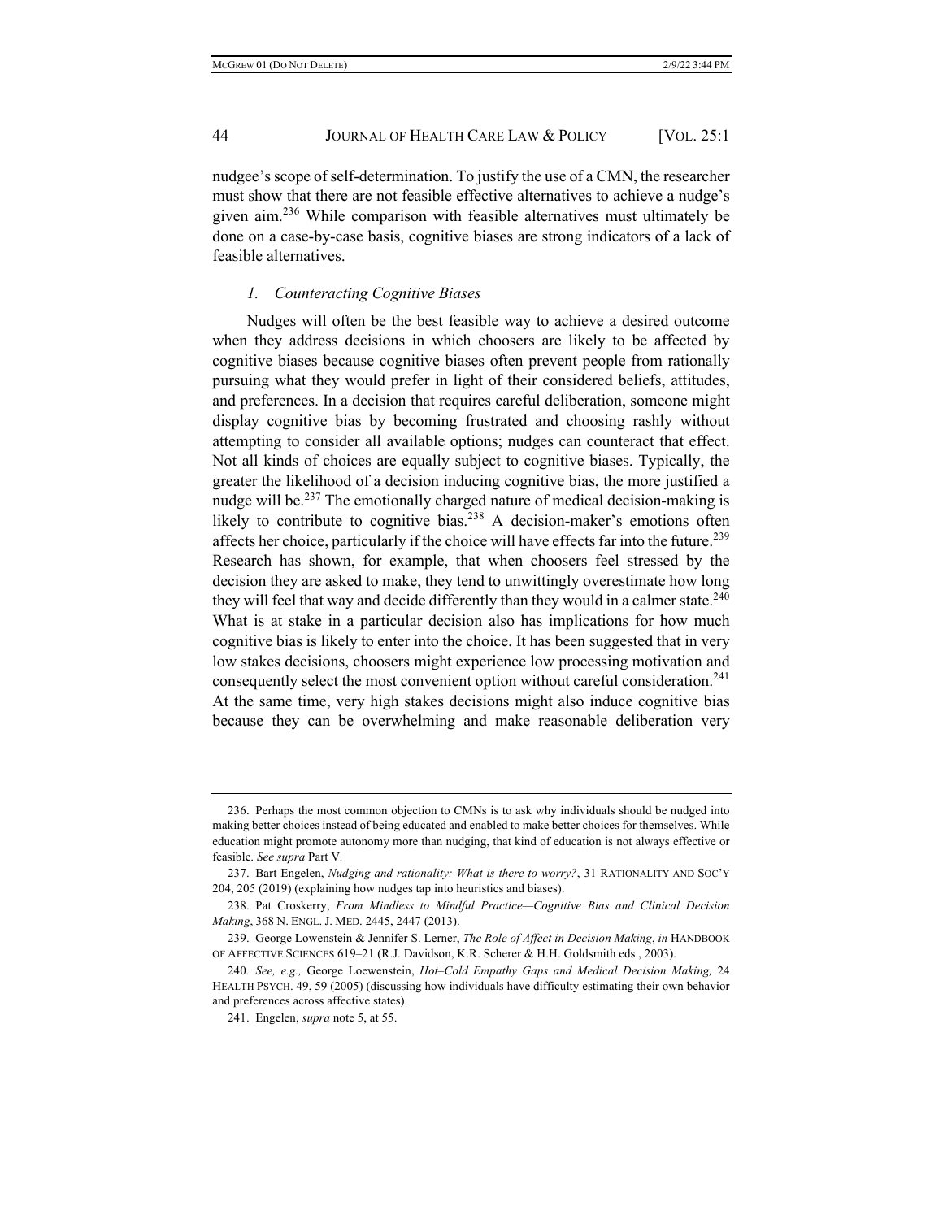nudgee's scope of self-determination. To justify the use of a CMN, the researcher must show that there are not feasible effective alternatives to achieve a nudge's given aim.[236] While comparison with feasible alternatives must ultimately be done on a case-by-case basis, cognitive biases are strong indicators of a lack of feasible alternatives.

### *1. Counteracting Cognitive Biases*

Nudges will often be the best feasible way to achieve a desired outcome when they address decisions in which choosers are likely to be affected by cognitive biases because cognitive biases often prevent people from rationally pursuing what they would prefer in light of their considered beliefs, attitudes, and preferences. In a decision that requires careful deliberation, someone might display cognitive bias by becoming frustrated and choosing rashly without attempting to consider all available options; nudges can counteract that effect. Not all kinds of choices are equally subject to cognitive biases. Typically, the greater the likelihood of a decision inducing cognitive bias, the more justified a nudge will be.[237] The emotionally charged nature of medical decision-making is likely to contribute to cognitive bias.[238] A decision-maker's emotions often affects her choice, particularly if the choice will have effects far into the future.[239] Research has shown, for example, that when choosers feel stressed by the decision they are asked to make, they tend to unwittingly overestimate how long they will feel that way and decide differently than they would in a calmer state.[240] What is at stake in a particular decision also has implications for how much cognitive bias is likely to enter into the choice. It has been suggested that in very low stakes decisions, choosers might experience low processing motivation and consequently select the most convenient option without careful consideration.[241] At the same time, very high stakes decisions might also induce cognitive bias because they can be overwhelming and make reasonable deliberation very

---

236. Perhaps the most common objection to CMNs is to ask why individuals should be nudged into making better choices instead of being educated and enabled to make better choices for themselves. While education might promote autonomy more than nudging, that kind of education is not always effective or feasible. *See supra* Part V.

237. Bart Engelen, *Nudging and rationality: What is there to worry?*, 31 RATIONALITY AND SOC'Y 204, 205 (2019) (explaining how nudges tap into heuristics and biases).

238. Pat Croskerry, *From Mindless to Mindful Practice—Cognitive Bias and Clinical Decision Making*, 368 N. ENGL. J. MED. 2445, 2447 (2013).

239. George Lowenstein & Jennifer S. Lerner, *The Role of Affect in Decision Making*, *in* HANDBOOK OF AFFECTIVE SCIENCES 619–21 (R.J. Davidson, K.R. Scherer & H.H. Goldsmith eds., 2003).

240. *See, e.g.,* George Loewenstein, *Hot–Cold Empathy Gaps and Medical Decision Making,* 24 HEALTH PSYCH. 49, 59 (2005) (discussing how individuals have difficulty estimating their own behavior and preferences across affective states).

241. Engelen, *supra* note 5, at 55.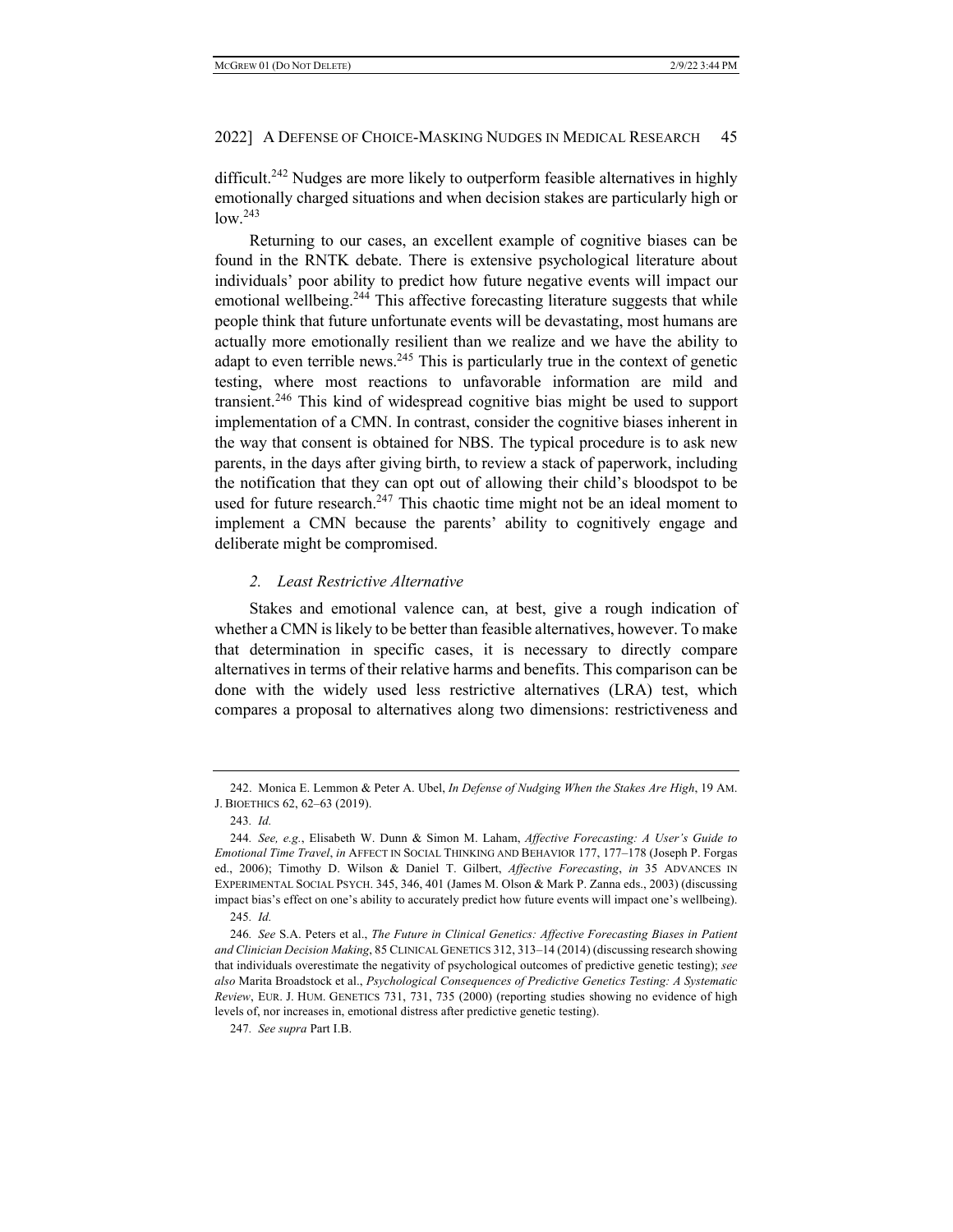difficult.[242] Nudges are more likely to outperform feasible alternatives in highly emotionally charged situations and when decision stakes are particularly high or low.[243]

Returning to our cases, an excellent example of cognitive biases can be found in the RNTK debate. There is extensive psychological literature about individuals' poor ability to predict how future negative events will impact our emotional wellbeing.[244] This affective forecasting literature suggests that while people think that future unfortunate events will be devastating, most humans are actually more emotionally resilient than we realize and we have the ability to adapt to even terrible news.[245] This is particularly true in the context of genetic testing, where most reactions to unfavorable information are mild and transient.[246] This kind of widespread cognitive bias might be used to support implementation of a CMN. In contrast, consider the cognitive biases inherent in the way that consent is obtained for NBS. The typical procedure is to ask new parents, in the days after giving birth, to review a stack of paperwork, including the notification that they can opt out of allowing their child's bloodspot to be used for future research.[247] This chaotic time might not be an ideal moment to implement a CMN because the parents' ability to cognitively engage and deliberate might be compromised.

### *2. Least Restrictive Alternative*

Stakes and emotional valence can, at best, give a rough indication of whether a CMN is likely to be better than feasible alternatives, however. To make that determination in specific cases, it is necessary to directly compare alternatives in terms of their relative harms and benefits. This comparison can be done with the widely used less restrictive alternatives (LRA) test, which compares a proposal to alternatives along two dimensions: restrictiveness and

---

242. Monica E. Lemmon & Peter A. Ubel, *In Defense of Nudging When the Stakes Are High*, 19 AM. J. BIOETHICS 62, 62–63 (2019).

243. *Id.*

244. *See, e.g.*, Elisabeth W. Dunn & Simon M. Laham, *Affective Forecasting: A User's Guide to Emotional Time Travel*, *in* AFFECT IN SOCIAL THINKING AND BEHAVIOR 177, 177–178 (Joseph P. Forgas ed., 2006); Timothy D. Wilson & Daniel T. Gilbert, *Affective Forecasting*, *in* 35 ADVANCES IN EXPERIMENTAL SOCIAL PSYCH. 345, 346, 401 (James M. Olson & Mark P. Zanna eds., 2003) (discussing impact bias's effect on one's ability to accurately predict how future events will impact one's wellbeing).

245. *Id.*

246. *See* S.A. Peters et al., *The Future in Clinical Genetics: Affective Forecasting Biases in Patient and Clinician Decision Making*, 85 CLINICAL GENETICS 312, 313–14 (2014) (discussing research showing that individuals overestimate the negativity of psychological outcomes of predictive genetic testing); *see also* Marita Broadstock et al., *Psychological Consequences of Predictive Genetics Testing: A Systematic Review*, EUR. J. HUM. GENETICS 731, 731, 735 (2000) (reporting studies showing no evidence of high levels of, nor increases in, emotional distress after predictive genetic testing).

247. *See supra* Part I.B.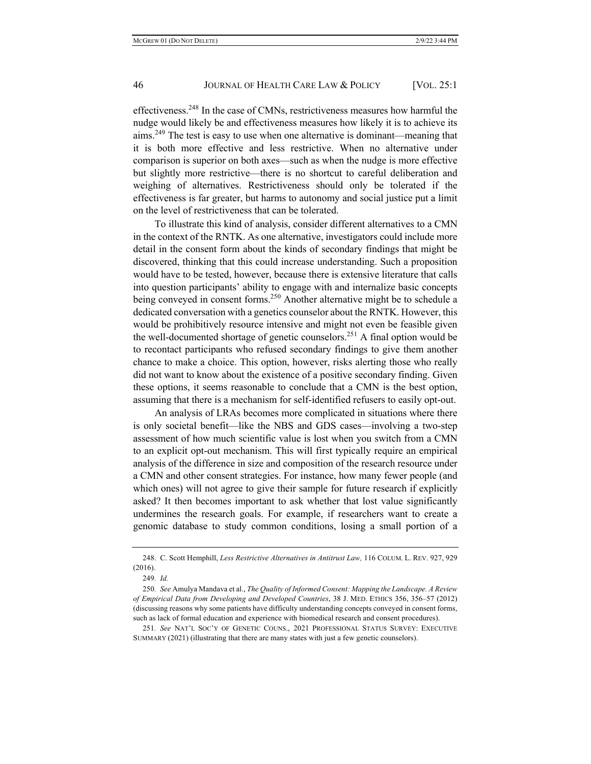effectiveness.[248] In the case of CMNs, restrictiveness measures how harmful the nudge would likely be and effectiveness measures how likely it is to achieve its aims.[249] The test is easy to use when one alternative is dominant—meaning that it is both more effective and less restrictive. When no alternative under comparison is superior on both axes—such as when the nudge is more effective but slightly more restrictive—there is no shortcut to careful deliberation and weighing of alternatives. Restrictiveness should only be tolerated if the effectiveness is far greater, but harms to autonomy and social justice put a limit on the level of restrictiveness that can be tolerated.

To illustrate this kind of analysis, consider different alternatives to a CMN in the context of the RNTK. As one alternative, investigators could include more detail in the consent form about the kinds of secondary findings that might be discovered, thinking that this could increase understanding. Such a proposition would have to be tested, however, because there is extensive literature that calls into question participants' ability to engage with and internalize basic concepts being conveyed in consent forms.[250] Another alternative might be to schedule a dedicated conversation with a genetics counselor about the RNTK. However, this would be prohibitively resource intensive and might not even be feasible given the well-documented shortage of genetic counselors.[251] A final option would be to recontact participants who refused secondary findings to give them another chance to make a choice. This option, however, risks alerting those who really did not want to know about the existence of a positive secondary finding. Given these options, it seems reasonable to conclude that a CMN is the best option, assuming that there is a mechanism for self-identified refusers to easily opt-out.

An analysis of LRAs becomes more complicated in situations where there is only societal benefit—like the NBS and GDS cases—involving a two-step assessment of how much scientific value is lost when you switch from a CMN to an explicit opt-out mechanism. This will first typically require an empirical analysis of the difference in size and composition of the research resource under a CMN and other consent strategies. For instance, how many fewer people (and which ones) will not agree to give their sample for future research if explicitly asked? It then becomes important to ask whether that lost value significantly undermines the research goals. For example, if researchers want to create a genomic database to study common conditions, losing a small portion of a

---

248. C. Scott Hemphill, *Less Restrictive Alternatives in Antitrust Law,* 116 COLUM. L. REV. 927, 929 (2016).

249. *Id.*

250. *See* Amulya Mandava et al., *The Quality of Informed Consent: Mapping the Landscape. A Review of Empirical Data from Developing and Developed Countries*, 38 J. MED. ETHICS 356, 356–57 (2012) (discussing reasons why some patients have difficulty understanding concepts conveyed in consent forms, such as lack of formal education and experience with biomedical research and consent procedures).

251. *See* NAT'L SOC'Y OF GENETIC COUNS., 2021 PROFESSIONAL STATUS SURVEY: EXECUTIVE SUMMARY (2021) (illustrating that there are many states with just a few genetic counselors).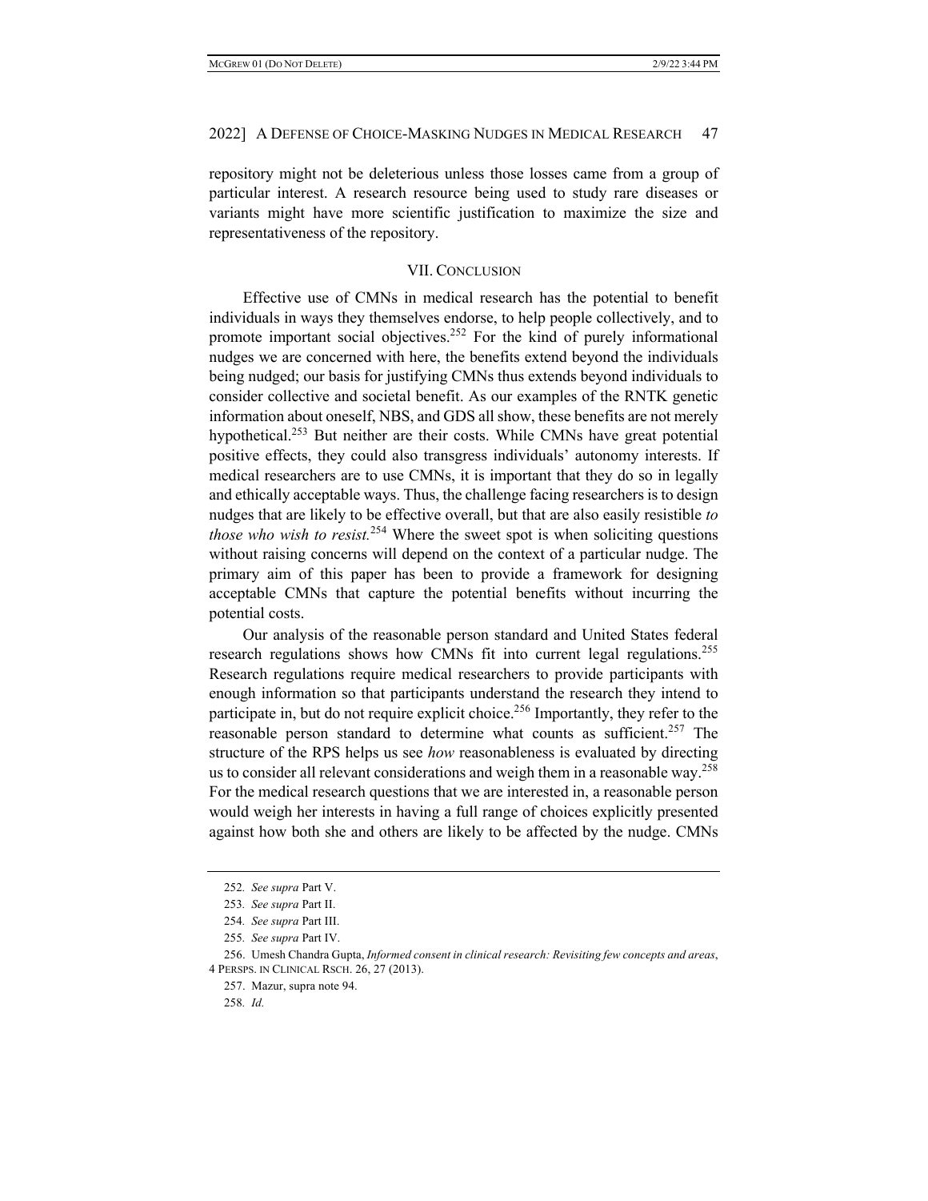repository might not be deleterious unless those losses came from a group of particular interest. A research resource being used to study rare diseases or variants might have more scientific justification to maximize the size and representativeness of the repository.

## VII. Conclusion

Effective use of CMNs in medical research has the potential to benefit individuals in ways they themselves endorse, to help people collectively, and to promote important social objectives.[252] For the kind of purely informational nudges we are concerned with here, the benefits extend beyond the individuals being nudged; our basis for justifying CMNs thus extends beyond individuals to consider collective and societal benefit. As our examples of the RNTK genetic information about oneself, NBS, and GDS all show, these benefits are not merely hypothetical.[253] But neither are their costs. While CMNs have great potential positive effects, they could also transgress individuals' autonomy interests. If medical researchers are to use CMNs, it is important that they do so in legally and ethically acceptable ways. Thus, the challenge facing researchers is to design nudges that are likely to be effective overall, but that are also easily resistible *to those who wish to resist.*[254] Where the sweet spot is when soliciting questions without raising concerns will depend on the context of a particular nudge. The primary aim of this paper has been to provide a framework for designing acceptable CMNs that capture the potential benefits without incurring the potential costs.

Our analysis of the reasonable person standard and United States federal research regulations shows how CMNs fit into current legal regulations.[255] Research regulations require medical researchers to provide participants with enough information so that participants understand the research they intend to participate in, but do not require explicit choice.[256] Importantly, they refer to the reasonable person standard to determine what counts as sufficient.[257] The structure of the RPS helps us see *how* reasonableness is evaluated by directing us to consider all relevant considerations and weigh them in a reasonable way.[258] For the medical research questions that we are interested in, a reasonable person would weigh her interests in having a full range of choices explicitly presented against how both she and others are likely to be affected by the nudge. CMNs

---

252. *See supra* Part V.

253. *See supra* Part II.

254. *See supra* Part III.

255. *See supra* Part IV.

256. Umesh Chandra Gupta, *Informed consent in clinical research: Revisiting few concepts and areas*, 4 Persps. in Clinical Rsch. 26, 27 (2013).

257. Mazur, supra note 94.

258. *Id.*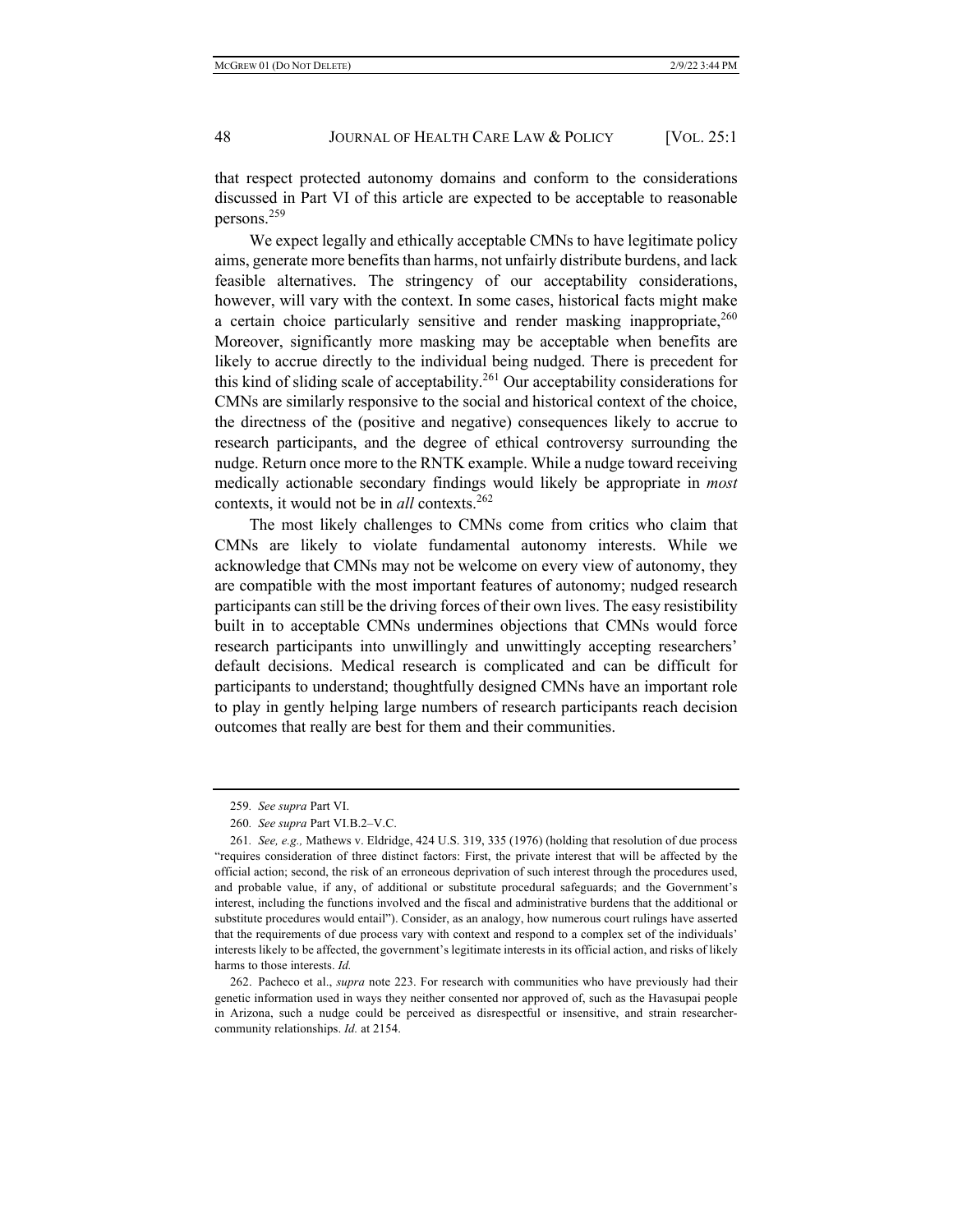that respect protected autonomy domains and conform to the considerations discussed in Part VI of this article are expected to be acceptable to reasonable persons.[259]

We expect legally and ethically acceptable CMNs to have legitimate policy aims, generate more benefits than harms, not unfairly distribute burdens, and lack feasible alternatives. The stringency of our acceptability considerations, however, will vary with the context. In some cases, historical facts might make a certain choice particularly sensitive and render masking inappropriate,[260] Moreover, significantly more masking may be acceptable when benefits are likely to accrue directly to the individual being nudged. There is precedent for this kind of sliding scale of acceptability.[261] Our acceptability considerations for CMNs are similarly responsive to the social and historical context of the choice, the directness of the (positive and negative) consequences likely to accrue to research participants, and the degree of ethical controversy surrounding the nudge. Return once more to the RNTK example. While a nudge toward receiving medically actionable secondary findings would likely be appropriate in *most* contexts, it would not be in *all* contexts.[262]

The most likely challenges to CMNs come from critics who claim that CMNs are likely to violate fundamental autonomy interests. While we acknowledge that CMNs may not be welcome on every view of autonomy, they are compatible with the most important features of autonomy; nudged research participants can still be the driving forces of their own lives. The easy resistibility built in to acceptable CMNs undermines objections that CMNs would force research participants into unwillingly and unwittingly accepting researchers' default decisions. Medical research is complicated and can be difficult for participants to understand; thoughtfully designed CMNs have an important role to play in gently helping large numbers of research participants reach decision outcomes that really are best for them and their communities.

---

259. *See supra* Part VI.

260. *See supra* Part VI.B.2–V.C.

261. *See, e.g.,* Mathews v. Eldridge, 424 U.S. 319, 335 (1976) (holding that resolution of due process "requires consideration of three distinct factors: First, the private interest that will be affected by the official action; second, the risk of an erroneous deprivation of such interest through the procedures used, and probable value, if any, of additional or substitute procedural safeguards; and the Government's interest, including the functions involved and the fiscal and administrative burdens that the additional or substitute procedures would entail"). Consider, as an analogy, how numerous court rulings have asserted that the requirements of due process vary with context and respond to a complex set of the individuals' interests likely to be affected, the government's legitimate interests in its official action, and risks of likely harms to those interests. *Id.*

262. Pacheco et al., *supra* note 223. For research with communities who have previously had their genetic information used in ways they neither consented nor approved of, such as the Havasupai people in Arizona, such a nudge could be perceived as disrespectful or insensitive, and strain researcher-community relationships. *Id.* at 2154.